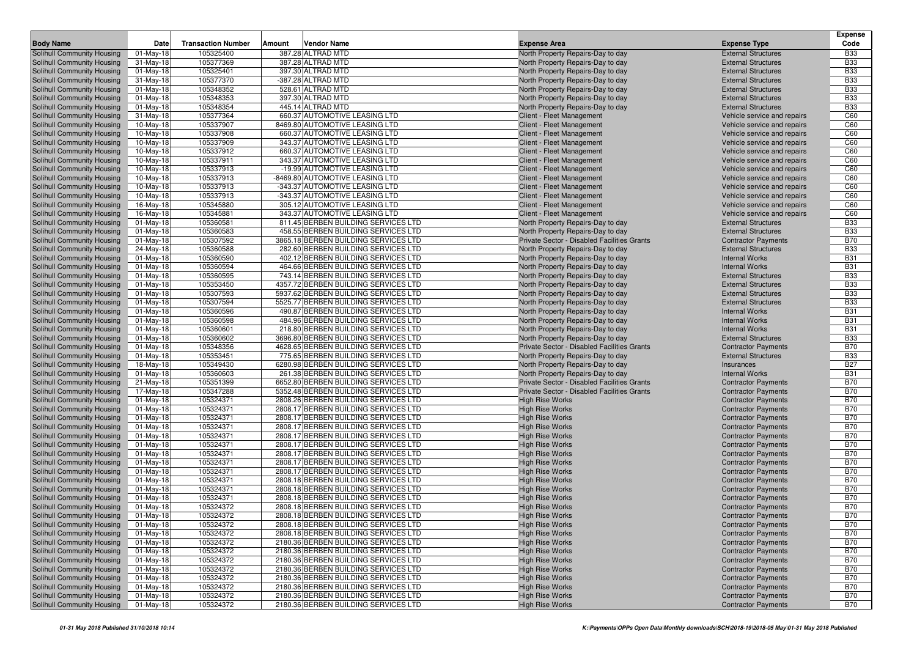| Body Name | Date | Transaction Number | Amount | Vendor Name | Expense Area | Expense Type | Expense Code |
|---|---|---|---|---|---|---|---|
| Solihull Community Housing | 01-May-18 | 105325400 | 387.28 | ALTRAD MTD | North Property Repairs-Day to day | External Structures | B33 |
| Solihull Community Housing | 31-May-18 | 105377369 | 387.28 | ALTRAD MTD | North Property Repairs-Day to day | External Structures | B33 |
| Solihull Community Housing | 01-May-18 | 105325401 | 397.30 | ALTRAD MTD | North Property Repairs-Day to day | External Structures | B33 |
| Solihull Community Housing | 31-May-18 | 105377370 | -387.28 | ALTRAD MTD | North Property Repairs-Day to day | External Structures | B33 |
| Solihull Community Housing | 01-May-18 | 105348352 | 528.61 | ALTRAD MTD | North Property Repairs-Day to day | External Structures | B33 |
| Solihull Community Housing | 01-May-18 | 105348353 | 397.30 | ALTRAD MTD | North Property Repairs-Day to day | External Structures | B33 |
| Solihull Community Housing | 01-May-18 | 105348354 | 445.14 | ALTRAD MTD | North Property Repairs-Day to day | External Structures | B33 |
| Solihull Community Housing | 31-May-18 | 105377364 | 660.37 | AUTOMOTIVE LEASING LTD | Client - Fleet Management | Vehicle service and repairs | C60 |
| Solihull Community Housing | 10-May-18 | 105337907 | 8469.80 | AUTOMOTIVE LEASING LTD | Client - Fleet Management | Vehicle service and repairs | C60 |
| Solihull Community Housing | 10-May-18 | 105337908 | 660.37 | AUTOMOTIVE LEASING LTD | Client - Fleet Management | Vehicle service and repairs | C60 |
| Solihull Community Housing | 10-May-18 | 105337909 | 343.37 | AUTOMOTIVE LEASING LTD | Client - Fleet Management | Vehicle service and repairs | C60 |
| Solihull Community Housing | 10-May-18 | 105337912 | 660.37 | AUTOMOTIVE LEASING LTD | Client - Fleet Management | Vehicle service and repairs | C60 |
| Solihull Community Housing | 10-May-18 | 105337911 | 343.37 | AUTOMOTIVE LEASING LTD | Client - Fleet Management | Vehicle service and repairs | C60 |
| Solihull Community Housing | 10-May-18 | 105337913 | -19.99 | AUTOMOTIVE LEASING LTD | Client - Fleet Management | Vehicle service and repairs | C60 |
| Solihull Community Housing | 10-May-18 | 105337913 | -8469.80 | AUTOMOTIVE LEASING LTD | Client - Fleet Management | Vehicle service and repairs | C60 |
| Solihull Community Housing | 10-May-18 | 105337913 | -343.37 | AUTOMOTIVE LEASING LTD | Client - Fleet Management | Vehicle service and repairs | C60 |
| Solihull Community Housing | 10-May-18 | 105337913 | -343.37 | AUTOMOTIVE LEASING LTD | Client - Fleet Management | Vehicle service and repairs | C60 |
| Solihull Community Housing | 16-May-18 | 105345880 | 305.12 | AUTOMOTIVE LEASING LTD | Client - Fleet Management | Vehicle service and repairs | C60 |
| Solihull Community Housing | 16-May-18 | 105345881 | 343.37 | AUTOMOTIVE LEASING LTD | Client - Fleet Management | Vehicle service and repairs | C60 |
| Solihull Community Housing | 01-May-18 | 105360581 | 811.45 | BERBEN BUILDING SERVICES LTD | North Property Repairs-Day to day | External Structures | B33 |
| Solihull Community Housing | 01-May-18 | 105360583 | 458.55 | BERBEN BUILDING SERVICES LTD | North Property Repairs-Day to day | External Structures | B33 |
| Solihull Community Housing | 01-May-18 | 105307592 | 3865.18 | BERBEN BUILDING SERVICES LTD | Private Sector - Disabled Facilities Grants | Contractor Payments | B70 |
| Solihull Community Housing | 24-May-18 | 105360588 | 282.60 | BERBEN BUILDING SERVICES LTD | North Property Repairs-Day to day | External Structures | B33 |
| Solihull Community Housing | 01-May-18 | 105360590 | 402.12 | BERBEN BUILDING SERVICES LTD | North Property Repairs-Day to day | Internal Works | B31 |
| Solihull Community Housing | 01-May-18 | 105360594 | 464.66 | BERBEN BUILDING SERVICES LTD | North Property Repairs-Day to day | Internal Works | B31 |
| Solihull Community Housing | 01-May-18 | 105360595 | 743.14 | BERBEN BUILDING SERVICES LTD | North Property Repairs-Day to day | External Structures | B33 |
| Solihull Community Housing | 01-May-18 | 105353450 | 4357.72 | BERBEN BUILDING SERVICES LTD | North Property Repairs-Day to day | External Structures | B33 |
| Solihull Community Housing | 01-May-18 | 105307593 | 5937.62 | BERBEN BUILDING SERVICES LTD | North Property Repairs-Day to day | External Structures | B33 |
| Solihull Community Housing | 01-May-18 | 105307594 | 5525.77 | BERBEN BUILDING SERVICES LTD | North Property Repairs-Day to day | External Structures | B33 |
| Solihull Community Housing | 01-May-18 | 105360596 | 490.87 | BERBEN BUILDING SERVICES LTD | North Property Repairs-Day to day | Internal Works | B31 |
| Solihull Community Housing | 01-May-18 | 105360598 | 484.96 | BERBEN BUILDING SERVICES LTD | North Property Repairs-Day to day | Internal Works | B31 |
| Solihull Community Housing | 01-May-18 | 105360601 | 218.80 | BERBEN BUILDING SERVICES LTD | North Property Repairs-Day to day | Internal Works | B31 |
| Solihull Community Housing | 01-May-18 | 105360602 | 3696.80 | BERBEN BUILDING SERVICES LTD | North Property Repairs-Day to day | External Structures | B33 |
| Solihull Community Housing | 01-May-18 | 105348356 | 4628.65 | BERBEN BUILDING SERVICES LTD | Private Sector - Disabled Facilities Grants | Contractor Payments | B70 |
| Solihull Community Housing | 01-May-18 | 105353451 | 775.65 | BERBEN BUILDING SERVICES LTD | North Property Repairs-Day to day | External Structures | B33 |
| Solihull Community Housing | 18-May-18 | 105349430 | 6280.98 | BERBEN BUILDING SERVICES LTD | North Property Repairs-Day to day | Insurances | B27 |
| Solihull Community Housing | 01-May-18 | 105360603 | 261.38 | BERBEN BUILDING SERVICES LTD | North Property Repairs-Day to day | Internal Works | B31 |
| Solihull Community Housing | 21-May-18 | 105351399 | 6652.80 | BERBEN BUILDING SERVICES LTD | Private Sector - Disabled Facilities Grants | Contractor Payments | B70 |
| Solihull Community Housing | 17-May-18 | 105347288 | 5352.48 | BERBEN BUILDING SERVICES LTD | Private Sector - Disabled Facilities Grants | Contractor Payments | B70 |
| Solihull Community Housing | 01-May-18 | 105324371 | 2808.26 | BERBEN BUILDING SERVICES LTD | High Rise Works | Contractor Payments | B70 |
| Solihull Community Housing | 01-May-18 | 105324371 | 2808.17 | BERBEN BUILDING SERVICES LTD | High Rise Works | Contractor Payments | B70 |
| Solihull Community Housing | 01-May-18 | 105324371 | 2808.17 | BERBEN BUILDING SERVICES LTD | High Rise Works | Contractor Payments | B70 |
| Solihull Community Housing | 01-May-18 | 105324371 | 2808.17 | BERBEN BUILDING SERVICES LTD | High Rise Works | Contractor Payments | B70 |
| Solihull Community Housing | 01-May-18 | 105324371 | 2808.17 | BERBEN BUILDING SERVICES LTD | High Rise Works | Contractor Payments | B70 |
| Solihull Community Housing | 01-May-18 | 105324371 | 2808.17 | BERBEN BUILDING SERVICES LTD | High Rise Works | Contractor Payments | B70 |
| Solihull Community Housing | 01-May-18 | 105324371 | 2808.17 | BERBEN BUILDING SERVICES LTD | High Rise Works | Contractor Payments | B70 |
| Solihull Community Housing | 01-May-18 | 105324371 | 2808.17 | BERBEN BUILDING SERVICES LTD | High Rise Works | Contractor Payments | B70 |
| Solihull Community Housing | 01-May-18 | 105324371 | 2808.17 | BERBEN BUILDING SERVICES LTD | High Rise Works | Contractor Payments | B70 |
| Solihull Community Housing | 01-May-18 | 105324371 | 2808.18 | BERBEN BUILDING SERVICES LTD | High Rise Works | Contractor Payments | B70 |
| Solihull Community Housing | 01-May-18 | 105324371 | 2808.18 | BERBEN BUILDING SERVICES LTD | High Rise Works | Contractor Payments | B70 |
| Solihull Community Housing | 01-May-18 | 105324371 | 2808.18 | BERBEN BUILDING SERVICES LTD | High Rise Works | Contractor Payments | B70 |
| Solihull Community Housing | 01-May-18 | 105324372 | 2808.18 | BERBEN BUILDING SERVICES LTD | High Rise Works | Contractor Payments | B70 |
| Solihull Community Housing | 01-May-18 | 105324372 | 2808.18 | BERBEN BUILDING SERVICES LTD | High Rise Works | Contractor Payments | B70 |
| Solihull Community Housing | 01-May-18 | 105324372 | 2808.18 | BERBEN BUILDING SERVICES LTD | High Rise Works | Contractor Payments | B70 |
| Solihull Community Housing | 01-May-18 | 105324372 | 2808.18 | BERBEN BUILDING SERVICES LTD | High Rise Works | Contractor Payments | B70 |
| Solihull Community Housing | 01-May-18 | 105324372 | 2180.36 | BERBEN BUILDING SERVICES LTD | High Rise Works | Contractor Payments | B70 |
| Solihull Community Housing | 01-May-18 | 105324372 | 2180.36 | BERBEN BUILDING SERVICES LTD | High Rise Works | Contractor Payments | B70 |
| Solihull Community Housing | 01-May-18 | 105324372 | 2180.36 | BERBEN BUILDING SERVICES LTD | High Rise Works | Contractor Payments | B70 |
| Solihull Community Housing | 01-May-18 | 105324372 | 2180.36 | BERBEN BUILDING SERVICES LTD | High Rise Works | Contractor Payments | B70 |
| Solihull Community Housing | 01-May-18 | 105324372 | 2180.36 | BERBEN BUILDING SERVICES LTD | High Rise Works | Contractor Payments | B70 |
| Solihull Community Housing | 01-May-18 | 105324372 | 2180.36 | BERBEN BUILDING SERVICES LTD | High Rise Works | Contractor Payments | B70 |
| Solihull Community Housing | 01-May-18 | 105324372 | 2180.36 | BERBEN BUILDING SERVICES LTD | High Rise Works | Contractor Payments | B70 |
| Solihull Community Housing | 01-May-18 | 105324372 | 2180.36 | BERBEN BUILDING SERVICES LTD | High Rise Works | Contractor Payments | B70 |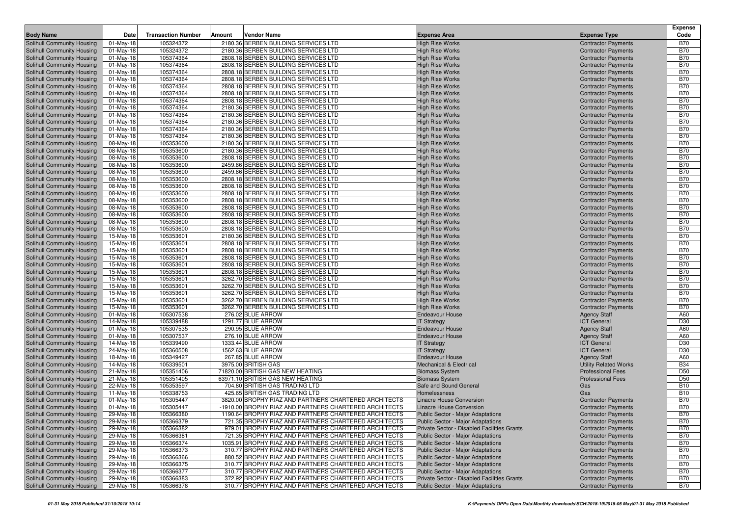| Body Name | Date | Transaction Number | Amount | Vendor Name | Expense Area | Expense Type | Expense Code |
|---|---|---|---|---|---|---|---|
| Solihull Community Housing | 01-May-18 | 105324372 | 2180.36 | BERBEN BUILDING SERVICES LTD | High Rise Works | Contractor Payments | B70 |
| Solihull Community Housing | 01-May-18 | 105324372 | 2180.36 | BERBEN BUILDING SERVICES LTD | High Rise Works | Contractor Payments | B70 |
| Solihull Community Housing | 01-May-18 | 105374364 | 2808.18 | BERBEN BUILDING SERVICES LTD | High Rise Works | Contractor Payments | B70 |
| Solihull Community Housing | 01-May-18 | 105374364 | 2808.18 | BERBEN BUILDING SERVICES LTD | High Rise Works | Contractor Payments | B70 |
| Solihull Community Housing | 01-May-18 | 105374364 | 2808.18 | BERBEN BUILDING SERVICES LTD | High Rise Works | Contractor Payments | B70 |
| Solihull Community Housing | 01-May-18 | 105374364 | 2808.18 | BERBEN BUILDING SERVICES LTD | High Rise Works | Contractor Payments | B70 |
| Solihull Community Housing | 01-May-18 | 105374364 | 2808.18 | BERBEN BUILDING SERVICES LTD | High Rise Works | Contractor Payments | B70 |
| Solihull Community Housing | 01-May-18 | 105374364 | 2808.18 | BERBEN BUILDING SERVICES LTD | High Rise Works | Contractor Payments | B70 |
| Solihull Community Housing | 01-May-18 | 105374364 | 2808.18 | BERBEN BUILDING SERVICES LTD | High Rise Works | Contractor Payments | B70 |
| Solihull Community Housing | 01-May-18 | 105374364 | 2180.36 | BERBEN BUILDING SERVICES LTD | High Rise Works | Contractor Payments | B70 |
| Solihull Community Housing | 01-May-18 | 105374364 | 2180.36 | BERBEN BUILDING SERVICES LTD | High Rise Works | Contractor Payments | B70 |
| Solihull Community Housing | 01-May-18 | 105374364 | 2180.36 | BERBEN BUILDING SERVICES LTD | High Rise Works | Contractor Payments | B70 |
| Solihull Community Housing | 01-May-18 | 105374364 | 2180.36 | BERBEN BUILDING SERVICES LTD | High Rise Works | Contractor Payments | B70 |
| Solihull Community Housing | 01-May-18 | 105374364 | 2180.36 | BERBEN BUILDING SERVICES LTD | High Rise Works | Contractor Payments | B70 |
| Solihull Community Housing | 08-May-18 | 105353600 | 2180.36 | BERBEN BUILDING SERVICES LTD | High Rise Works | Contractor Payments | B70 |
| Solihull Community Housing | 08-May-18 | 105353600 | 2180.36 | BERBEN BUILDING SERVICES LTD | High Rise Works | Contractor Payments | B70 |
| Solihull Community Housing | 08-May-18 | 105353600 | 2808.18 | BERBEN BUILDING SERVICES LTD | High Rise Works | Contractor Payments | B70 |
| Solihull Community Housing | 08-May-18 | 105353600 | 2459.86 | BERBEN BUILDING SERVICES LTD | High Rise Works | Contractor Payments | B70 |
| Solihull Community Housing | 08-May-18 | 105353600 | 2459.86 | BERBEN BUILDING SERVICES LTD | High Rise Works | Contractor Payments | B70 |
| Solihull Community Housing | 08-May-18 | 105353600 | 2808.18 | BERBEN BUILDING SERVICES LTD | High Rise Works | Contractor Payments | B70 |
| Solihull Community Housing | 08-May-18 | 105353600 | 2808.18 | BERBEN BUILDING SERVICES LTD | High Rise Works | Contractor Payments | B70 |
| Solihull Community Housing | 08-May-18 | 105353600 | 2808.18 | BERBEN BUILDING SERVICES LTD | High Rise Works | Contractor Payments | B70 |
| Solihull Community Housing | 08-May-18 | 105353600 | 2808.18 | BERBEN BUILDING SERVICES LTD | High Rise Works | Contractor Payments | B70 |
| Solihull Community Housing | 08-May-18 | 105353600 | 2808.18 | BERBEN BUILDING SERVICES LTD | High Rise Works | Contractor Payments | B70 |
| Solihull Community Housing | 08-May-18 | 105353600 | 2808.18 | BERBEN BUILDING SERVICES LTD | High Rise Works | Contractor Payments | B70 |
| Solihull Community Housing | 08-May-18 | 105353600 | 2808.18 | BERBEN BUILDING SERVICES LTD | High Rise Works | Contractor Payments | B70 |
| Solihull Community Housing | 08-May-18 | 105353600 | 2808.18 | BERBEN BUILDING SERVICES LTD | High Rise Works | Contractor Payments | B70 |
| Solihull Community Housing | 15-May-18 | 105353601 | 2180.36 | BERBEN BUILDING SERVICES LTD | High Rise Works | Contractor Payments | B70 |
| Solihull Community Housing | 15-May-18 | 105353601 | 2808.18 | BERBEN BUILDING SERVICES LTD | High Rise Works | Contractor Payments | B70 |
| Solihull Community Housing | 15-May-18 | 105353601 | 2808.18 | BERBEN BUILDING SERVICES LTD | High Rise Works | Contractor Payments | B70 |
| Solihull Community Housing | 15-May-18 | 105353601 | 2808.18 | BERBEN BUILDING SERVICES LTD | High Rise Works | Contractor Payments | B70 |
| Solihull Community Housing | 15-May-18 | 105353601 | 2808.18 | BERBEN BUILDING SERVICES LTD | High Rise Works | Contractor Payments | B70 |
| Solihull Community Housing | 15-May-18 | 105353601 | 2808.18 | BERBEN BUILDING SERVICES LTD | High Rise Works | Contractor Payments | B70 |
| Solihull Community Housing | 15-May-18 | 105353601 | 3262.70 | BERBEN BUILDING SERVICES LTD | High Rise Works | Contractor Payments | B70 |
| Solihull Community Housing | 15-May-18 | 105353601 | 3262.70 | BERBEN BUILDING SERVICES LTD | High Rise Works | Contractor Payments | B70 |
| Solihull Community Housing | 15-May-18 | 105353601 | 3262.70 | BERBEN BUILDING SERVICES LTD | High Rise Works | Contractor Payments | B70 |
| Solihull Community Housing | 15-May-18 | 105353601 | 3262.70 | BERBEN BUILDING SERVICES LTD | High Rise Works | Contractor Payments | B70 |
| Solihull Community Housing | 15-May-18 | 105353601 | 3262.70 | BERBEN BUILDING SERVICES LTD | High Rise Works | Contractor Payments | B70 |
| Solihull Community Housing | 01-May-18 | 105307538 | 276.02 | BLUE ARROW | Endeavour House | Agency Staff | A60 |
| Solihull Community Housing | 14-May-18 | 105339488 | 1291.77 | BLUE ARROW | IT Strategy | ICT General | D30 |
| Solihull Community Housing | 01-May-18 | 105307535 | 290.95 | BLUE ARROW | Endeavour House | Agency Staff | A60 |
| Solihull Community Housing | 01-May-18 | 105307537 | 276.10 | BLUE ARROW | Endeavour House | Agency Staff | A60 |
| Solihull Community Housing | 14-May-18 | 105339490 | 1333.44 | BLUE ARROW | IT Strategy | ICT General | D30 |
| Solihull Community Housing | 24-May-18 | 105360508 | 1562.63 | BLUE ARROW | IT Strategy | ICT General | D30 |
| Solihull Community Housing | 18-May-18 | 105349427 | 267.85 | BLUE ARROW | Endeavour House | Agency Staff | A60 |
| Solihull Community Housing | 14-May-18 | 105339501 | 3975.00 | BRITISH GAS | Mechanical & Electrical | Utility Related Works | B34 |
| Solihull Community Housing | 21-May-18 | 105351406 | 71820.00 | BRITISH GAS NEW HEATING | Biomass System | Professional Fees | D50 |
| Solihull Community Housing | 21-May-18 | 105351405 | 63971.10 | BRITISH GAS NEW HEATING | Biomass System | Professional Fees | D50 |
| Solihull Community Housing | 22-May-18 | 105353597 | 704.80 | BRITISH GAS TRADING LTD | Safe and Sound General | Gas | B10 |
| Solihull Community Housing | 11-May-18 | 105338753 | 425.65 | BRITISH GAS TRADING LTD | Homelessness | Gas | B10 |
| Solihull Community Housing | 01-May-18 | 105305447 | 3820.00 | BROPHY RIAZ AND PARTNERS CHARTERED ARCHITECTS | Linacre House Conversion | Contractor Payments | B70 |
| Solihull Community Housing | 01-May-18 | 105305447 | -1910.00 | BROPHY RIAZ AND PARTNERS CHARTERED ARCHITECTS | Linacre House Conversion | Contractor Payments | B70 |
| Solihull Community Housing | 29-May-18 | 105366380 | 1190.64 | BROPHY RIAZ AND PARTNERS CHARTERED ARCHITECTS | Public Sector - Major Adaptations | Contractor Payments | B70 |
| Solihull Community Housing | 29-May-18 | 105366379 | 721.35 | BROPHY RIAZ AND PARTNERS CHARTERED ARCHITECTS | Public Sector - Major Adaptations | Contractor Payments | B70 |
| Solihull Community Housing | 29-May-18 | 105366382 | 979.01 | BROPHY RIAZ AND PARTNERS CHARTERED ARCHITECTS | Private Sector - Disabled Facilities Grants | Contractor Payments | B70 |
| Solihull Community Housing | 29-May-18 | 105366381 | 721.35 | BROPHY RIAZ AND PARTNERS CHARTERED ARCHITECTS | Public Sector - Major Adaptations | Contractor Payments | B70 |
| Solihull Community Housing | 29-May-18 | 105366374 | 1035.91 | BROPHY RIAZ AND PARTNERS CHARTERED ARCHITECTS | Public Sector - Major Adaptations | Contractor Payments | B70 |
| Solihull Community Housing | 29-May-18 | 105366373 | 310.77 | BROPHY RIAZ AND PARTNERS CHARTERED ARCHITECTS | Public Sector - Major Adaptations | Contractor Payments | B70 |
| Solihull Community Housing | 29-May-18 | 105366366 | 880.52 | BROPHY RIAZ AND PARTNERS CHARTERED ARCHITECTS | Public Sector - Major Adaptations | Contractor Payments | B70 |
| Solihull Community Housing | 29-May-18 | 105366375 | 310.77 | BROPHY RIAZ AND PARTNERS CHARTERED ARCHITECTS | Public Sector - Major Adaptations | Contractor Payments | B70 |
| Solihull Community Housing | 29-May-18 | 105366377 | 310.77 | BROPHY RIAZ AND PARTNERS CHARTERED ARCHITECTS | Public Sector - Major Adaptations | Contractor Payments | B70 |
| Solihull Community Housing | 29-May-18 | 105366383 | 372.92 | BROPHY RIAZ AND PARTNERS CHARTERED ARCHITECTS | Private Sector - Disabled Facilities Grants | Contractor Payments | B70 |
| Solihull Community Housing | 29-May-18 | 105366378 | 310.77 | BROPHY RIAZ AND PARTNERS CHARTERED ARCHITECTS | Public Sector - Major Adaptations | Contractor Payments | B70 |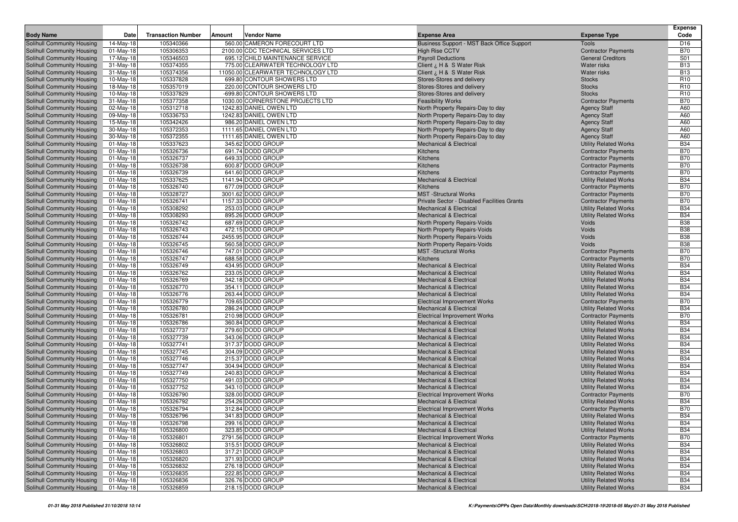| Body Name | Date | Transaction Number | Amount | Vendor Name | Expense Area | Expense Type | Expense Code |
|---|---|---|---|---|---|---|---|
| Solihull Community Housing | 14-May-18 | 105340366 | 560.00 | CAMERON FORECOURT LTD | Business Support - MST Back Office Support | Tools | D16 |
| Solihull Community Housing | 01-May-18 | 105306353 | 2100.00 | CDC TECHNICAL SERVICES LTD | High Rise CCTV | Contractor Payments | B70 |
| Solihull Community Housing | 17-May-18 | 105346503 | 695.12 | CHILD MAINTENANCE SERVICE | Payroll Deductions | General Creditors | S01 |
| Solihull Community Housing | 31-May-18 | 105374355 | 775.00 | CLEARWATER TECHNOLOGY LTD | Client ¿ H & S Water Risk | Water risks | B13 |
| Solihull Community Housing | 31-May-18 | 105374356 | 11050.00 | CLEARWATER TECHNOLOGY LTD | Client ¿ H & S Water Risk | Water risks | B13 |
| Solihull Community Housing | 10-May-18 | 105337828 | 699.80 | CONTOUR SHOWERS LTD | Stores-Stores and delivery | Stocks | R10 |
| Solihull Community Housing | 18-May-18 | 105357019 | 220.00 | CONTOUR SHOWERS LTD | Stores-Stores and delivery | Stocks | R10 |
| Solihull Community Housing | 10-May-18 | 105337829 | -699.80 | CONTOUR SHOWERS LTD | Stores-Stores and delivery | Stocks | R10 |
| Solihull Community Housing | 31-May-18 | 105377358 | 1030.00 | CORNERSTONE PROJECTS LTD | Feasibility Works | Contractor Payments | B70 |
| Solihull Community Housing | 02-May-18 | 105312718 | 1242.83 | DANIEL OWEN LTD | North Property Repairs-Day to day | Agency Staff | A60 |
| Solihull Community Housing | 09-May-18 | 105336753 | 1242.83 | DANIEL OWEN LTD | North Property Repairs-Day to day | Agency Staff | A60 |
| Solihull Community Housing | 15-May-18 | 105342426 | 986.20 | DANIEL OWEN LTD | North Property Repairs-Day to day | Agency Staff | A60 |
| Solihull Community Housing | 30-May-18 | 105372353 | 1111.65 | DANIEL OWEN LTD | North Property Repairs-Day to day | Agency Staff | A60 |
| Solihull Community Housing | 30-May-18 | 105372355 | 1111.65 | DANIEL OWEN LTD | North Property Repairs-Day to day | Agency Staff | A60 |
| Solihull Community Housing | 01-May-18 | 105337623 | 345.62 | DODD GROUP | Mechanical & Electrical | Utility Related Works | B34 |
| Solihull Community Housing | 01-May-18 | 105326736 | 691.74 | DODD GROUP | Kitchens | Contractor Payments | B70 |
| Solihull Community Housing | 01-May-18 | 105326737 | 649.33 | DODD GROUP | Kitchens | Contractor Payments | B70 |
| Solihull Community Housing | 01-May-18 | 105326738 | 600.87 | DODD GROUP | Kitchens | Contractor Payments | B70 |
| Solihull Community Housing | 01-May-18 | 105326739 | 641.60 | DODD GROUP | Kitchens | Contractor Payments | B70 |
| Solihull Community Housing | 01-May-18 | 105337625 | 1141.94 | DODD GROUP | Mechanical & Electrical | Utility Related Works | B34 |
| Solihull Community Housing | 01-May-18 | 105326740 | 677.09 | DODD GROUP | Kitchens | Contractor Payments | B70 |
| Solihull Community Housing | 01-May-18 | 105328727 | 3001.62 | DODD GROUP | MST -Structural Works | Contractor Payments | B70 |
| Solihull Community Housing | 01-May-18 | 105326741 | 1157.33 | DODD GROUP | Private Sector - Disabled Facilities Grants | Contractor Payments | B70 |
| Solihull Community Housing | 01-May-18 | 105308292 | 253.03 | DODD GROUP | Mechanical & Electrical | Utility Related Works | B34 |
| Solihull Community Housing | 01-May-18 | 105308293 | 895.26 | DODD GROUP | Mechanical & Electrical | Utility Related Works | B34 |
| Solihull Community Housing | 01-May-18 | 105326742 | 687.69 | DODD GROUP | North Property Repairs-Voids | Voids | B38 |
| Solihull Community Housing | 01-May-18 | 105326743 | 472.15 | DODD GROUP | North Property Repairs-Voids | Voids | B38 |
| Solihull Community Housing | 01-May-18 | 105326744 | 2455.95 | DODD GROUP | North Property Repairs-Voids | Voids | B38 |
| Solihull Community Housing | 01-May-18 | 105326745 | 560.58 | DODD GROUP | North Property Repairs-Voids | Voids | B38 |
| Solihull Community Housing | 01-May-18 | 105326746 | 747.01 | DODD GROUP | MST -Structural Works | Contractor Payments | B70 |
| Solihull Community Housing | 01-May-18 | 105326747 | 688.58 | DODD GROUP | Kitchens | Contractor Payments | B70 |
| Solihull Community Housing | 01-May-18 | 105326749 | 434.95 | DODD GROUP | Mechanical & Electrical | Utility Related Works | B34 |
| Solihull Community Housing | 01-May-18 | 105326762 | 233.05 | DODD GROUP | Mechanical & Electrical | Utility Related Works | B34 |
| Solihull Community Housing | 01-May-18 | 105326769 | 342.18 | DODD GROUP | Mechanical & Electrical | Utility Related Works | B34 |
| Solihull Community Housing | 01-May-18 | 105326770 | 354.11 | DODD GROUP | Mechanical & Electrical | Utility Related Works | B34 |
| Solihull Community Housing | 01-May-18 | 105326776 | 263.44 | DODD GROUP | Mechanical & Electrical | Utility Related Works | B34 |
| Solihull Community Housing | 01-May-18 | 105326779 | 709.65 | DODD GROUP | Electrical Improvement Works | Contractor Payments | B70 |
| Solihull Community Housing | 01-May-18 | 105326780 | 286.24 | DODD GROUP | Mechanical & Electrical | Utility Related Works | B34 |
| Solihull Community Housing | 01-May-18 | 105326781 | 210.98 | DODD GROUP | Electrical Improvement Works | Contractor Payments | B70 |
| Solihull Community Housing | 01-May-18 | 105326786 | 360.84 | DODD GROUP | Mechanical & Electrical | Utility Related Works | B34 |
| Solihull Community Housing | 01-May-18 | 105327737 | 279.60 | DODD GROUP | Mechanical & Electrical | Utility Related Works | B34 |
| Solihull Community Housing | 01-May-18 | 105327739 | 343.06 | DODD GROUP | Mechanical & Electrical | Utility Related Works | B34 |
| Solihull Community Housing | 01-May-18 | 105327741 | 317.37 | DODD GROUP | Mechanical & Electrical | Utility Related Works | B34 |
| Solihull Community Housing | 01-May-18 | 105327745 | 304.09 | DODD GROUP | Mechanical & Electrical | Utility Related Works | B34 |
| Solihull Community Housing | 01-May-18 | 105327746 | 215.37 | DODD GROUP | Mechanical & Electrical | Utility Related Works | B34 |
| Solihull Community Housing | 01-May-18 | 105327747 | 304.94 | DODD GROUP | Mechanical & Electrical | Utility Related Works | B34 |
| Solihull Community Housing | 01-May-18 | 105327749 | 240.83 | DODD GROUP | Mechanical & Electrical | Utility Related Works | B34 |
| Solihull Community Housing | 01-May-18 | 105327750 | 491.03 | DODD GROUP | Mechanical & Electrical | Utility Related Works | B34 |
| Solihull Community Housing | 01-May-18 | 105327752 | 343.10 | DODD GROUP | Mechanical & Electrical | Utility Related Works | B34 |
| Solihull Community Housing | 01-May-18 | 105326790 | 328.00 | DODD GROUP | Electrical Improvement Works | Contractor Payments | B70 |
| Solihull Community Housing | 01-May-18 | 105326792 | 254.26 | DODD GROUP | Mechanical & Electrical | Utility Related Works | B34 |
| Solihull Community Housing | 01-May-18 | 105326794 | 312.84 | DODD GROUP | Electrical Improvement Works | Contractor Payments | B70 |
| Solihull Community Housing | 01-May-18 | 105326796 | 341.83 | DODD GROUP | Mechanical & Electrical | Utility Related Works | B34 |
| Solihull Community Housing | 01-May-18 | 105326798 | 299.16 | DODD GROUP | Mechanical & Electrical | Utility Related Works | B34 |
| Solihull Community Housing | 01-May-18 | 105326800 | 323.85 | DODD GROUP | Mechanical & Electrical | Utility Related Works | B34 |
| Solihull Community Housing | 01-May-18 | 105326801 | 2791.56 | DODD GROUP | Electrical Improvement Works | Contractor Payments | B70 |
| Solihull Community Housing | 01-May-18 | 105326802 | 315.51 | DODD GROUP | Mechanical & Electrical | Utility Related Works | B34 |
| Solihull Community Housing | 01-May-18 | 105326803 | 317.21 | DODD GROUP | Mechanical & Electrical | Utility Related Works | B34 |
| Solihull Community Housing | 01-May-18 | 105326820 | 371.93 | DODD GROUP | Mechanical & Electrical | Utility Related Works | B34 |
| Solihull Community Housing | 01-May-18 | 105326832 | 276.18 | DODD GROUP | Mechanical & Electrical | Utility Related Works | B34 |
| Solihull Community Housing | 01-May-18 | 105326835 | 222.85 | DODD GROUP | Mechanical & Electrical | Utility Related Works | B34 |
| Solihull Community Housing | 01-May-18 | 105326836 | 326.76 | DODD GROUP | Mechanical & Electrical | Utility Related Works | B34 |
| Solihull Community Housing | 01-May-18 | 105326859 | 218.15 | DODD GROUP | Mechanical & Electrical | Utility Related Works | B34 |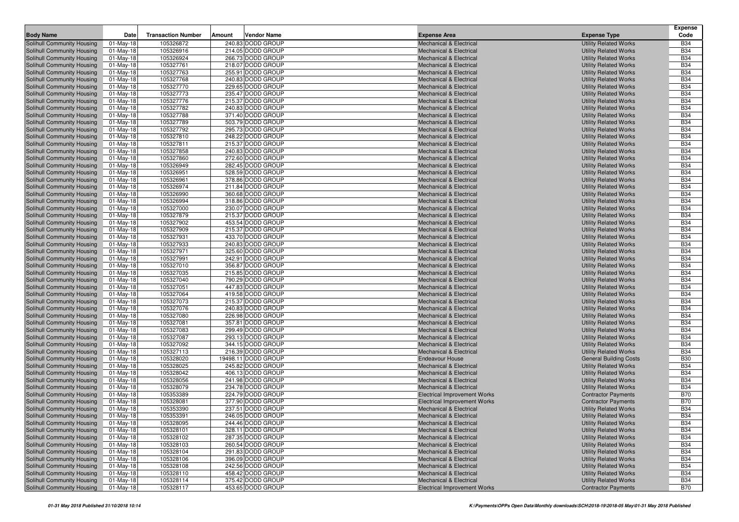| Body Name | Date | Transaction Number | Amount | Vendor Name | Expense Area | Expense Type | Expense Code |
|---|---|---|---|---|---|---|---|
| Solihull Community Housing | 01-May-18 | 105326872 | 240.83 | DODD GROUP | Mechanical & Electrical | Utility Related Works | B34 |
| Solihull Community Housing | 01-May-18 | 105326916 | 214.05 | DODD GROUP | Mechanical & Electrical | Utility Related Works | B34 |
| Solihull Community Housing | 01-May-18 | 105326924 | 266.73 | DODD GROUP | Mechanical & Electrical | Utility Related Works | B34 |
| Solihull Community Housing | 01-May-18 | 105327761 | 218.07 | DODD GROUP | Mechanical & Electrical | Utility Related Works | B34 |
| Solihull Community Housing | 01-May-18 | 105327763 | 255.91 | DODD GROUP | Mechanical & Electrical | Utility Related Works | B34 |
| Solihull Community Housing | 01-May-18 | 105327768 | 240.83 | DODD GROUP | Mechanical & Electrical | Utility Related Works | B34 |
| Solihull Community Housing | 01-May-18 | 105327770 | 229.65 | DODD GROUP | Mechanical & Electrical | Utility Related Works | B34 |
| Solihull Community Housing | 01-May-18 | 105327773 | 235.47 | DODD GROUP | Mechanical & Electrical | Utility Related Works | B34 |
| Solihull Community Housing | 01-May-18 | 105327776 | 215.37 | DODD GROUP | Mechanical & Electrical | Utility Related Works | B34 |
| Solihull Community Housing | 01-May-18 | 105327782 | 240.83 | DODD GROUP | Mechanical & Electrical | Utility Related Works | B34 |
| Solihull Community Housing | 01-May-18 | 105327788 | 371.40 | DODD GROUP | Mechanical & Electrical | Utility Related Works | B34 |
| Solihull Community Housing | 01-May-18 | 105327789 | 503.79 | DODD GROUP | Mechanical & Electrical | Utility Related Works | B34 |
| Solihull Community Housing | 01-May-18 | 105327792 | 295.73 | DODD GROUP | Mechanical & Electrical | Utility Related Works | B34 |
| Solihull Community Housing | 01-May-18 | 105327810 | 248.22 | DODD GROUP | Mechanical & Electrical | Utility Related Works | B34 |
| Solihull Community Housing | 01-May-18 | 105327811 | 215.37 | DODD GROUP | Mechanical & Electrical | Utility Related Works | B34 |
| Solihull Community Housing | 01-May-18 | 105327858 | 240.83 | DODD GROUP | Mechanical & Electrical | Utility Related Works | B34 |
| Solihull Community Housing | 01-May-18 | 105327860 | 272.60 | DODD GROUP | Mechanical & Electrical | Utility Related Works | B34 |
| Solihull Community Housing | 01-May-18 | 105326949 | 282.45 | DODD GROUP | Mechanical & Electrical | Utility Related Works | B34 |
| Solihull Community Housing | 01-May-18 | 105326951 | 528.59 | DODD GROUP | Mechanical & Electrical | Utility Related Works | B34 |
| Solihull Community Housing | 01-May-18 | 105326961 | 378.86 | DODD GROUP | Mechanical & Electrical | Utility Related Works | B34 |
| Solihull Community Housing | 01-May-18 | 105326974 | 211.84 | DODD GROUP | Mechanical & Electrical | Utility Related Works | B34 |
| Solihull Community Housing | 01-May-18 | 105326990 | 360.68 | DODD GROUP | Mechanical & Electrical | Utility Related Works | B34 |
| Solihull Community Housing | 01-May-18 | 105326994 | 318.86 | DODD GROUP | Mechanical & Electrical | Utility Related Works | B34 |
| Solihull Community Housing | 01-May-18 | 105327000 | 230.07 | DODD GROUP | Mechanical & Electrical | Utility Related Works | B34 |
| Solihull Community Housing | 01-May-18 | 105327879 | 215.37 | DODD GROUP | Mechanical & Electrical | Utility Related Works | B34 |
| Solihull Community Housing | 01-May-18 | 105327902 | 453.54 | DODD GROUP | Mechanical & Electrical | Utility Related Works | B34 |
| Solihull Community Housing | 01-May-18 | 105327909 | 215.37 | DODD GROUP | Mechanical & Electrical | Utility Related Works | B34 |
| Solihull Community Housing | 01-May-18 | 105327931 | 433.70 | DODD GROUP | Mechanical & Electrical | Utility Related Works | B34 |
| Solihull Community Housing | 01-May-18 | 105327933 | 240.83 | DODD GROUP | Mechanical & Electrical | Utility Related Works | B34 |
| Solihull Community Housing | 01-May-18 | 105327971 | 325.60 | DODD GROUP | Mechanical & Electrical | Utility Related Works | B34 |
| Solihull Community Housing | 01-May-18 | 105327991 | 242.91 | DODD GROUP | Mechanical & Electrical | Utility Related Works | B34 |
| Solihull Community Housing | 01-May-18 | 105327010 | 356.87 | DODD GROUP | Mechanical & Electrical | Utility Related Works | B34 |
| Solihull Community Housing | 01-May-18 | 105327035 | 215.85 | DODD GROUP | Mechanical & Electrical | Utility Related Works | B34 |
| Solihull Community Housing | 01-May-18 | 105327040 | 790.29 | DODD GROUP | Mechanical & Electrical | Utility Related Works | B34 |
| Solihull Community Housing | 01-May-18 | 105327051 | 447.83 | DODD GROUP | Mechanical & Electrical | Utility Related Works | B34 |
| Solihull Community Housing | 01-May-18 | 105327064 | 419.58 | DODD GROUP | Mechanical & Electrical | Utility Related Works | B34 |
| Solihull Community Housing | 01-May-18 | 105327073 | 215.37 | DODD GROUP | Mechanical & Electrical | Utility Related Works | B34 |
| Solihull Community Housing | 01-May-18 | 105327076 | 240.83 | DODD GROUP | Mechanical & Electrical | Utility Related Works | B34 |
| Solihull Community Housing | 01-May-18 | 105327080 | 226.98 | DODD GROUP | Mechanical & Electrical | Utility Related Works | B34 |
| Solihull Community Housing | 01-May-18 | 105327081 | 357.81 | DODD GROUP | Mechanical & Electrical | Utility Related Works | B34 |
| Solihull Community Housing | 01-May-18 | 105327083 | 299.49 | DODD GROUP | Mechanical & Electrical | Utility Related Works | B34 |
| Solihull Community Housing | 01-May-18 | 105327087 | 293.13 | DODD GROUP | Mechanical & Electrical | Utility Related Works | B34 |
| Solihull Community Housing | 01-May-18 | 105327092 | 344.15 | DODD GROUP | Mechanical & Electrical | Utility Related Works | B34 |
| Solihull Community Housing | 01-May-18 | 105327113 | 216.39 | DODD GROUP | Mechanical & Electrical | Utility Related Works | B34 |
| Solihull Community Housing | 01-May-18 | 105328020 | 19498.11 | DODD GROUP | Endeavour House | General Building Costs | B30 |
| Solihull Community Housing | 01-May-18 | 105328025 | 245.82 | DODD GROUP | Mechanical & Electrical | Utility Related Works | B34 |
| Solihull Community Housing | 01-May-18 | 105328042 | 406.13 | DODD GROUP | Mechanical & Electrical | Utility Related Works | B34 |
| Solihull Community Housing | 01-May-18 | 105328056 | 241.98 | DODD GROUP | Mechanical & Electrical | Utility Related Works | B34 |
| Solihull Community Housing | 01-May-18 | 105328079 | 234.78 | DODD GROUP | Mechanical & Electrical | Utility Related Works | B34 |
| Solihull Community Housing | 01-May-18 | 105353389 | 224.79 | DODD GROUP | Electrical Improvement Works | Contractor Payments | B70 |
| Solihull Community Housing | 01-May-18 | 105328081 | 377.90 | DODD GROUP | Electrical Improvement Works | Contractor Payments | B70 |
| Solihull Community Housing | 01-May-18 | 105353390 | 237.51 | DODD GROUP | Mechanical & Electrical | Utility Related Works | B34 |
| Solihull Community Housing | 01-May-18 | 105353391 | 246.05 | DODD GROUP | Mechanical & Electrical | Utility Related Works | B34 |
| Solihull Community Housing | 01-May-18 | 105328095 | 244.46 | DODD GROUP | Mechanical & Electrical | Utility Related Works | B34 |
| Solihull Community Housing | 01-May-18 | 105328101 | 328.11 | DODD GROUP | Mechanical & Electrical | Utility Related Works | B34 |
| Solihull Community Housing | 01-May-18 | 105328102 | 287.35 | DODD GROUP | Mechanical & Electrical | Utility Related Works | B34 |
| Solihull Community Housing | 01-May-18 | 105328103 | 260.54 | DODD GROUP | Mechanical & Electrical | Utility Related Works | B34 |
| Solihull Community Housing | 01-May-18 | 105328104 | 291.83 | DODD GROUP | Mechanical & Electrical | Utility Related Works | B34 |
| Solihull Community Housing | 01-May-18 | 105328106 | 396.09 | DODD GROUP | Mechanical & Electrical | Utility Related Works | B34 |
| Solihull Community Housing | 01-May-18 | 105328108 | 242.56 | DODD GROUP | Mechanical & Electrical | Utility Related Works | B34 |
| Solihull Community Housing | 01-May-18 | 105328110 | 458.42 | DODD GROUP | Mechanical & Electrical | Utility Related Works | B34 |
| Solihull Community Housing | 01-May-18 | 105328114 | 375.42 | DODD GROUP | Mechanical & Electrical | Utility Related Works | B34 |
| Solihull Community Housing | 01-May-18 | 105328117 | 453.65 | DODD GROUP | Electrical Improvement Works | Contractor Payments | B70 |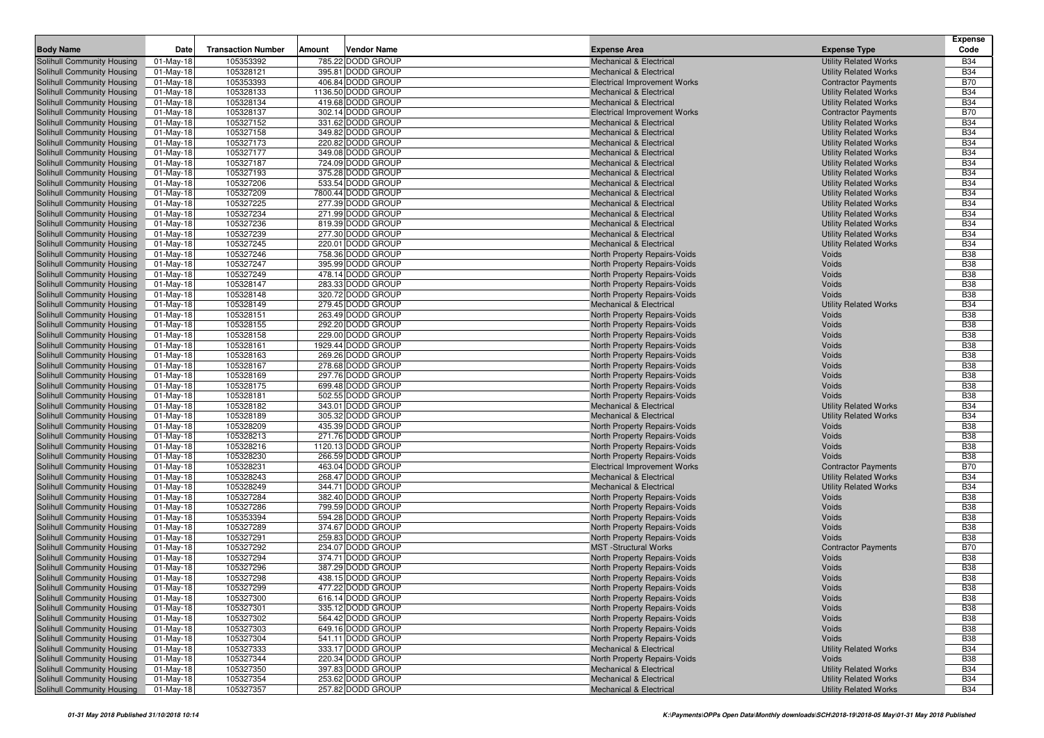| Body Name | Date | Transaction Number | Amount | Vendor Name | Expense Area | Expense Type | Expense Code |
|---|---|---|---|---|---|---|---|
| Solihull Community Housing | 01-May-18 | 105353392 | 785.22 | DODD GROUP | Mechanical & Electrical | Utility Related Works | B34 |
| Solihull Community Housing | 01-May-18 | 105328121 | 395.81 | DODD GROUP | Mechanical & Electrical | Utility Related Works | B34 |
| Solihull Community Housing | 01-May-18 | 105353393 | 406.84 | DODD GROUP | Electrical Improvement Works | Contractor Payments | B70 |
| Solihull Community Housing | 01-May-18 | 105328133 | 1136.50 | DODD GROUP | Mechanical & Electrical | Utility Related Works | B34 |
| Solihull Community Housing | 01-May-18 | 105328134 | 419.68 | DODD GROUP | Mechanical & Electrical | Utility Related Works | B34 |
| Solihull Community Housing | 01-May-18 | 105328137 | 302.14 | DODD GROUP | Electrical Improvement Works | Contractor Payments | B70 |
| Solihull Community Housing | 01-May-18 | 105327152 | 331.62 | DODD GROUP | Mechanical & Electrical | Utility Related Works | B34 |
| Solihull Community Housing | 01-May-18 | 105327158 | 349.82 | DODD GROUP | Mechanical & Electrical | Utility Related Works | B34 |
| Solihull Community Housing | 01-May-18 | 105327173 | 220.82 | DODD GROUP | Mechanical & Electrical | Utility Related Works | B34 |
| Solihull Community Housing | 01-May-18 | 105327177 | 349.08 | DODD GROUP | Mechanical & Electrical | Utility Related Works | B34 |
| Solihull Community Housing | 01-May-18 | 105327187 | 724.09 | DODD GROUP | Mechanical & Electrical | Utility Related Works | B34 |
| Solihull Community Housing | 01-May-18 | 105327193 | 375.28 | DODD GROUP | Mechanical & Electrical | Utility Related Works | B34 |
| Solihull Community Housing | 01-May-18 | 105327206 | 533.54 | DODD GROUP | Mechanical & Electrical | Utility Related Works | B34 |
| Solihull Community Housing | 01-May-18 | 105327209 | 7800.44 | DODD GROUP | Mechanical & Electrical | Utility Related Works | B34 |
| Solihull Community Housing | 01-May-18 | 105327225 | 277.39 | DODD GROUP | Mechanical & Electrical | Utility Related Works | B34 |
| Solihull Community Housing | 01-May-18 | 105327234 | 271.99 | DODD GROUP | Mechanical & Electrical | Utility Related Works | B34 |
| Solihull Community Housing | 01-May-18 | 105327236 | 819.39 | DODD GROUP | Mechanical & Electrical | Utility Related Works | B34 |
| Solihull Community Housing | 01-May-18 | 105327239 | 277.30 | DODD GROUP | Mechanical & Electrical | Utility Related Works | B34 |
| Solihull Community Housing | 01-May-18 | 105327245 | 220.01 | DODD GROUP | Mechanical & Electrical | Utility Related Works | B34 |
| Solihull Community Housing | 01-May-18 | 105327246 | 758.36 | DODD GROUP | North Property Repairs-Voids | Voids | B38 |
| Solihull Community Housing | 01-May-18 | 105327247 | 395.99 | DODD GROUP | North Property Repairs-Voids | Voids | B38 |
| Solihull Community Housing | 01-May-18 | 105327249 | 478.14 | DODD GROUP | North Property Repairs-Voids | Voids | B38 |
| Solihull Community Housing | 01-May-18 | 105328147 | 283.33 | DODD GROUP | North Property Repairs-Voids | Voids | B38 |
| Solihull Community Housing | 01-May-18 | 105328148 | 320.72 | DODD GROUP | North Property Repairs-Voids | Voids | B38 |
| Solihull Community Housing | 01-May-18 | 105328149 | 279.45 | DODD GROUP | Mechanical & Electrical | Utility Related Works | B34 |
| Solihull Community Housing | 01-May-18 | 105328151 | 263.49 | DODD GROUP | North Property Repairs-Voids | Voids | B38 |
| Solihull Community Housing | 01-May-18 | 105328155 | 292.20 | DODD GROUP | North Property Repairs-Voids | Voids | B38 |
| Solihull Community Housing | 01-May-18 | 105328158 | 229.00 | DODD GROUP | North Property Repairs-Voids | Voids | B38 |
| Solihull Community Housing | 01-May-18 | 105328161 | 1929.44 | DODD GROUP | North Property Repairs-Voids | Voids | B38 |
| Solihull Community Housing | 01-May-18 | 105328163 | 269.26 | DODD GROUP | North Property Repairs-Voids | Voids | B38 |
| Solihull Community Housing | 01-May-18 | 105328167 | 278.68 | DODD GROUP | North Property Repairs-Voids | Voids | B38 |
| Solihull Community Housing | 01-May-18 | 105328169 | 297.76 | DODD GROUP | North Property Repairs-Voids | Voids | B38 |
| Solihull Community Housing | 01-May-18 | 105328175 | 699.48 | DODD GROUP | North Property Repairs-Voids | Voids | B38 |
| Solihull Community Housing | 01-May-18 | 105328181 | 502.55 | DODD GROUP | North Property Repairs-Voids | Voids | B38 |
| Solihull Community Housing | 01-May-18 | 105328182 | 343.01 | DODD GROUP | Mechanical & Electrical | Utility Related Works | B34 |
| Solihull Community Housing | 01-May-18 | 105328189 | 305.32 | DODD GROUP | Mechanical & Electrical | Utility Related Works | B34 |
| Solihull Community Housing | 01-May-18 | 105328209 | 435.39 | DODD GROUP | North Property Repairs-Voids | Voids | B38 |
| Solihull Community Housing | 01-May-18 | 105328213 | 271.76 | DODD GROUP | North Property Repairs-Voids | Voids | B38 |
| Solihull Community Housing | 01-May-18 | 105328216 | 1120.13 | DODD GROUP | North Property Repairs-Voids | Voids | B38 |
| Solihull Community Housing | 01-May-18 | 105328230 | 266.59 | DODD GROUP | North Property Repairs-Voids | Voids | B38 |
| Solihull Community Housing | 01-May-18 | 105328231 | 463.04 | DODD GROUP | Electrical Improvement Works | Contractor Payments | B70 |
| Solihull Community Housing | 01-May-18 | 105328243 | 268.47 | DODD GROUP | Mechanical & Electrical | Utility Related Works | B34 |
| Solihull Community Housing | 01-May-18 | 105328249 | 344.71 | DODD GROUP | Mechanical & Electrical | Utility Related Works | B34 |
| Solihull Community Housing | 01-May-18 | 105327284 | 382.40 | DODD GROUP | North Property Repairs-Voids | Voids | B38 |
| Solihull Community Housing | 01-May-18 | 105327286 | 799.59 | DODD GROUP | North Property Repairs-Voids | Voids | B38 |
| Solihull Community Housing | 01-May-18 | 105353394 | 594.28 | DODD GROUP | North Property Repairs-Voids | Voids | B38 |
| Solihull Community Housing | 01-May-18 | 105327289 | 374.67 | DODD GROUP | North Property Repairs-Voids | Voids | B38 |
| Solihull Community Housing | 01-May-18 | 105327291 | 259.83 | DODD GROUP | North Property Repairs-Voids | Voids | B38 |
| Solihull Community Housing | 01-May-18 | 105327292 | 234.07 | DODD GROUP | MST -Structural Works | Contractor Payments | B70 |
| Solihull Community Housing | 01-May-18 | 105327294 | 374.71 | DODD GROUP | North Property Repairs-Voids | Voids | B38 |
| Solihull Community Housing | 01-May-18 | 105327296 | 387.29 | DODD GROUP | North Property Repairs-Voids | Voids | B38 |
| Solihull Community Housing | 01-May-18 | 105327298 | 438.15 | DODD GROUP | North Property Repairs-Voids | Voids | B38 |
| Solihull Community Housing | 01-May-18 | 105327299 | 477.22 | DODD GROUP | North Property Repairs-Voids | Voids | B38 |
| Solihull Community Housing | 01-May-18 | 105327300 | 616.14 | DODD GROUP | North Property Repairs-Voids | Voids | B38 |
| Solihull Community Housing | 01-May-18 | 105327301 | 335.12 | DODD GROUP | North Property Repairs-Voids | Voids | B38 |
| Solihull Community Housing | 01-May-18 | 105327302 | 564.42 | DODD GROUP | North Property Repairs-Voids | Voids | B38 |
| Solihull Community Housing | 01-May-18 | 105327303 | 649.16 | DODD GROUP | North Property Repairs-Voids | Voids | B38 |
| Solihull Community Housing | 01-May-18 | 105327304 | 541.11 | DODD GROUP | North Property Repairs-Voids | Voids | B38 |
| Solihull Community Housing | 01-May-18 | 105327333 | 333.17 | DODD GROUP | Mechanical & Electrical | Utility Related Works | B34 |
| Solihull Community Housing | 01-May-18 | 105327344 | 220.34 | DODD GROUP | North Property Repairs-Voids | Voids | B38 |
| Solihull Community Housing | 01-May-18 | 105327350 | 397.83 | DODD GROUP | Mechanical & Electrical | Utility Related Works | B34 |
| Solihull Community Housing | 01-May-18 | 105327354 | 253.62 | DODD GROUP | Mechanical & Electrical | Utility Related Works | B34 |
| Solihull Community Housing | 01-May-18 | 105327357 | 257.82 | DODD GROUP | Mechanical & Electrical | Utility Related Works | B34 |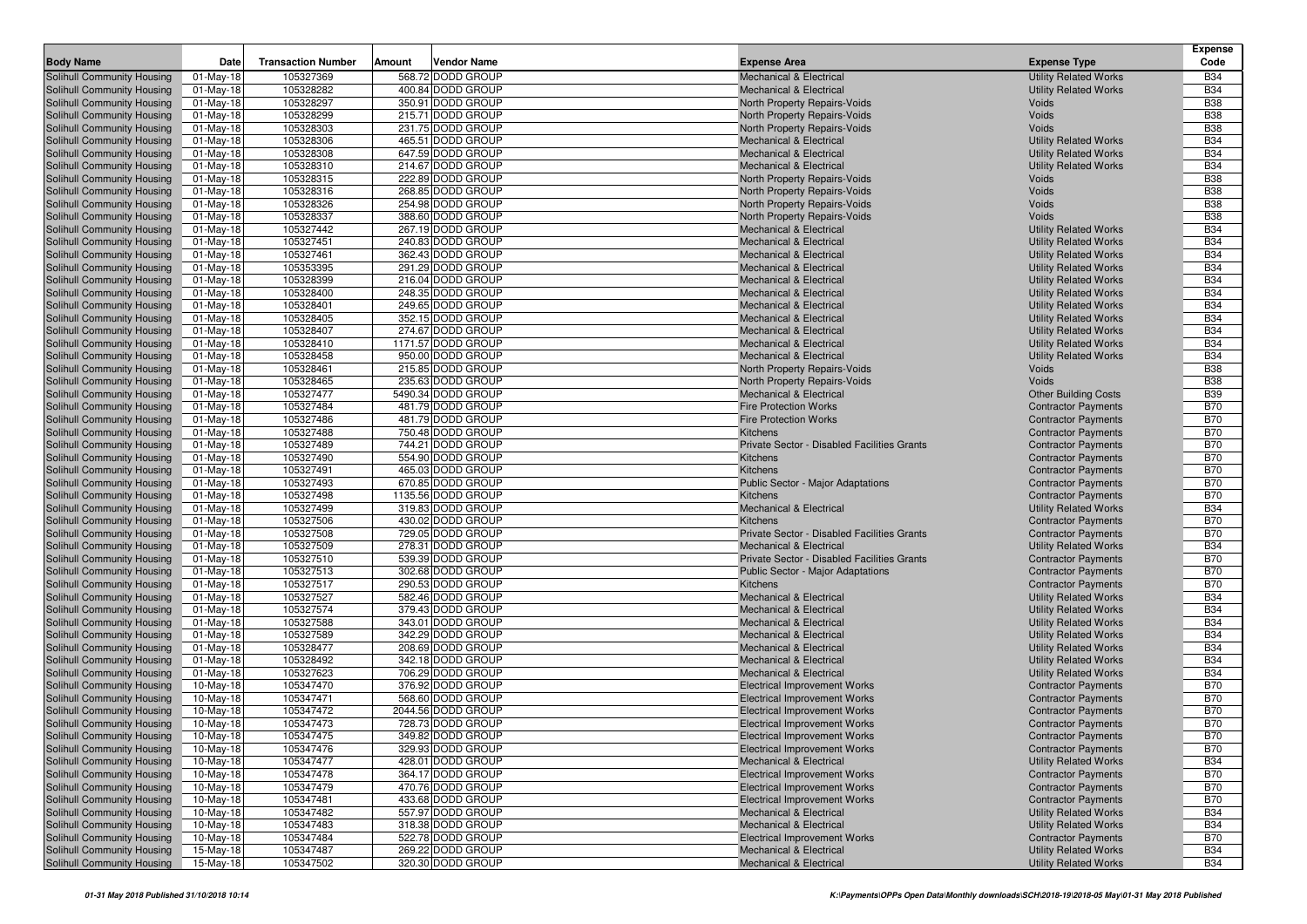| Body Name | Date | Transaction Number | Amount | Vendor Name | Expense Area | Expense Type | Expense Code |
|---|---|---|---|---|---|---|---|
| Solihull Community Housing | 01-May-18 | 105327369 | 568.72 | DODD GROUP | Mechanical & Electrical | Utility Related Works | B34 |
| Solihull Community Housing | 01-May-18 | 105328282 | 400.84 | DODD GROUP | Mechanical & Electrical | Utility Related Works | B34 |
| Solihull Community Housing | 01-May-18 | 105328297 | 350.91 | DODD GROUP | North Property Repairs-Voids | Voids | B38 |
| Solihull Community Housing | 01-May-18 | 105328299 | 215.71 | DODD GROUP | North Property Repairs-Voids | Voids | B38 |
| Solihull Community Housing | 01-May-18 | 105328303 | 231.75 | DODD GROUP | North Property Repairs-Voids | Voids | B38 |
| Solihull Community Housing | 01-May-18 | 105328306 | 465.51 | DODD GROUP | Mechanical & Electrical | Utility Related Works | B34 |
| Solihull Community Housing | 01-May-18 | 105328308 | 647.59 | DODD GROUP | Mechanical & Electrical | Utility Related Works | B34 |
| Solihull Community Housing | 01-May-18 | 105328310 | 214.67 | DODD GROUP | Mechanical & Electrical | Utility Related Works | B34 |
| Solihull Community Housing | 01-May-18 | 105328315 | 222.89 | DODD GROUP | North Property Repairs-Voids | Voids | B38 |
| Solihull Community Housing | 01-May-18 | 105328316 | 268.85 | DODD GROUP | North Property Repairs-Voids | Voids | B38 |
| Solihull Community Housing | 01-May-18 | 105328326 | 254.98 | DODD GROUP | North Property Repairs-Voids | Voids | B38 |
| Solihull Community Housing | 01-May-18 | 105328337 | 388.60 | DODD GROUP | North Property Repairs-Voids | Voids | B38 |
| Solihull Community Housing | 01-May-18 | 105327442 | 267.19 | DODD GROUP | Mechanical & Electrical | Utility Related Works | B34 |
| Solihull Community Housing | 01-May-18 | 105327451 | 240.83 | DODD GROUP | Mechanical & Electrical | Utility Related Works | B34 |
| Solihull Community Housing | 01-May-18 | 105327461 | 362.43 | DODD GROUP | Mechanical & Electrical | Utility Related Works | B34 |
| Solihull Community Housing | 01-May-18 | 105353395 | 291.29 | DODD GROUP | Mechanical & Electrical | Utility Related Works | B34 |
| Solihull Community Housing | 01-May-18 | 105328399 | 216.04 | DODD GROUP | Mechanical & Electrical | Utility Related Works | B34 |
| Solihull Community Housing | 01-May-18 | 105328400 | 248.35 | DODD GROUP | Mechanical & Electrical | Utility Related Works | B34 |
| Solihull Community Housing | 01-May-18 | 105328401 | 249.65 | DODD GROUP | Mechanical & Electrical | Utility Related Works | B34 |
| Solihull Community Housing | 01-May-18 | 105328405 | 352.15 | DODD GROUP | Mechanical & Electrical | Utility Related Works | B34 |
| Solihull Community Housing | 01-May-18 | 105328407 | 274.67 | DODD GROUP | Mechanical & Electrical | Utility Related Works | B34 |
| Solihull Community Housing | 01-May-18 | 105328410 | 1171.57 | DODD GROUP | Mechanical & Electrical | Utility Related Works | B34 |
| Solihull Community Housing | 01-May-18 | 105328458 | 950.00 | DODD GROUP | Mechanical & Electrical | Utility Related Works | B34 |
| Solihull Community Housing | 01-May-18 | 105328461 | 215.85 | DODD GROUP | North Property Repairs-Voids | Voids | B38 |
| Solihull Community Housing | 01-May-18 | 105328465 | 235.63 | DODD GROUP | North Property Repairs-Voids | Voids | B38 |
| Solihull Community Housing | 01-May-18 | 105327477 | 5490.34 | DODD GROUP | Mechanical & Electrical | Other Building Costs | B39 |
| Solihull Community Housing | 01-May-18 | 105327484 | 481.79 | DODD GROUP | Fire Protection Works | Contractor Payments | B70 |
| Solihull Community Housing | 01-May-18 | 105327486 | 481.79 | DODD GROUP | Fire Protection Works | Contractor Payments | B70 |
| Solihull Community Housing | 01-May-18 | 105327488 | 750.48 | DODD GROUP | Kitchens | Contractor Payments | B70 |
| Solihull Community Housing | 01-May-18 | 105327489 | 744.21 | DODD GROUP | Private Sector - Disabled Facilities Grants | Contractor Payments | B70 |
| Solihull Community Housing | 01-May-18 | 105327490 | 554.90 | DODD GROUP | Kitchens | Contractor Payments | B70 |
| Solihull Community Housing | 01-May-18 | 105327491 | 465.03 | DODD GROUP | Kitchens | Contractor Payments | B70 |
| Solihull Community Housing | 01-May-18 | 105327493 | 670.85 | DODD GROUP | Public Sector - Major Adaptations | Contractor Payments | B70 |
| Solihull Community Housing | 01-May-18 | 105327498 | 1135.56 | DODD GROUP | Kitchens | Contractor Payments | B70 |
| Solihull Community Housing | 01-May-18 | 105327499 | 319.83 | DODD GROUP | Mechanical & Electrical | Utility Related Works | B34 |
| Solihull Community Housing | 01-May-18 | 105327506 | 430.02 | DODD GROUP | Kitchens | Contractor Payments | B70 |
| Solihull Community Housing | 01-May-18 | 105327508 | 729.05 | DODD GROUP | Private Sector - Disabled Facilities Grants | Contractor Payments | B70 |
| Solihull Community Housing | 01-May-18 | 105327509 | 278.31 | DODD GROUP | Mechanical & Electrical | Utility Related Works | B34 |
| Solihull Community Housing | 01-May-18 | 105327510 | 539.39 | DODD GROUP | Private Sector - Disabled Facilities Grants | Contractor Payments | B70 |
| Solihull Community Housing | 01-May-18 | 105327513 | 302.68 | DODD GROUP | Public Sector - Major Adaptations | Contractor Payments | B70 |
| Solihull Community Housing | 01-May-18 | 105327517 | 290.53 | DODD GROUP | Kitchens | Contractor Payments | B70 |
| Solihull Community Housing | 01-May-18 | 105327527 | 582.46 | DODD GROUP | Mechanical & Electrical | Utility Related Works | B34 |
| Solihull Community Housing | 01-May-18 | 105327574 | 379.43 | DODD GROUP | Mechanical & Electrical | Utility Related Works | B34 |
| Solihull Community Housing | 01-May-18 | 105327588 | 343.01 | DODD GROUP | Mechanical & Electrical | Utility Related Works | B34 |
| Solihull Community Housing | 01-May-18 | 105327589 | 342.29 | DODD GROUP | Mechanical & Electrical | Utility Related Works | B34 |
| Solihull Community Housing | 01-May-18 | 105328477 | 208.69 | DODD GROUP | Mechanical & Electrical | Utility Related Works | B34 |
| Solihull Community Housing | 01-May-18 | 105328492 | 342.18 | DODD GROUP | Mechanical & Electrical | Utility Related Works | B34 |
| Solihull Community Housing | 01-May-18 | 105327623 | 706.29 | DODD GROUP | Mechanical & Electrical | Utility Related Works | B34 |
| Solihull Community Housing | 10-May-18 | 105347470 | 376.92 | DODD GROUP | Electrical Improvement Works | Contractor Payments | B70 |
| Solihull Community Housing | 10-May-18 | 105347471 | 568.60 | DODD GROUP | Electrical Improvement Works | Contractor Payments | B70 |
| Solihull Community Housing | 10-May-18 | 105347472 | 2044.56 | DODD GROUP | Electrical Improvement Works | Contractor Payments | B70 |
| Solihull Community Housing | 10-May-18 | 105347473 | 728.73 | DODD GROUP | Electrical Improvement Works | Contractor Payments | B70 |
| Solihull Community Housing | 10-May-18 | 105347475 | 349.82 | DODD GROUP | Electrical Improvement Works | Contractor Payments | B70 |
| Solihull Community Housing | 10-May-18 | 105347476 | 329.93 | DODD GROUP | Electrical Improvement Works | Contractor Payments | B70 |
| Solihull Community Housing | 10-May-18 | 105347477 | 428.01 | DODD GROUP | Mechanical & Electrical | Utility Related Works | B34 |
| Solihull Community Housing | 10-May-18 | 105347478 | 364.17 | DODD GROUP | Electrical Improvement Works | Contractor Payments | B70 |
| Solihull Community Housing | 10-May-18 | 105347479 | 470.76 | DODD GROUP | Electrical Improvement Works | Contractor Payments | B70 |
| Solihull Community Housing | 10-May-18 | 105347481 | 433.68 | DODD GROUP | Electrical Improvement Works | Contractor Payments | B70 |
| Solihull Community Housing | 10-May-18 | 105347482 | 557.97 | DODD GROUP | Mechanical & Electrical | Utility Related Works | B34 |
| Solihull Community Housing | 10-May-18 | 105347483 | 318.38 | DODD GROUP | Mechanical & Electrical | Utility Related Works | B34 |
| Solihull Community Housing | 10-May-18 | 105347484 | 522.78 | DODD GROUP | Electrical Improvement Works | Contractor Payments | B70 |
| Solihull Community Housing | 15-May-18 | 105347487 | 269.22 | DODD GROUP | Mechanical & Electrical | Utility Related Works | B34 |
| Solihull Community Housing | 15-May-18 | 105347502 | 320.30 | DODD GROUP | Mechanical & Electrical | Utility Related Works | B34 |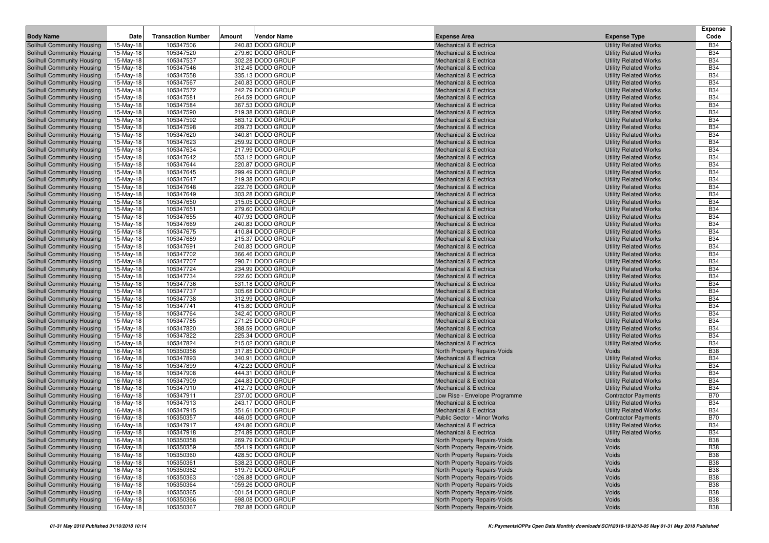| Body Name | Date | Transaction Number | Amount | Vendor Name | Expense Area | Expense Type | Expense Code |
|---|---|---|---|---|---|---|---|
| Solihull Community Housing | 15-May-18 | 105347506 | 240.83 | DODD GROUP | Mechanical & Electrical | Utility Related Works | B34 |
| Solihull Community Housing | 15-May-18 | 105347520 | 279.60 | DODD GROUP | Mechanical & Electrical | Utility Related Works | B34 |
| Solihull Community Housing | 15-May-18 | 105347537 | 302.28 | DODD GROUP | Mechanical & Electrical | Utility Related Works | B34 |
| Solihull Community Housing | 15-May-18 | 105347546 | 312.45 | DODD GROUP | Mechanical & Electrical | Utility Related Works | B34 |
| Solihull Community Housing | 15-May-18 | 105347558 | 335.13 | DODD GROUP | Mechanical & Electrical | Utility Related Works | B34 |
| Solihull Community Housing | 15-May-18 | 105347567 | 240.83 | DODD GROUP | Mechanical & Electrical | Utility Related Works | B34 |
| Solihull Community Housing | 15-May-18 | 105347572 | 242.79 | DODD GROUP | Mechanical & Electrical | Utility Related Works | B34 |
| Solihull Community Housing | 15-May-18 | 105347581 | 264.59 | DODD GROUP | Mechanical & Electrical | Utility Related Works | B34 |
| Solihull Community Housing | 15-May-18 | 105347584 | 367.53 | DODD GROUP | Mechanical & Electrical | Utility Related Works | B34 |
| Solihull Community Housing | 15-May-18 | 105347590 | 219.38 | DODD GROUP | Mechanical & Electrical | Utility Related Works | B34 |
| Solihull Community Housing | 15-May-18 | 105347592 | 563.12 | DODD GROUP | Mechanical & Electrical | Utility Related Works | B34 |
| Solihull Community Housing | 15-May-18 | 105347598 | 209.73 | DODD GROUP | Mechanical & Electrical | Utility Related Works | B34 |
| Solihull Community Housing | 15-May-18 | 105347620 | 340.81 | DODD GROUP | Mechanical & Electrical | Utility Related Works | B34 |
| Solihull Community Housing | 15-May-18 | 105347623 | 259.92 | DODD GROUP | Mechanical & Electrical | Utility Related Works | B34 |
| Solihull Community Housing | 15-May-18 | 105347634 | 217.99 | DODD GROUP | Mechanical & Electrical | Utility Related Works | B34 |
| Solihull Community Housing | 15-May-18 | 105347642 | 553.12 | DODD GROUP | Mechanical & Electrical | Utility Related Works | B34 |
| Solihull Community Housing | 15-May-18 | 105347644 | 220.87 | DODD GROUP | Mechanical & Electrical | Utility Related Works | B34 |
| Solihull Community Housing | 15-May-18 | 105347645 | 299.49 | DODD GROUP | Mechanical & Electrical | Utility Related Works | B34 |
| Solihull Community Housing | 15-May-18 | 105347647 | 219.38 | DODD GROUP | Mechanical & Electrical | Utility Related Works | B34 |
| Solihull Community Housing | 15-May-18 | 105347648 | 222.76 | DODD GROUP | Mechanical & Electrical | Utility Related Works | B34 |
| Solihull Community Housing | 15-May-18 | 105347649 | 303.28 | DODD GROUP | Mechanical & Electrical | Utility Related Works | B34 |
| Solihull Community Housing | 15-May-18 | 105347650 | 315.05 | DODD GROUP | Mechanical & Electrical | Utility Related Works | B34 |
| Solihull Community Housing | 15-May-18 | 105347651 | 279.60 | DODD GROUP | Mechanical & Electrical | Utility Related Works | B34 |
| Solihull Community Housing | 15-May-18 | 105347655 | 407.93 | DODD GROUP | Mechanical & Electrical | Utility Related Works | B34 |
| Solihull Community Housing | 15-May-18 | 105347669 | 240.83 | DODD GROUP | Mechanical & Electrical | Utility Related Works | B34 |
| Solihull Community Housing | 15-May-18 | 105347675 | 410.84 | DODD GROUP | Mechanical & Electrical | Utility Related Works | B34 |
| Solihull Community Housing | 15-May-18 | 105347689 | 215.37 | DODD GROUP | Mechanical & Electrical | Utility Related Works | B34 |
| Solihull Community Housing | 15-May-18 | 105347691 | 240.83 | DODD GROUP | Mechanical & Electrical | Utility Related Works | B34 |
| Solihull Community Housing | 15-May-18 | 105347702 | 366.46 | DODD GROUP | Mechanical & Electrical | Utility Related Works | B34 |
| Solihull Community Housing | 15-May-18 | 105347707 | 290.71 | DODD GROUP | Mechanical & Electrical | Utility Related Works | B34 |
| Solihull Community Housing | 15-May-18 | 105347724 | 234.99 | DODD GROUP | Mechanical & Electrical | Utility Related Works | B34 |
| Solihull Community Housing | 15-May-18 | 105347734 | 222.60 | DODD GROUP | Mechanical & Electrical | Utility Related Works | B34 |
| Solihull Community Housing | 15-May-18 | 105347736 | 531.18 | DODD GROUP | Mechanical & Electrical | Utility Related Works | B34 |
| Solihull Community Housing | 15-May-18 | 105347737 | 305.68 | DODD GROUP | Mechanical & Electrical | Utility Related Works | B34 |
| Solihull Community Housing | 15-May-18 | 105347738 | 312.99 | DODD GROUP | Mechanical & Electrical | Utility Related Works | B34 |
| Solihull Community Housing | 15-May-18 | 105347741 | 415.80 | DODD GROUP | Mechanical & Electrical | Utility Related Works | B34 |
| Solihull Community Housing | 15-May-18 | 105347764 | 342.40 | DODD GROUP | Mechanical & Electrical | Utility Related Works | B34 |
| Solihull Community Housing | 15-May-18 | 105347785 | 271.25 | DODD GROUP | Mechanical & Electrical | Utility Related Works | B34 |
| Solihull Community Housing | 15-May-18 | 105347820 | 388.59 | DODD GROUP | Mechanical & Electrical | Utility Related Works | B34 |
| Solihull Community Housing | 15-May-18 | 105347822 | 225.34 | DODD GROUP | Mechanical & Electrical | Utility Related Works | B34 |
| Solihull Community Housing | 15-May-18 | 105347824 | 215.02 | DODD GROUP | Mechanical & Electrical | Utility Related Works | B34 |
| Solihull Community Housing | 16-May-18 | 105350356 | 317.85 | DODD GROUP | North Property Repairs-Voids | Voids | B38 |
| Solihull Community Housing | 16-May-18 | 105347893 | 340.91 | DODD GROUP | Mechanical & Electrical | Utility Related Works | B34 |
| Solihull Community Housing | 16-May-18 | 105347899 | 472.23 | DODD GROUP | Mechanical & Electrical | Utility Related Works | B34 |
| Solihull Community Housing | 16-May-18 | 105347908 | 444.31 | DODD GROUP | Mechanical & Electrical | Utility Related Works | B34 |
| Solihull Community Housing | 16-May-18 | 105347909 | 244.83 | DODD GROUP | Mechanical & Electrical | Utility Related Works | B34 |
| Solihull Community Housing | 16-May-18 | 105347910 | 412.73 | DODD GROUP | Mechanical & Electrical | Utility Related Works | B34 |
| Solihull Community Housing | 16-May-18 | 105347911 | 237.00 | DODD GROUP | Low Rise - Envelope Programme | Contractor Payments | B70 |
| Solihull Community Housing | 16-May-18 | 105347913 | 243.17 | DODD GROUP | Mechanical & Electrical | Utility Related Works | B34 |
| Solihull Community Housing | 16-May-18 | 105347915 | 351.61 | DODD GROUP | Mechanical & Electrical | Utility Related Works | B34 |
| Solihull Community Housing | 16-May-18 | 105350357 | 446.05 | DODD GROUP | Public Sector - Minor Works | Contractor Payments | B70 |
| Solihull Community Housing | 16-May-18 | 105347917 | 424.86 | DODD GROUP | Mechanical & Electrical | Utility Related Works | B34 |
| Solihull Community Housing | 16-May-18 | 105347918 | 274.89 | DODD GROUP | Mechanical & Electrical | Utility Related Works | B34 |
| Solihull Community Housing | 16-May-18 | 105350358 | 269.79 | DODD GROUP | North Property Repairs-Voids | Voids | B38 |
| Solihull Community Housing | 16-May-18 | 105350359 | 554.19 | DODD GROUP | North Property Repairs-Voids | Voids | B38 |
| Solihull Community Housing | 16-May-18 | 105350360 | 428.50 | DODD GROUP | North Property Repairs-Voids | Voids | B38 |
| Solihull Community Housing | 16-May-18 | 105350361 | 538.23 | DODD GROUP | North Property Repairs-Voids | Voids | B38 |
| Solihull Community Housing | 16-May-18 | 105350362 | 519.79 | DODD GROUP | North Property Repairs-Voids | Voids | B38 |
| Solihull Community Housing | 16-May-18 | 105350363 | 1026.88 | DODD GROUP | North Property Repairs-Voids | Voids | B38 |
| Solihull Community Housing | 16-May-18 | 105350364 | 1059.26 | DODD GROUP | North Property Repairs-Voids | Voids | B38 |
| Solihull Community Housing | 16-May-18 | 105350365 | 1001.54 | DODD GROUP | North Property Repairs-Voids | Voids | B38 |
| Solihull Community Housing | 16-May-18 | 105350366 | 698.08 | DODD GROUP | North Property Repairs-Voids | Voids | B38 |
| Solihull Community Housing | 16-May-18 | 105350367 | 782.88 | DODD GROUP | North Property Repairs-Voids | Voids | B38 |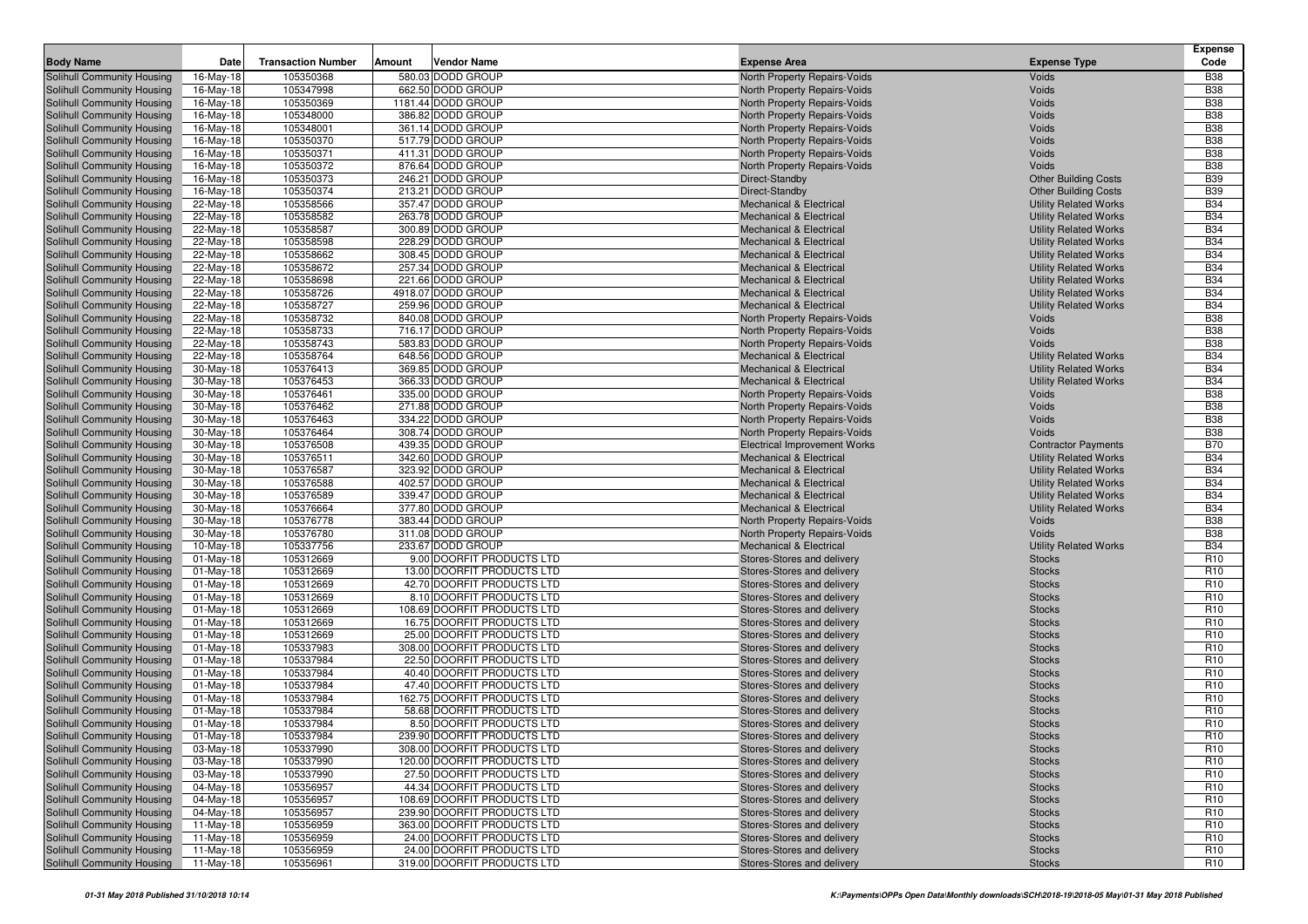| Body Name | Date | Transaction Number | Amount | Vendor Name | Expense Area | Expense Type | Expense Code |
|---|---|---|---|---|---|---|---|
| Solihull Community Housing | 16-May-18 | 105350368 | 580.03 | DODD GROUP | North Property Repairs-Voids | Voids | B38 |
| Solihull Community Housing | 16-May-18 | 105347998 | 662.50 | DODD GROUP | North Property Repairs-Voids | Voids | B38 |
| Solihull Community Housing | 16-May-18 | 105350369 | 1181.44 | DODD GROUP | North Property Repairs-Voids | Voids | B38 |
| Solihull Community Housing | 16-May-18 | 105348000 | 386.82 | DODD GROUP | North Property Repairs-Voids | Voids | B38 |
| Solihull Community Housing | 16-May-18 | 105348001 | 361.14 | DODD GROUP | North Property Repairs-Voids | Voids | B38 |
| Solihull Community Housing | 16-May-18 | 105350370 | 517.79 | DODD GROUP | North Property Repairs-Voids | Voids | B38 |
| Solihull Community Housing | 16-May-18 | 105350371 | 411.31 | DODD GROUP | North Property Repairs-Voids | Voids | B38 |
| Solihull Community Housing | 16-May-18 | 105350372 | 876.64 | DODD GROUP | North Property Repairs-Voids | Voids | B38 |
| Solihull Community Housing | 16-May-18 | 105350373 | 246.21 | DODD GROUP | Direct-Standby | Other Building Costs | B39 |
| Solihull Community Housing | 16-May-18 | 105350374 | 213.21 | DODD GROUP | Direct-Standby | Other Building Costs | B39 |
| Solihull Community Housing | 22-May-18 | 105358566 | 357.47 | DODD GROUP | Mechanical & Electrical | Utility Related Works | B34 |
| Solihull Community Housing | 22-May-18 | 105358582 | 263.78 | DODD GROUP | Mechanical & Electrical | Utility Related Works | B34 |
| Solihull Community Housing | 22-May-18 | 105358587 | 300.89 | DODD GROUP | Mechanical & Electrical | Utility Related Works | B34 |
| Solihull Community Housing | 22-May-18 | 105358598 | 228.29 | DODD GROUP | Mechanical & Electrical | Utility Related Works | B34 |
| Solihull Community Housing | 22-May-18 | 105358662 | 308.45 | DODD GROUP | Mechanical & Electrical | Utility Related Works | B34 |
| Solihull Community Housing | 22-May-18 | 105358672 | 257.34 | DODD GROUP | Mechanical & Electrical | Utility Related Works | B34 |
| Solihull Community Housing | 22-May-18 | 105358698 | 221.66 | DODD GROUP | Mechanical & Electrical | Utility Related Works | B34 |
| Solihull Community Housing | 22-May-18 | 105358726 | 4918.07 | DODD GROUP | Mechanical & Electrical | Utility Related Works | B34 |
| Solihull Community Housing | 22-May-18 | 105358727 | 259.96 | DODD GROUP | Mechanical & Electrical | Utility Related Works | B34 |
| Solihull Community Housing | 22-May-18 | 105358732 | 840.08 | DODD GROUP | North Property Repairs-Voids | Voids | B38 |
| Solihull Community Housing | 22-May-18 | 105358733 | 716.17 | DODD GROUP | North Property Repairs-Voids | Voids | B38 |
| Solihull Community Housing | 22-May-18 | 105358743 | 583.83 | DODD GROUP | North Property Repairs-Voids | Voids | B38 |
| Solihull Community Housing | 22-May-18 | 105358764 | 648.56 | DODD GROUP | Mechanical & Electrical | Utility Related Works | B34 |
| Solihull Community Housing | 30-May-18 | 105376413 | 369.85 | DODD GROUP | Mechanical & Electrical | Utility Related Works | B34 |
| Solihull Community Housing | 30-May-18 | 105376453 | 366.33 | DODD GROUP | Mechanical & Electrical | Utility Related Works | B34 |
| Solihull Community Housing | 30-May-18 | 105376461 | 335.00 | DODD GROUP | North Property Repairs-Voids | Voids | B38 |
| Solihull Community Housing | 30-May-18 | 105376462 | 271.88 | DODD GROUP | North Property Repairs-Voids | Voids | B38 |
| Solihull Community Housing | 30-May-18 | 105376463 | 334.22 | DODD GROUP | North Property Repairs-Voids | Voids | B38 |
| Solihull Community Housing | 30-May-18 | 105376464 | 308.74 | DODD GROUP | North Property Repairs-Voids | Voids | B38 |
| Solihull Community Housing | 30-May-18 | 105376508 | 439.35 | DODD GROUP | Electrical Improvement Works | Contractor Payments | B70 |
| Solihull Community Housing | 30-May-18 | 105376511 | 342.60 | DODD GROUP | Mechanical & Electrical | Utility Related Works | B34 |
| Solihull Community Housing | 30-May-18 | 105376587 | 323.92 | DODD GROUP | Mechanical & Electrical | Utility Related Works | B34 |
| Solihull Community Housing | 30-May-18 | 105376588 | 402.57 | DODD GROUP | Mechanical & Electrical | Utility Related Works | B34 |
| Solihull Community Housing | 30-May-18 | 105376589 | 339.47 | DODD GROUP | Mechanical & Electrical | Utility Related Works | B34 |
| Solihull Community Housing | 30-May-18 | 105376664 | 377.80 | DODD GROUP | Mechanical & Electrical | Utility Related Works | B34 |
| Solihull Community Housing | 30-May-18 | 105376778 | 383.44 | DODD GROUP | North Property Repairs-Voids | Voids | B38 |
| Solihull Community Housing | 30-May-18 | 105376780 | 311.08 | DODD GROUP | North Property Repairs-Voids | Voids | B38 |
| Solihull Community Housing | 10-May-18 | 105337756 | 233.67 | DODD GROUP | Mechanical & Electrical | Utility Related Works | B34 |
| Solihull Community Housing | 01-May-18 | 105312669 | 9.00 | DOORFIT PRODUCTS LTD | Stores-Stores and delivery | Stocks | R10 |
| Solihull Community Housing | 01-May-18 | 105312669 | 13.00 | DOORFIT PRODUCTS LTD | Stores-Stores and delivery | Stocks | R10 |
| Solihull Community Housing | 01-May-18 | 105312669 | 42.70 | DOORFIT PRODUCTS LTD | Stores-Stores and delivery | Stocks | R10 |
| Solihull Community Housing | 01-May-18 | 105312669 | 8.10 | DOORFIT PRODUCTS LTD | Stores-Stores and delivery | Stocks | R10 |
| Solihull Community Housing | 01-May-18 | 105312669 | 108.69 | DOORFIT PRODUCTS LTD | Stores-Stores and delivery | Stocks | R10 |
| Solihull Community Housing | 01-May-18 | 105312669 | 16.75 | DOORFIT PRODUCTS LTD | Stores-Stores and delivery | Stocks | R10 |
| Solihull Community Housing | 01-May-18 | 105312669 | 25.00 | DOORFIT PRODUCTS LTD | Stores-Stores and delivery | Stocks | R10 |
| Solihull Community Housing | 01-May-18 | 105337983 | 308.00 | DOORFIT PRODUCTS LTD | Stores-Stores and delivery | Stocks | R10 |
| Solihull Community Housing | 01-May-18 | 105337984 | 22.50 | DOORFIT PRODUCTS LTD | Stores-Stores and delivery | Stocks | R10 |
| Solihull Community Housing | 01-May-18 | 105337984 | 40.40 | DOORFIT PRODUCTS LTD | Stores-Stores and delivery | Stocks | R10 |
| Solihull Community Housing | 01-May-18 | 105337984 | 47.40 | DOORFIT PRODUCTS LTD | Stores-Stores and delivery | Stocks | R10 |
| Solihull Community Housing | 01-May-18 | 105337984 | 162.75 | DOORFIT PRODUCTS LTD | Stores-Stores and delivery | Stocks | R10 |
| Solihull Community Housing | 01-May-18 | 105337984 | 58.68 | DOORFIT PRODUCTS LTD | Stores-Stores and delivery | Stocks | R10 |
| Solihull Community Housing | 01-May-18 | 105337984 | 8.50 | DOORFIT PRODUCTS LTD | Stores-Stores and delivery | Stocks | R10 |
| Solihull Community Housing | 01-May-18 | 105337984 | 239.90 | DOORFIT PRODUCTS LTD | Stores-Stores and delivery | Stocks | R10 |
| Solihull Community Housing | 03-May-18 | 105337990 | 308.00 | DOORFIT PRODUCTS LTD | Stores-Stores and delivery | Stocks | R10 |
| Solihull Community Housing | 03-May-18 | 105337990 | 120.00 | DOORFIT PRODUCTS LTD | Stores-Stores and delivery | Stocks | R10 |
| Solihull Community Housing | 03-May-18 | 105337990 | 27.50 | DOORFIT PRODUCTS LTD | Stores-Stores and delivery | Stocks | R10 |
| Solihull Community Housing | 04-May-18 | 105356957 | 44.34 | DOORFIT PRODUCTS LTD | Stores-Stores and delivery | Stocks | R10 |
| Solihull Community Housing | 04-May-18 | 105356957 | 108.69 | DOORFIT PRODUCTS LTD | Stores-Stores and delivery | Stocks | R10 |
| Solihull Community Housing | 04-May-18 | 105356957 | 239.90 | DOORFIT PRODUCTS LTD | Stores-Stores and delivery | Stocks | R10 |
| Solihull Community Housing | 11-May-18 | 105356959 | 363.00 | DOORFIT PRODUCTS LTD | Stores-Stores and delivery | Stocks | R10 |
| Solihull Community Housing | 11-May-18 | 105356959 | 24.00 | DOORFIT PRODUCTS LTD | Stores-Stores and delivery | Stocks | R10 |
| Solihull Community Housing | 11-May-18 | 105356959 | 24.00 | DOORFIT PRODUCTS LTD | Stores-Stores and delivery | Stocks | R10 |
| Solihull Community Housing | 11-May-18 | 105356961 | 319.00 | DOORFIT PRODUCTS LTD | Stores-Stores and delivery | Stocks | R10 |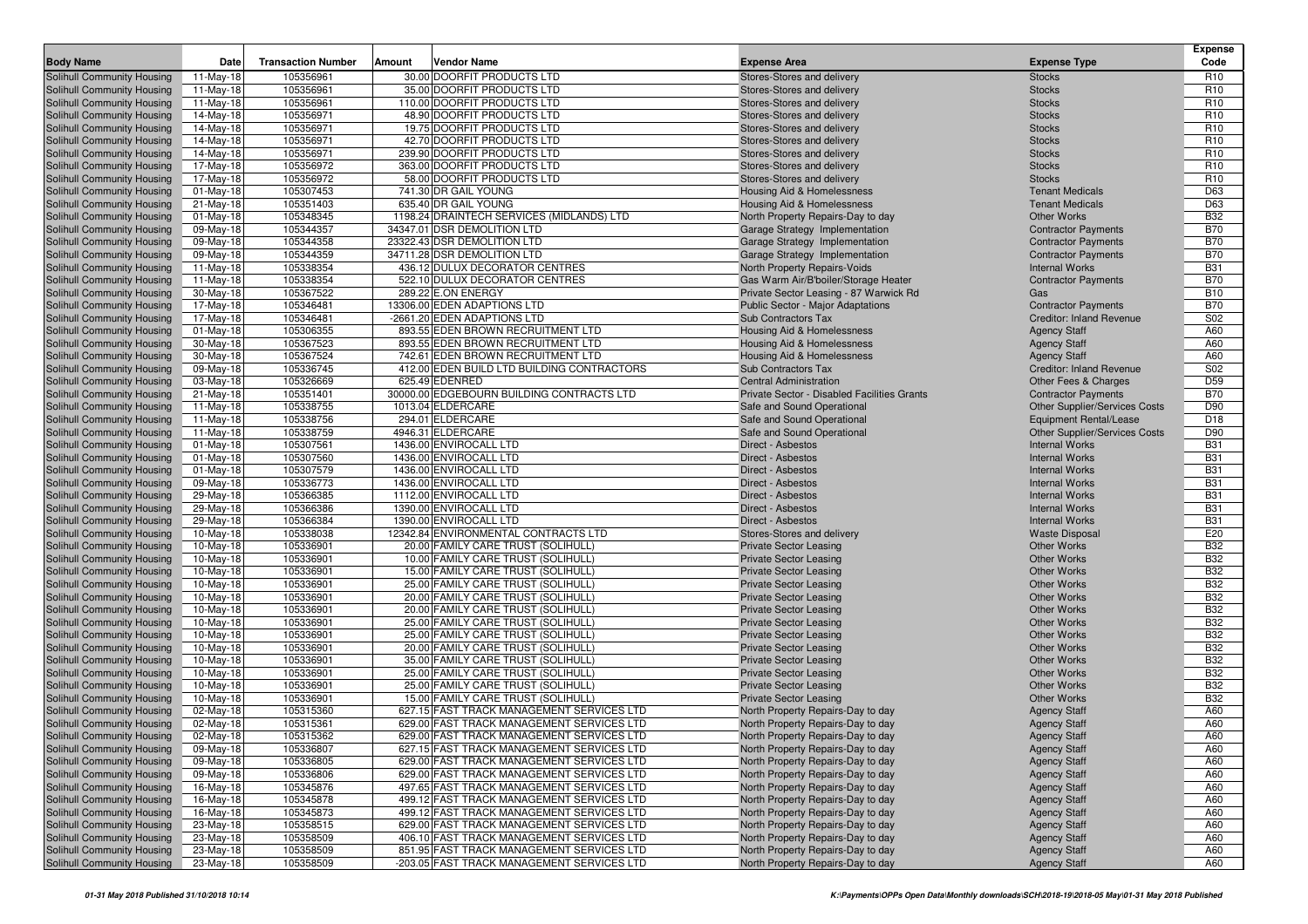| Body Name | Date | Transaction Number | Amount | Vendor Name | Expense Area | Expense Type | Expense Code |
|---|---|---|---|---|---|---|---|
| Solihull Community Housing | 11-May-18 | 105356961 | 30.00 | DOORFIT PRODUCTS LTD | Stores-Stores and delivery | Stocks | R10 |
| Solihull Community Housing | 11-May-18 | 105356961 | 35.00 | DOORFIT PRODUCTS LTD | Stores-Stores and delivery | Stocks | R10 |
| Solihull Community Housing | 11-May-18 | 105356961 | 110.00 | DOORFIT PRODUCTS LTD | Stores-Stores and delivery | Stocks | R10 |
| Solihull Community Housing | 14-May-18 | 105356971 | 48.90 | DOORFIT PRODUCTS LTD | Stores-Stores and delivery | Stocks | R10 |
| Solihull Community Housing | 14-May-18 | 105356971 | 19.75 | DOORFIT PRODUCTS LTD | Stores-Stores and delivery | Stocks | R10 |
| Solihull Community Housing | 14-May-18 | 105356971 | 42.70 | DOORFIT PRODUCTS LTD | Stores-Stores and delivery | Stocks | R10 |
| Solihull Community Housing | 14-May-18 | 105356971 | 239.90 | DOORFIT PRODUCTS LTD | Stores-Stores and delivery | Stocks | R10 |
| Solihull Community Housing | 17-May-18 | 105356972 | 363.00 | DOORFIT PRODUCTS LTD | Stores-Stores and delivery | Stocks | R10 |
| Solihull Community Housing | 17-May-18 | 105356972 | 58.00 | DOORFIT PRODUCTS LTD | Stores-Stores and delivery | Stocks | R10 |
| Solihull Community Housing | 01-May-18 | 105307453 | 741.30 | DR GAIL YOUNG | Housing Aid & Homelessness | Tenant Medicals | D63 |
| Solihull Community Housing | 21-May-18 | 105351403 | 635.40 | DR GAIL YOUNG | Housing Aid & Homelessness | Tenant Medicals | D63 |
| Solihull Community Housing | 01-May-18 | 105348345 | 1198.24 | DRAINTECH SERVICES (MIDLANDS) LTD | North Property Repairs-Day to day | Other Works | B32 |
| Solihull Community Housing | 09-May-18 | 105344357 | 34347.01 | DSR DEMOLITION LTD | Garage Strategy Implementation | Contractor Payments | B70 |
| Solihull Community Housing | 09-May-18 | 105344358 | 23322.43 | DSR DEMOLITION LTD | Garage Strategy Implementation | Contractor Payments | B70 |
| Solihull Community Housing | 09-May-18 | 105344359 | 34711.28 | DSR DEMOLITION LTD | Garage Strategy Implementation | Contractor Payments | B70 |
| Solihull Community Housing | 11-May-18 | 105338354 | 436.12 | DULUX DECORATOR CENTRES | North Property Repairs-Voids | Internal Works | B31 |
| Solihull Community Housing | 11-May-18 | 105338354 | 522.10 | DULUX DECORATOR CENTRES | Gas Warm Air/B'boiler/Storage Heater | Contractor Payments | B70 |
| Solihull Community Housing | 30-May-18 | 105367522 | 289.22 | E.ON ENERGY | Private Sector Leasing - 87 Warwick Rd | Gas | B10 |
| Solihull Community Housing | 17-May-18 | 105346481 | 13306.00 | EDEN ADAPTIONS LTD | Public Sector - Major Adaptations | Contractor Payments | B70 |
| Solihull Community Housing | 17-May-18 | 105346481 | -2661.20 | EDEN ADAPTIONS LTD | Sub Contractors Tax | Creditor: Inland Revenue | S02 |
| Solihull Community Housing | 01-May-18 | 105306355 | 893.55 | EDEN BROWN RECRUITMENT LTD | Housing Aid & Homelessness | Agency Staff | A60 |
| Solihull Community Housing | 30-May-18 | 105367523 | 893.55 | EDEN BROWN RECRUITMENT LTD | Housing Aid & Homelessness | Agency Staff | A60 |
| Solihull Community Housing | 30-May-18 | 105367524 | 742.61 | EDEN BROWN RECRUITMENT LTD | Housing Aid & Homelessness | Agency Staff | A60 |
| Solihull Community Housing | 09-May-18 | 105336745 | 412.00 | EDEN BUILD LTD BUILDING CONTRACTORS | Sub Contractors Tax | Creditor: Inland Revenue | S02 |
| Solihull Community Housing | 03-May-18 | 105326669 | 625.49 | EDENRED | Central Administration | Other Fees & Charges | D59 |
| Solihull Community Housing | 21-May-18 | 105351401 | 30000.00 | EDGEBOURN BUILDING CONTRACTS LTD | Private Sector - Disabled Facilities Grants | Contractor Payments | B70 |
| Solihull Community Housing | 11-May-18 | 105338755 | 1013.04 | ELDERCARE | Safe and Sound Operational | Other Supplier/Services Costs | D90 |
| Solihull Community Housing | 11-May-18 | 105338756 | 294.01 | ELDERCARE | Safe and Sound Operational | Equipment Rental/Lease | D18 |
| Solihull Community Housing | 11-May-18 | 105338759 | 4946.31 | ELDERCARE | Safe and Sound Operational | Other Supplier/Services Costs | D90 |
| Solihull Community Housing | 01-May-18 | 105307561 | 1436.00 | ENVIROCALL LTD | Direct - Asbestos | Internal Works | B31 |
| Solihull Community Housing | 01-May-18 | 105307560 | 1436.00 | ENVIROCALL LTD | Direct - Asbestos | Internal Works | B31 |
| Solihull Community Housing | 01-May-18 | 105307579 | 1436.00 | ENVIROCALL LTD | Direct - Asbestos | Internal Works | B31 |
| Solihull Community Housing | 09-May-18 | 105336773 | 1436.00 | ENVIROCALL LTD | Direct - Asbestos | Internal Works | B31 |
| Solihull Community Housing | 29-May-18 | 105366385 | 1112.00 | ENVIROCALL LTD | Direct - Asbestos | Internal Works | B31 |
| Solihull Community Housing | 29-May-18 | 105366386 | 1390.00 | ENVIROCALL LTD | Direct - Asbestos | Internal Works | B31 |
| Solihull Community Housing | 29-May-18 | 105366384 | 1390.00 | ENVIROCALL LTD | Direct - Asbestos | Internal Works | B31 |
| Solihull Community Housing | 10-May-18 | 105338038 | 12342.84 | ENVIRONMENTAL CONTRACTS LTD | Stores-Stores and delivery | Waste Disposal | E20 |
| Solihull Community Housing | 10-May-18 | 105336901 | 20.00 | FAMILY CARE TRUST (SOLIHULL) | Private Sector Leasing | Other Works | B32 |
| Solihull Community Housing | 10-May-18 | 105336901 | 10.00 | FAMILY CARE TRUST (SOLIHULL) | Private Sector Leasing | Other Works | B32 |
| Solihull Community Housing | 10-May-18 | 105336901 | 15.00 | FAMILY CARE TRUST (SOLIHULL) | Private Sector Leasing | Other Works | B32 |
| Solihull Community Housing | 10-May-18 | 105336901 | 25.00 | FAMILY CARE TRUST (SOLIHULL) | Private Sector Leasing | Other Works | B32 |
| Solihull Community Housing | 10-May-18 | 105336901 | 20.00 | FAMILY CARE TRUST (SOLIHULL) | Private Sector Leasing | Other Works | B32 |
| Solihull Community Housing | 10-May-18 | 105336901 | 20.00 | FAMILY CARE TRUST (SOLIHULL) | Private Sector Leasing | Other Works | B32 |
| Solihull Community Housing | 10-May-18 | 105336901 | 25.00 | FAMILY CARE TRUST (SOLIHULL) | Private Sector Leasing | Other Works | B32 |
| Solihull Community Housing | 10-May-18 | 105336901 | 25.00 | FAMILY CARE TRUST (SOLIHULL) | Private Sector Leasing | Other Works | B32 |
| Solihull Community Housing | 10-May-18 | 105336901 | 20.00 | FAMILY CARE TRUST (SOLIHULL) | Private Sector Leasing | Other Works | B32 |
| Solihull Community Housing | 10-May-18 | 105336901 | 35.00 | FAMILY CARE TRUST (SOLIHULL) | Private Sector Leasing | Other Works | B32 |
| Solihull Community Housing | 10-May-18 | 105336901 | 25.00 | FAMILY CARE TRUST (SOLIHULL) | Private Sector Leasing | Other Works | B32 |
| Solihull Community Housing | 10-May-18 | 105336901 | 25.00 | FAMILY CARE TRUST (SOLIHULL) | Private Sector Leasing | Other Works | B32 |
| Solihull Community Housing | 10-May-18 | 105336901 | 15.00 | FAMILY CARE TRUST (SOLIHULL) | Private Sector Leasing | Other Works | B32 |
| Solihull Community Housing | 02-May-18 | 105315360 | 627.15 | FAST TRACK MANAGEMENT SERVICES LTD | North Property Repairs-Day to day | Agency Staff | A60 |
| Solihull Community Housing | 02-May-18 | 105315361 | 629.00 | FAST TRACK MANAGEMENT SERVICES LTD | North Property Repairs-Day to day | Agency Staff | A60 |
| Solihull Community Housing | 02-May-18 | 105315362 | 629.00 | FAST TRACK MANAGEMENT SERVICES LTD | North Property Repairs-Day to day | Agency Staff | A60 |
| Solihull Community Housing | 09-May-18 | 105336807 | 627.15 | FAST TRACK MANAGEMENT SERVICES LTD | North Property Repairs-Day to day | Agency Staff | A60 |
| Solihull Community Housing | 09-May-18 | 105336805 | 629.00 | FAST TRACK MANAGEMENT SERVICES LTD | North Property Repairs-Day to day | Agency Staff | A60 |
| Solihull Community Housing | 09-May-18 | 105336806 | 629.00 | FAST TRACK MANAGEMENT SERVICES LTD | North Property Repairs-Day to day | Agency Staff | A60 |
| Solihull Community Housing | 16-May-18 | 105345876 | 497.65 | FAST TRACK MANAGEMENT SERVICES LTD | North Property Repairs-Day to day | Agency Staff | A60 |
| Solihull Community Housing | 16-May-18 | 105345878 | 499.12 | FAST TRACK MANAGEMENT SERVICES LTD | North Property Repairs-Day to day | Agency Staff | A60 |
| Solihull Community Housing | 16-May-18 | 105345873 | 499.12 | FAST TRACK MANAGEMENT SERVICES LTD | North Property Repairs-Day to day | Agency Staff | A60 |
| Solihull Community Housing | 23-May-18 | 105358515 | 629.00 | FAST TRACK MANAGEMENT SERVICES LTD | North Property Repairs-Day to day | Agency Staff | A60 |
| Solihull Community Housing | 23-May-18 | 105358509 | 406.10 | FAST TRACK MANAGEMENT SERVICES LTD | North Property Repairs-Day to day | Agency Staff | A60 |
| Solihull Community Housing | 23-May-18 | 105358509 | 851.95 | FAST TRACK MANAGEMENT SERVICES LTD | North Property Repairs-Day to day | Agency Staff | A60 |
| Solihull Community Housing | 23-May-18 | 105358509 | -203.05 | FAST TRACK MANAGEMENT SERVICES LTD | North Property Repairs-Day to day | Agency Staff | A60 |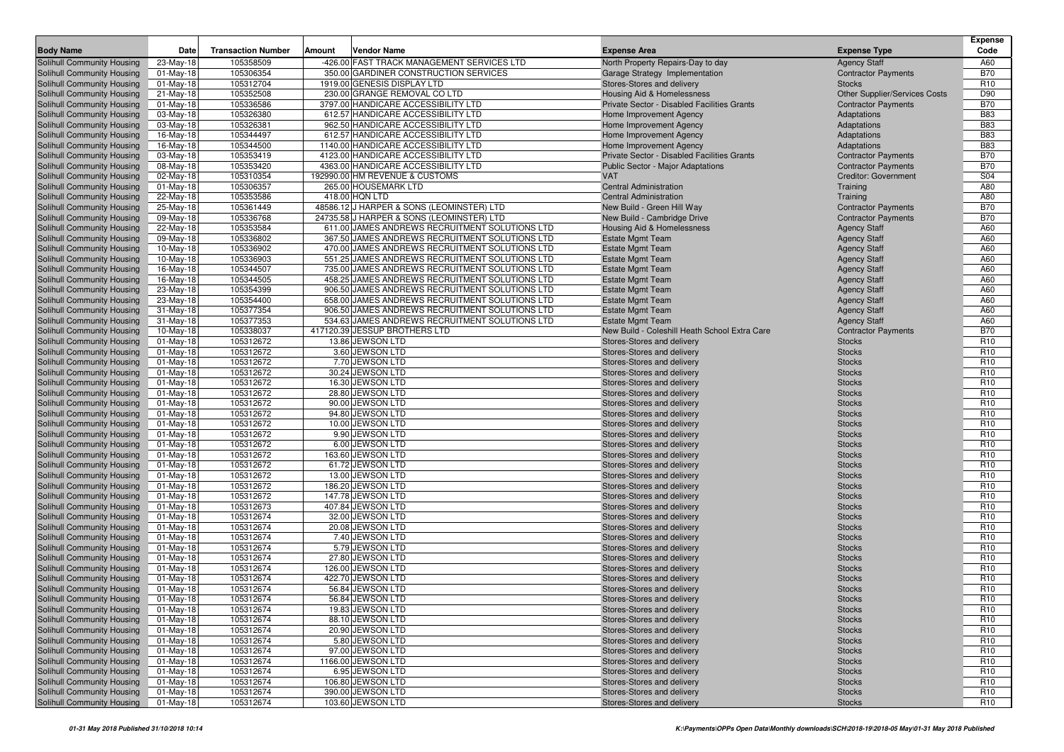| Body Name | Date | Transaction Number | Amount | Vendor Name | Expense Area | Expense Type | Expense Code |
|---|---|---|---|---|---|---|---|
| Solihull Community Housing | 23-May-18 | 105358509 | -426.00 | FAST TRACK MANAGEMENT SERVICES LTD | North Property Repairs-Day to day | Agency Staff | A60 |
| Solihull Community Housing | 01-May-18 | 105306354 | 350.00 | GARDINER CONSTRUCTION SERVICES | Garage Strategy Implementation | Contractor Payments | B70 |
| Solihull Community Housing | 01-May-18 | 105312704 | 1919.00 | GENESIS DISPLAY LTD | Stores-Stores and delivery | Stocks | R10 |
| Solihull Community Housing | 21-May-18 | 105352508 | 230.00 | GRANGE REMOVAL CO LTD | Housing Aid & Homelessness | Other Supplier/Services Costs | D90 |
| Solihull Community Housing | 01-May-18 | 105336586 | 3797.00 | HANDICARE ACCESSIBILITY LTD | Private Sector - Disabled Facilities Grants | Contractor Payments | B70 |
| Solihull Community Housing | 03-May-18 | 105326380 | 612.57 | HANDICARE ACCESSIBILITY LTD | Home Improvement Agency | Adaptations | B83 |
| Solihull Community Housing | 03-May-18 | 105326381 | 962.50 | HANDICARE ACCESSIBILITY LTD | Home Improvement Agency | Adaptations | B83 |
| Solihull Community Housing | 16-May-18 | 105344497 | 612.57 | HANDICARE ACCESSIBILITY LTD | Home Improvement Agency | Adaptations | B83 |
| Solihull Community Housing | 16-May-18 | 105344500 | 1140.00 | HANDICARE ACCESSIBILITY LTD | Home Improvement Agency | Adaptations | B83 |
| Solihull Community Housing | 03-May-18 | 105353419 | 4123.00 | HANDICARE ACCESSIBILITY LTD | Private Sector - Disabled Facilities Grants | Contractor Payments | B70 |
| Solihull Community Housing | 08-May-18 | 105353420 | 4363.00 | HANDICARE ACCESSIBILITY LTD | Public Sector - Major Adaptations | Contractor Payments | B70 |
| Solihull Community Housing | 02-May-18 | 105310354 | 192990.00 | HM REVENUE & CUSTOMS | VAT | Creditor: Government | S04 |
| Solihull Community Housing | 01-May-18 | 105306357 | 265.00 | HOUSEMARK LTD | Central Administration | Training | A80 |
| Solihull Community Housing | 22-May-18 | 105353586 | 418.00 | HQN LTD | Central Administration | Training | A80 |
| Solihull Community Housing | 25-May-18 | 105361449 | 48586.12 | J HARPER & SONS (LEOMINSTER) LTD | New Build - Green Hill Way | Contractor Payments | B70 |
| Solihull Community Housing | 09-May-18 | 105336768 | 24735.58 | J HARPER & SONS (LEOMINSTER) LTD | New Build - Cambridge Drive | Contractor Payments | B70 |
| Solihull Community Housing | 22-May-18 | 105353584 | 611.00 | JAMES ANDREWS RECRUITMENT SOLUTIONS LTD | Housing Aid & Homelessness | Agency Staff | A60 |
| Solihull Community Housing | 09-May-18 | 105336802 | 367.50 | JAMES ANDREWS RECRUITMENT SOLUTIONS LTD | Estate Mgmt Team | Agency Staff | A60 |
| Solihull Community Housing | 10-May-18 | 105336902 | 470.00 | JAMES ANDREWS RECRUITMENT SOLUTIONS LTD | Estate Mgmt Team | Agency Staff | A60 |
| Solihull Community Housing | 10-May-18 | 105336903 | 551.25 | JAMES ANDREWS RECRUITMENT SOLUTIONS LTD | Estate Mgmt Team | Agency Staff | A60 |
| Solihull Community Housing | 16-May-18 | 105344507 | 735.00 | JAMES ANDREWS RECRUITMENT SOLUTIONS LTD | Estate Mgmt Team | Agency Staff | A60 |
| Solihull Community Housing | 16-May-18 | 105344505 | 458.25 | JAMES ANDREWS RECRUITMENT SOLUTIONS LTD | Estate Mgmt Team | Agency Staff | A60 |
| Solihull Community Housing | 23-May-18 | 105354399 | 906.50 | JAMES ANDREWS RECRUITMENT SOLUTIONS LTD | Estate Mgmt Team | Agency Staff | A60 |
| Solihull Community Housing | 23-May-18 | 105354400 | 658.00 | JAMES ANDREWS RECRUITMENT SOLUTIONS LTD | Estate Mgmt Team | Agency Staff | A60 |
| Solihull Community Housing | 31-May-18 | 105377354 | 906.50 | JAMES ANDREWS RECRUITMENT SOLUTIONS LTD | Estate Mgmt Team | Agency Staff | A60 |
| Solihull Community Housing | 31-May-18 | 105377353 | 534.63 | JAMES ANDREWS RECRUITMENT SOLUTIONS LTD | Estate Mgmt Team | Agency Staff | A60 |
| Solihull Community Housing | 10-May-18 | 105338037 | 417120.39 | JESSUP BROTHERS LTD | New Build - Coleshill Heath School Extra Care | Contractor Payments | B70 |
| Solihull Community Housing | 01-May-18 | 105312672 | 13.86 | JEWSON LTD | Stores-Stores and delivery | Stocks | R10 |
| Solihull Community Housing | 01-May-18 | 105312672 | 3.60 | JEWSON LTD | Stores-Stores and delivery | Stocks | R10 |
| Solihull Community Housing | 01-May-18 | 105312672 | 7.70 | JEWSON LTD | Stores-Stores and delivery | Stocks | R10 |
| Solihull Community Housing | 01-May-18 | 105312672 | 30.24 | JEWSON LTD | Stores-Stores and delivery | Stocks | R10 |
| Solihull Community Housing | 01-May-18 | 105312672 | 16.30 | JEWSON LTD | Stores-Stores and delivery | Stocks | R10 |
| Solihull Community Housing | 01-May-18 | 105312672 | 28.80 | JEWSON LTD | Stores-Stores and delivery | Stocks | R10 |
| Solihull Community Housing | 01-May-18 | 105312672 | 90.00 | JEWSON LTD | Stores-Stores and delivery | Stocks | R10 |
| Solihull Community Housing | 01-May-18 | 105312672 | 94.80 | JEWSON LTD | Stores-Stores and delivery | Stocks | R10 |
| Solihull Community Housing | 01-May-18 | 105312672 | 10.00 | JEWSON LTD | Stores-Stores and delivery | Stocks | R10 |
| Solihull Community Housing | 01-May-18 | 105312672 | 9.90 | JEWSON LTD | Stores-Stores and delivery | Stocks | R10 |
| Solihull Community Housing | 01-May-18 | 105312672 | 6.00 | JEWSON LTD | Stores-Stores and delivery | Stocks | R10 |
| Solihull Community Housing | 01-May-18 | 105312672 | 163.60 | JEWSON LTD | Stores-Stores and delivery | Stocks | R10 |
| Solihull Community Housing | 01-May-18 | 105312672 | 61.72 | JEWSON LTD | Stores-Stores and delivery | Stocks | R10 |
| Solihull Community Housing | 01-May-18 | 105312672 | 13.00 | JEWSON LTD | Stores-Stores and delivery | Stocks | R10 |
| Solihull Community Housing | 01-May-18 | 105312672 | 186.20 | JEWSON LTD | Stores-Stores and delivery | Stocks | R10 |
| Solihull Community Housing | 01-May-18 | 105312672 | 147.78 | JEWSON LTD | Stores-Stores and delivery | Stocks | R10 |
| Solihull Community Housing | 01-May-18 | 105312673 | 407.84 | JEWSON LTD | Stores-Stores and delivery | Stocks | R10 |
| Solihull Community Housing | 01-May-18 | 105312674 | 32.00 | JEWSON LTD | Stores-Stores and delivery | Stocks | R10 |
| Solihull Community Housing | 01-May-18 | 105312674 | 20.08 | JEWSON LTD | Stores-Stores and delivery | Stocks | R10 |
| Solihull Community Housing | 01-May-18 | 105312674 | 7.40 | JEWSON LTD | Stores-Stores and delivery | Stocks | R10 |
| Solihull Community Housing | 01-May-18 | 105312674 | 5.79 | JEWSON LTD | Stores-Stores and delivery | Stocks | R10 |
| Solihull Community Housing | 01-May-18 | 105312674 | 27.80 | JEWSON LTD | Stores-Stores and delivery | Stocks | R10 |
| Solihull Community Housing | 01-May-18 | 105312674 | 126.00 | JEWSON LTD | Stores-Stores and delivery | Stocks | R10 |
| Solihull Community Housing | 01-May-18 | 105312674 | 422.70 | JEWSON LTD | Stores-Stores and delivery | Stocks | R10 |
| Solihull Community Housing | 01-May-18 | 105312674 | 56.84 | JEWSON LTD | Stores-Stores and delivery | Stocks | R10 |
| Solihull Community Housing | 01-May-18 | 105312674 | 56.84 | JEWSON LTD | Stores-Stores and delivery | Stocks | R10 |
| Solihull Community Housing | 01-May-18 | 105312674 | 19.83 | JEWSON LTD | Stores-Stores and delivery | Stocks | R10 |
| Solihull Community Housing | 01-May-18 | 105312674 | 88.10 | JEWSON LTD | Stores-Stores and delivery | Stocks | R10 |
| Solihull Community Housing | 01-May-18 | 105312674 | 20.90 | JEWSON LTD | Stores-Stores and delivery | Stocks | R10 |
| Solihull Community Housing | 01-May-18 | 105312674 | 5.80 | JEWSON LTD | Stores-Stores and delivery | Stocks | R10 |
| Solihull Community Housing | 01-May-18 | 105312674 | 97.00 | JEWSON LTD | Stores-Stores and delivery | Stocks | R10 |
| Solihull Community Housing | 01-May-18 | 105312674 | 1166.00 | JEWSON LTD | Stores-Stores and delivery | Stocks | R10 |
| Solihull Community Housing | 01-May-18 | 105312674 | 6.95 | JEWSON LTD | Stores-Stores and delivery | Stocks | R10 |
| Solihull Community Housing | 01-May-18 | 105312674 | 106.80 | JEWSON LTD | Stores-Stores and delivery | Stocks | R10 |
| Solihull Community Housing | 01-May-18 | 105312674 | 390.00 | JEWSON LTD | Stores-Stores and delivery | Stocks | R10 |
| Solihull Community Housing | 01-May-18 | 105312674 | 103.60 | JEWSON LTD | Stores-Stores and delivery | Stocks | R10 |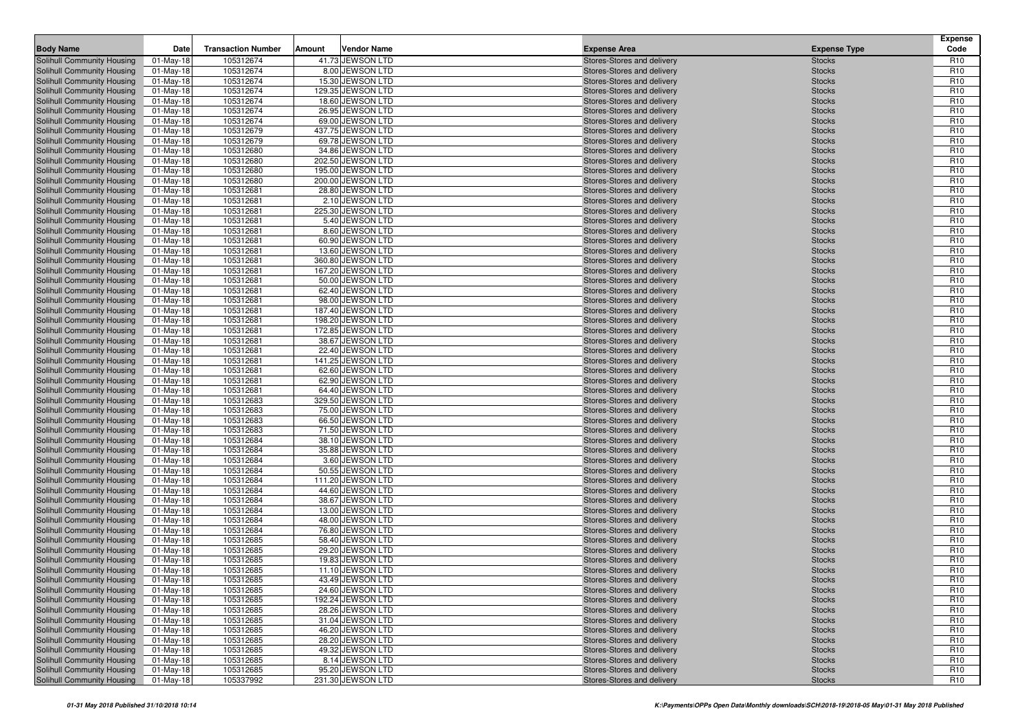| Body Name | Date | Transaction Number | Amount | Vendor Name | Expense Area | Expense Type | Expense Code |
|---|---|---|---|---|---|---|---|
| Solihull Community Housing | 01-May-18 | 105312674 | 41.73 | JEWSON LTD | Stores-Stores and delivery | Stocks | R10 |
| Solihull Community Housing | 01-May-18 | 105312674 | 8.00 | JEWSON LTD | Stores-Stores and delivery | Stocks | R10 |
| Solihull Community Housing | 01-May-18 | 105312674 | 15.30 | JEWSON LTD | Stores-Stores and delivery | Stocks | R10 |
| Solihull Community Housing | 01-May-18 | 105312674 | 129.35 | JEWSON LTD | Stores-Stores and delivery | Stocks | R10 |
| Solihull Community Housing | 01-May-18 | 105312674 | 18.60 | JEWSON LTD | Stores-Stores and delivery | Stocks | R10 |
| Solihull Community Housing | 01-May-18 | 105312674 | 26.95 | JEWSON LTD | Stores-Stores and delivery | Stocks | R10 |
| Solihull Community Housing | 01-May-18 | 105312674 | 69.00 | JEWSON LTD | Stores-Stores and delivery | Stocks | R10 |
| Solihull Community Housing | 01-May-18 | 105312679 | 437.75 | JEWSON LTD | Stores-Stores and delivery | Stocks | R10 |
| Solihull Community Housing | 01-May-18 | 105312679 | 69.78 | JEWSON LTD | Stores-Stores and delivery | Stocks | R10 |
| Solihull Community Housing | 01-May-18 | 105312680 | 34.86 | JEWSON LTD | Stores-Stores and delivery | Stocks | R10 |
| Solihull Community Housing | 01-May-18 | 105312680 | 202.50 | JEWSON LTD | Stores-Stores and delivery | Stocks | R10 |
| Solihull Community Housing | 01-May-18 | 105312680 | 195.00 | JEWSON LTD | Stores-Stores and delivery | Stocks | R10 |
| Solihull Community Housing | 01-May-18 | 105312680 | 200.00 | JEWSON LTD | Stores-Stores and delivery | Stocks | R10 |
| Solihull Community Housing | 01-May-18 | 105312681 | 28.80 | JEWSON LTD | Stores-Stores and delivery | Stocks | R10 |
| Solihull Community Housing | 01-May-18 | 105312681 | 2.10 | JEWSON LTD | Stores-Stores and delivery | Stocks | R10 |
| Solihull Community Housing | 01-May-18 | 105312681 | 225.30 | JEWSON LTD | Stores-Stores and delivery | Stocks | R10 |
| Solihull Community Housing | 01-May-18 | 105312681 | 5.40 | JEWSON LTD | Stores-Stores and delivery | Stocks | R10 |
| Solihull Community Housing | 01-May-18 | 105312681 | 8.60 | JEWSON LTD | Stores-Stores and delivery | Stocks | R10 |
| Solihull Community Housing | 01-May-18 | 105312681 | 60.90 | JEWSON LTD | Stores-Stores and delivery | Stocks | R10 |
| Solihull Community Housing | 01-May-18 | 105312681 | 13.60 | JEWSON LTD | Stores-Stores and delivery | Stocks | R10 |
| Solihull Community Housing | 01-May-18 | 105312681 | 360.80 | JEWSON LTD | Stores-Stores and delivery | Stocks | R10 |
| Solihull Community Housing | 01-May-18 | 105312681 | 167.20 | JEWSON LTD | Stores-Stores and delivery | Stocks | R10 |
| Solihull Community Housing | 01-May-18 | 105312681 | 50.00 | JEWSON LTD | Stores-Stores and delivery | Stocks | R10 |
| Solihull Community Housing | 01-May-18 | 105312681 | 62.40 | JEWSON LTD | Stores-Stores and delivery | Stocks | R10 |
| Solihull Community Housing | 01-May-18 | 105312681 | 98.00 | JEWSON LTD | Stores-Stores and delivery | Stocks | R10 |
| Solihull Community Housing | 01-May-18 | 105312681 | 187.40 | JEWSON LTD | Stores-Stores and delivery | Stocks | R10 |
| Solihull Community Housing | 01-May-18 | 105312681 | 198.20 | JEWSON LTD | Stores-Stores and delivery | Stocks | R10 |
| Solihull Community Housing | 01-May-18 | 105312681 | 172.85 | JEWSON LTD | Stores-Stores and delivery | Stocks | R10 |
| Solihull Community Housing | 01-May-18 | 105312681 | 38.67 | JEWSON LTD | Stores-Stores and delivery | Stocks | R10 |
| Solihull Community Housing | 01-May-18 | 105312681 | 22.40 | JEWSON LTD | Stores-Stores and delivery | Stocks | R10 |
| Solihull Community Housing | 01-May-18 | 105312681 | 141.25 | JEWSON LTD | Stores-Stores and delivery | Stocks | R10 |
| Solihull Community Housing | 01-May-18 | 105312681 | 62.60 | JEWSON LTD | Stores-Stores and delivery | Stocks | R10 |
| Solihull Community Housing | 01-May-18 | 105312681 | 62.90 | JEWSON LTD | Stores-Stores and delivery | Stocks | R10 |
| Solihull Community Housing | 01-May-18 | 105312681 | 64.40 | JEWSON LTD | Stores-Stores and delivery | Stocks | R10 |
| Solihull Community Housing | 01-May-18 | 105312683 | 329.50 | JEWSON LTD | Stores-Stores and delivery | Stocks | R10 |
| Solihull Community Housing | 01-May-18 | 105312683 | 75.00 | JEWSON LTD | Stores-Stores and delivery | Stocks | R10 |
| Solihull Community Housing | 01-May-18 | 105312683 | 66.50 | JEWSON LTD | Stores-Stores and delivery | Stocks | R10 |
| Solihull Community Housing | 01-May-18 | 105312683 | 71.50 | JEWSON LTD | Stores-Stores and delivery | Stocks | R10 |
| Solihull Community Housing | 01-May-18 | 105312684 | 38.10 | JEWSON LTD | Stores-Stores and delivery | Stocks | R10 |
| Solihull Community Housing | 01-May-18 | 105312684 | 35.88 | JEWSON LTD | Stores-Stores and delivery | Stocks | R10 |
| Solihull Community Housing | 01-May-18 | 105312684 | 3.60 | JEWSON LTD | Stores-Stores and delivery | Stocks | R10 |
| Solihull Community Housing | 01-May-18 | 105312684 | 50.55 | JEWSON LTD | Stores-Stores and delivery | Stocks | R10 |
| Solihull Community Housing | 01-May-18 | 105312684 | 111.20 | JEWSON LTD | Stores-Stores and delivery | Stocks | R10 |
| Solihull Community Housing | 01-May-18 | 105312684 | 44.60 | JEWSON LTD | Stores-Stores and delivery | Stocks | R10 |
| Solihull Community Housing | 01-May-18 | 105312684 | 38.67 | JEWSON LTD | Stores-Stores and delivery | Stocks | R10 |
| Solihull Community Housing | 01-May-18 | 105312684 | 13.00 | JEWSON LTD | Stores-Stores and delivery | Stocks | R10 |
| Solihull Community Housing | 01-May-18 | 105312684 | 48.00 | JEWSON LTD | Stores-Stores and delivery | Stocks | R10 |
| Solihull Community Housing | 01-May-18 | 105312684 | 76.80 | JEWSON LTD | Stores-Stores and delivery | Stocks | R10 |
| Solihull Community Housing | 01-May-18 | 105312685 | 58.40 | JEWSON LTD | Stores-Stores and delivery | Stocks | R10 |
| Solihull Community Housing | 01-May-18 | 105312685 | 29.20 | JEWSON LTD | Stores-Stores and delivery | Stocks | R10 |
| Solihull Community Housing | 01-May-18 | 105312685 | 19.83 | JEWSON LTD | Stores-Stores and delivery | Stocks | R10 |
| Solihull Community Housing | 01-May-18 | 105312685 | 11.10 | JEWSON LTD | Stores-Stores and delivery | Stocks | R10 |
| Solihull Community Housing | 01-May-18 | 105312685 | 43.49 | JEWSON LTD | Stores-Stores and delivery | Stocks | R10 |
| Solihull Community Housing | 01-May-18 | 105312685 | 24.60 | JEWSON LTD | Stores-Stores and delivery | Stocks | R10 |
| Solihull Community Housing | 01-May-18 | 105312685 | 192.24 | JEWSON LTD | Stores-Stores and delivery | Stocks | R10 |
| Solihull Community Housing | 01-May-18 | 105312685 | 28.26 | JEWSON LTD | Stores-Stores and delivery | Stocks | R10 |
| Solihull Community Housing | 01-May-18 | 105312685 | 31.04 | JEWSON LTD | Stores-Stores and delivery | Stocks | R10 |
| Solihull Community Housing | 01-May-18 | 105312685 | 46.20 | JEWSON LTD | Stores-Stores and delivery | Stocks | R10 |
| Solihull Community Housing | 01-May-18 | 105312685 | 28.20 | JEWSON LTD | Stores-Stores and delivery | Stocks | R10 |
| Solihull Community Housing | 01-May-18 | 105312685 | 49.32 | JEWSON LTD | Stores-Stores and delivery | Stocks | R10 |
| Solihull Community Housing | 01-May-18 | 105312685 | 8.14 | JEWSON LTD | Stores-Stores and delivery | Stocks | R10 |
| Solihull Community Housing | 01-May-18 | 105312685 | 95.20 | JEWSON LTD | Stores-Stores and delivery | Stocks | R10 |
| Solihull Community Housing | 01-May-18 | 105337992 | 231.30 | JEWSON LTD | Stores-Stores and delivery | Stocks | R10 |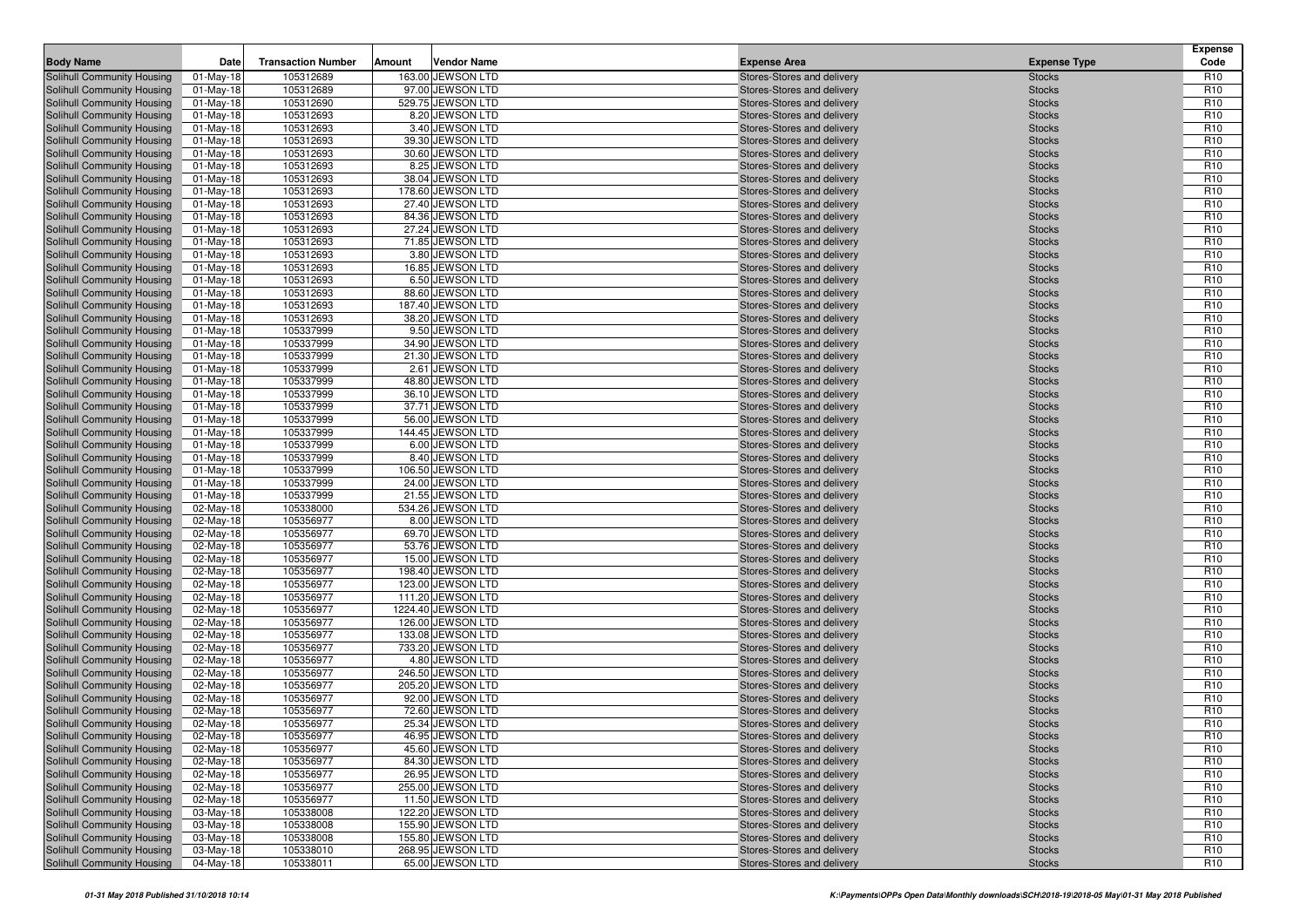| Body Name | Date | Transaction Number | Amount | Vendor Name | Expense Area | Expense Type | Expense Code |
|---|---|---|---|---|---|---|---|
| Solihull Community Housing | 01-May-18 | 105312689 | 163.00 | JEWSON LTD | Stores-Stores and delivery | Stocks | R10 |
| Solihull Community Housing | 01-May-18 | 105312689 | 97.00 | JEWSON LTD | Stores-Stores and delivery | Stocks | R10 |
| Solihull Community Housing | 01-May-18 | 105312690 | 529.75 | JEWSON LTD | Stores-Stores and delivery | Stocks | R10 |
| Solihull Community Housing | 01-May-18 | 105312693 | 8.20 | JEWSON LTD | Stores-Stores and delivery | Stocks | R10 |
| Solihull Community Housing | 01-May-18 | 105312693 | 3.40 | JEWSON LTD | Stores-Stores and delivery | Stocks | R10 |
| Solihull Community Housing | 01-May-18 | 105312693 | 39.30 | JEWSON LTD | Stores-Stores and delivery | Stocks | R10 |
| Solihull Community Housing | 01-May-18 | 105312693 | 30.60 | JEWSON LTD | Stores-Stores and delivery | Stocks | R10 |
| Solihull Community Housing | 01-May-18 | 105312693 | 8.25 | JEWSON LTD | Stores-Stores and delivery | Stocks | R10 |
| Solihull Community Housing | 01-May-18 | 105312693 | 38.04 | JEWSON LTD | Stores-Stores and delivery | Stocks | R10 |
| Solihull Community Housing | 01-May-18 | 105312693 | 178.60 | JEWSON LTD | Stores-Stores and delivery | Stocks | R10 |
| Solihull Community Housing | 01-May-18 | 105312693 | 27.40 | JEWSON LTD | Stores-Stores and delivery | Stocks | R10 |
| Solihull Community Housing | 01-May-18 | 105312693 | 84.36 | JEWSON LTD | Stores-Stores and delivery | Stocks | R10 |
| Solihull Community Housing | 01-May-18 | 105312693 | 27.24 | JEWSON LTD | Stores-Stores and delivery | Stocks | R10 |
| Solihull Community Housing | 01-May-18 | 105312693 | 71.85 | JEWSON LTD | Stores-Stores and delivery | Stocks | R10 |
| Solihull Community Housing | 01-May-18 | 105312693 | 3.80 | JEWSON LTD | Stores-Stores and delivery | Stocks | R10 |
| Solihull Community Housing | 01-May-18 | 105312693 | 16.85 | JEWSON LTD | Stores-Stores and delivery | Stocks | R10 |
| Solihull Community Housing | 01-May-18 | 105312693 | 6.50 | JEWSON LTD | Stores-Stores and delivery | Stocks | R10 |
| Solihull Community Housing | 01-May-18 | 105312693 | 88.60 | JEWSON LTD | Stores-Stores and delivery | Stocks | R10 |
| Solihull Community Housing | 01-May-18 | 105312693 | 187.40 | JEWSON LTD | Stores-Stores and delivery | Stocks | R10 |
| Solihull Community Housing | 01-May-18 | 105312693 | 38.20 | JEWSON LTD | Stores-Stores and delivery | Stocks | R10 |
| Solihull Community Housing | 01-May-18 | 105337999 | 9.50 | JEWSON LTD | Stores-Stores and delivery | Stocks | R10 |
| Solihull Community Housing | 01-May-18 | 105337999 | 34.90 | JEWSON LTD | Stores-Stores and delivery | Stocks | R10 |
| Solihull Community Housing | 01-May-18 | 105337999 | 21.30 | JEWSON LTD | Stores-Stores and delivery | Stocks | R10 |
| Solihull Community Housing | 01-May-18 | 105337999 | 2.61 | JEWSON LTD | Stores-Stores and delivery | Stocks | R10 |
| Solihull Community Housing | 01-May-18 | 105337999 | 48.80 | JEWSON LTD | Stores-Stores and delivery | Stocks | R10 |
| Solihull Community Housing | 01-May-18 | 105337999 | 36.10 | JEWSON LTD | Stores-Stores and delivery | Stocks | R10 |
| Solihull Community Housing | 01-May-18 | 105337999 | 37.71 | JEWSON LTD | Stores-Stores and delivery | Stocks | R10 |
| Solihull Community Housing | 01-May-18 | 105337999 | 56.00 | JEWSON LTD | Stores-Stores and delivery | Stocks | R10 |
| Solihull Community Housing | 01-May-18 | 105337999 | 144.45 | JEWSON LTD | Stores-Stores and delivery | Stocks | R10 |
| Solihull Community Housing | 01-May-18 | 105337999 | 6.00 | JEWSON LTD | Stores-Stores and delivery | Stocks | R10 |
| Solihull Community Housing | 01-May-18 | 105337999 | 8.40 | JEWSON LTD | Stores-Stores and delivery | Stocks | R10 |
| Solihull Community Housing | 01-May-18 | 105337999 | 106.50 | JEWSON LTD | Stores-Stores and delivery | Stocks | R10 |
| Solihull Community Housing | 01-May-18 | 105337999 | 24.00 | JEWSON LTD | Stores-Stores and delivery | Stocks | R10 |
| Solihull Community Housing | 01-May-18 | 105337999 | 21.55 | JEWSON LTD | Stores-Stores and delivery | Stocks | R10 |
| Solihull Community Housing | 02-May-18 | 105338000 | 534.26 | JEWSON LTD | Stores-Stores and delivery | Stocks | R10 |
| Solihull Community Housing | 02-May-18 | 105356977 | 8.00 | JEWSON LTD | Stores-Stores and delivery | Stocks | R10 |
| Solihull Community Housing | 02-May-18 | 105356977 | 69.70 | JEWSON LTD | Stores-Stores and delivery | Stocks | R10 |
| Solihull Community Housing | 02-May-18 | 105356977 | 53.76 | JEWSON LTD | Stores-Stores and delivery | Stocks | R10 |
| Solihull Community Housing | 02-May-18 | 105356977 | 15.00 | JEWSON LTD | Stores-Stores and delivery | Stocks | R10 |
| Solihull Community Housing | 02-May-18 | 105356977 | 198.40 | JEWSON LTD | Stores-Stores and delivery | Stocks | R10 |
| Solihull Community Housing | 02-May-18 | 105356977 | 123.00 | JEWSON LTD | Stores-Stores and delivery | Stocks | R10 |
| Solihull Community Housing | 02-May-18 | 105356977 | 111.20 | JEWSON LTD | Stores-Stores and delivery | Stocks | R10 |
| Solihull Community Housing | 02-May-18 | 105356977 | 1224.40 | JEWSON LTD | Stores-Stores and delivery | Stocks | R10 |
| Solihull Community Housing | 02-May-18 | 105356977 | 126.00 | JEWSON LTD | Stores-Stores and delivery | Stocks | R10 |
| Solihull Community Housing | 02-May-18 | 105356977 | 133.08 | JEWSON LTD | Stores-Stores and delivery | Stocks | R10 |
| Solihull Community Housing | 02-May-18 | 105356977 | 733.20 | JEWSON LTD | Stores-Stores and delivery | Stocks | R10 |
| Solihull Community Housing | 02-May-18 | 105356977 | 4.80 | JEWSON LTD | Stores-Stores and delivery | Stocks | R10 |
| Solihull Community Housing | 02-May-18 | 105356977 | 246.50 | JEWSON LTD | Stores-Stores and delivery | Stocks | R10 |
| Solihull Community Housing | 02-May-18 | 105356977 | 205.20 | JEWSON LTD | Stores-Stores and delivery | Stocks | R10 |
| Solihull Community Housing | 02-May-18 | 105356977 | 92.00 | JEWSON LTD | Stores-Stores and delivery | Stocks | R10 |
| Solihull Community Housing | 02-May-18 | 105356977 | 72.60 | JEWSON LTD | Stores-Stores and delivery | Stocks | R10 |
| Solihull Community Housing | 02-May-18 | 105356977 | 25.34 | JEWSON LTD | Stores-Stores and delivery | Stocks | R10 |
| Solihull Community Housing | 02-May-18 | 105356977 | 46.95 | JEWSON LTD | Stores-Stores and delivery | Stocks | R10 |
| Solihull Community Housing | 02-May-18 | 105356977 | 45.60 | JEWSON LTD | Stores-Stores and delivery | Stocks | R10 |
| Solihull Community Housing | 02-May-18 | 105356977 | 84.30 | JEWSON LTD | Stores-Stores and delivery | Stocks | R10 |
| Solihull Community Housing | 02-May-18 | 105356977 | 26.95 | JEWSON LTD | Stores-Stores and delivery | Stocks | R10 |
| Solihull Community Housing | 02-May-18 | 105356977 | 255.00 | JEWSON LTD | Stores-Stores and delivery | Stocks | R10 |
| Solihull Community Housing | 02-May-18 | 105356977 | 11.50 | JEWSON LTD | Stores-Stores and delivery | Stocks | R10 |
| Solihull Community Housing | 03-May-18 | 105338008 | 122.20 | JEWSON LTD | Stores-Stores and delivery | Stocks | R10 |
| Solihull Community Housing | 03-May-18 | 105338008 | 155.90 | JEWSON LTD | Stores-Stores and delivery | Stocks | R10 |
| Solihull Community Housing | 03-May-18 | 105338008 | 155.80 | JEWSON LTD | Stores-Stores and delivery | Stocks | R10 |
| Solihull Community Housing | 03-May-18 | 105338010 | 268.95 | JEWSON LTD | Stores-Stores and delivery | Stocks | R10 |
| Solihull Community Housing | 04-May-18 | 105338011 | 65.00 | JEWSON LTD | Stores-Stores and delivery | Stocks | R10 |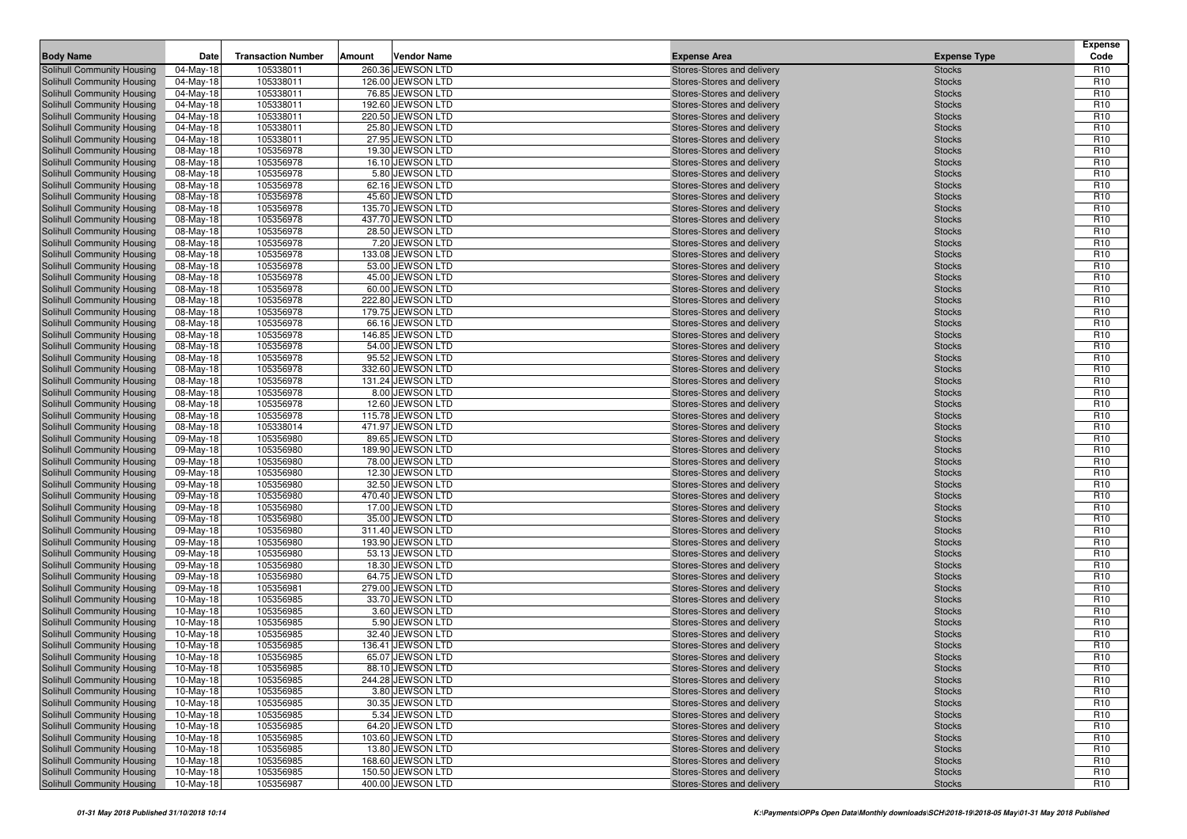| Body Name | Date | Transaction Number | Amount | Vendor Name | Expense Area | Expense Type | Expense Code |
|---|---|---|---|---|---|---|---|
| Solihull Community Housing | 04-May-18 | 105338011 | 260.36 | JEWSON LTD | Stores-Stores and delivery | Stocks | R10 |
| Solihull Community Housing | 04-May-18 | 105338011 | 126.00 | JEWSON LTD | Stores-Stores and delivery | Stocks | R10 |
| Solihull Community Housing | 04-May-18 | 105338011 | 76.85 | JEWSON LTD | Stores-Stores and delivery | Stocks | R10 |
| Solihull Community Housing | 04-May-18 | 105338011 | 192.60 | JEWSON LTD | Stores-Stores and delivery | Stocks | R10 |
| Solihull Community Housing | 04-May-18 | 105338011 | 220.50 | JEWSON LTD | Stores-Stores and delivery | Stocks | R10 |
| Solihull Community Housing | 04-May-18 | 105338011 | 25.80 | JEWSON LTD | Stores-Stores and delivery | Stocks | R10 |
| Solihull Community Housing | 04-May-18 | 105338011 | 27.95 | JEWSON LTD | Stores-Stores and delivery | Stocks | R10 |
| Solihull Community Housing | 08-May-18 | 105356978 | 19.30 | JEWSON LTD | Stores-Stores and delivery | Stocks | R10 |
| Solihull Community Housing | 08-May-18 | 105356978 | 16.10 | JEWSON LTD | Stores-Stores and delivery | Stocks | R10 |
| Solihull Community Housing | 08-May-18 | 105356978 | 5.80 | JEWSON LTD | Stores-Stores and delivery | Stocks | R10 |
| Solihull Community Housing | 08-May-18 | 105356978 | 62.16 | JEWSON LTD | Stores-Stores and delivery | Stocks | R10 |
| Solihull Community Housing | 08-May-18 | 105356978 | 45.60 | JEWSON LTD | Stores-Stores and delivery | Stocks | R10 |
| Solihull Community Housing | 08-May-18 | 105356978 | 135.70 | JEWSON LTD | Stores-Stores and delivery | Stocks | R10 |
| Solihull Community Housing | 08-May-18 | 105356978 | 437.70 | JEWSON LTD | Stores-Stores and delivery | Stocks | R10 |
| Solihull Community Housing | 08-May-18 | 105356978 | 28.50 | JEWSON LTD | Stores-Stores and delivery | Stocks | R10 |
| Solihull Community Housing | 08-May-18 | 105356978 | 7.20 | JEWSON LTD | Stores-Stores and delivery | Stocks | R10 |
| Solihull Community Housing | 08-May-18 | 105356978 | 133.08 | JEWSON LTD | Stores-Stores and delivery | Stocks | R10 |
| Solihull Community Housing | 08-May-18 | 105356978 | 53.00 | JEWSON LTD | Stores-Stores and delivery | Stocks | R10 |
| Solihull Community Housing | 08-May-18 | 105356978 | 45.00 | JEWSON LTD | Stores-Stores and delivery | Stocks | R10 |
| Solihull Community Housing | 08-May-18 | 105356978 | 60.00 | JEWSON LTD | Stores-Stores and delivery | Stocks | R10 |
| Solihull Community Housing | 08-May-18 | 105356978 | 222.80 | JEWSON LTD | Stores-Stores and delivery | Stocks | R10 |
| Solihull Community Housing | 08-May-18 | 105356978 | 179.75 | JEWSON LTD | Stores-Stores and delivery | Stocks | R10 |
| Solihull Community Housing | 08-May-18 | 105356978 | 66.16 | JEWSON LTD | Stores-Stores and delivery | Stocks | R10 |
| Solihull Community Housing | 08-May-18 | 105356978 | 146.85 | JEWSON LTD | Stores-Stores and delivery | Stocks | R10 |
| Solihull Community Housing | 08-May-18 | 105356978 | 54.00 | JEWSON LTD | Stores-Stores and delivery | Stocks | R10 |
| Solihull Community Housing | 08-May-18 | 105356978 | 95.52 | JEWSON LTD | Stores-Stores and delivery | Stocks | R10 |
| Solihull Community Housing | 08-May-18 | 105356978 | 332.60 | JEWSON LTD | Stores-Stores and delivery | Stocks | R10 |
| Solihull Community Housing | 08-May-18 | 105356978 | 131.24 | JEWSON LTD | Stores-Stores and delivery | Stocks | R10 |
| Solihull Community Housing | 08-May-18 | 105356978 | 8.00 | JEWSON LTD | Stores-Stores and delivery | Stocks | R10 |
| Solihull Community Housing | 08-May-18 | 105356978 | 12.60 | JEWSON LTD | Stores-Stores and delivery | Stocks | R10 |
| Solihull Community Housing | 08-May-18 | 105356978 | 115.78 | JEWSON LTD | Stores-Stores and delivery | Stocks | R10 |
| Solihull Community Housing | 08-May-18 | 105338014 | 471.97 | JEWSON LTD | Stores-Stores and delivery | Stocks | R10 |
| Solihull Community Housing | 09-May-18 | 105356980 | 89.65 | JEWSON LTD | Stores-Stores and delivery | Stocks | R10 |
| Solihull Community Housing | 09-May-18 | 105356980 | 189.90 | JEWSON LTD | Stores-Stores and delivery | Stocks | R10 |
| Solihull Community Housing | 09-May-18 | 105356980 | 78.00 | JEWSON LTD | Stores-Stores and delivery | Stocks | R10 |
| Solihull Community Housing | 09-May-18 | 105356980 | 12.30 | JEWSON LTD | Stores-Stores and delivery | Stocks | R10 |
| Solihull Community Housing | 09-May-18 | 105356980 | 32.50 | JEWSON LTD | Stores-Stores and delivery | Stocks | R10 |
| Solihull Community Housing | 09-May-18 | 105356980 | 470.40 | JEWSON LTD | Stores-Stores and delivery | Stocks | R10 |
| Solihull Community Housing | 09-May-18 | 105356980 | 17.00 | JEWSON LTD | Stores-Stores and delivery | Stocks | R10 |
| Solihull Community Housing | 09-May-18 | 105356980 | 35.00 | JEWSON LTD | Stores-Stores and delivery | Stocks | R10 |
| Solihull Community Housing | 09-May-18 | 105356980 | 311.40 | JEWSON LTD | Stores-Stores and delivery | Stocks | R10 |
| Solihull Community Housing | 09-May-18 | 105356980 | 193.90 | JEWSON LTD | Stores-Stores and delivery | Stocks | R10 |
| Solihull Community Housing | 09-May-18 | 105356980 | 53.13 | JEWSON LTD | Stores-Stores and delivery | Stocks | R10 |
| Solihull Community Housing | 09-May-18 | 105356980 | 18.30 | JEWSON LTD | Stores-Stores and delivery | Stocks | R10 |
| Solihull Community Housing | 09-May-18 | 105356980 | 64.75 | JEWSON LTD | Stores-Stores and delivery | Stocks | R10 |
| Solihull Community Housing | 09-May-18 | 105356981 | 279.00 | JEWSON LTD | Stores-Stores and delivery | Stocks | R10 |
| Solihull Community Housing | 10-May-18 | 105356985 | 33.70 | JEWSON LTD | Stores-Stores and delivery | Stocks | R10 |
| Solihull Community Housing | 10-May-18 | 105356985 | 3.60 | JEWSON LTD | Stores-Stores and delivery | Stocks | R10 |
| Solihull Community Housing | 10-May-18 | 105356985 | 5.90 | JEWSON LTD | Stores-Stores and delivery | Stocks | R10 |
| Solihull Community Housing | 10-May-18 | 105356985 | 32.40 | JEWSON LTD | Stores-Stores and delivery | Stocks | R10 |
| Solihull Community Housing | 10-May-18 | 105356985 | 136.41 | JEWSON LTD | Stores-Stores and delivery | Stocks | R10 |
| Solihull Community Housing | 10-May-18 | 105356985 | 65.07 | JEWSON LTD | Stores-Stores and delivery | Stocks | R10 |
| Solihull Community Housing | 10-May-18 | 105356985 | 88.10 | JEWSON LTD | Stores-Stores and delivery | Stocks | R10 |
| Solihull Community Housing | 10-May-18 | 105356985 | 244.28 | JEWSON LTD | Stores-Stores and delivery | Stocks | R10 |
| Solihull Community Housing | 10-May-18 | 105356985 | 3.80 | JEWSON LTD | Stores-Stores and delivery | Stocks | R10 |
| Solihull Community Housing | 10-May-18 | 105356985 | 30.35 | JEWSON LTD | Stores-Stores and delivery | Stocks | R10 |
| Solihull Community Housing | 10-May-18 | 105356985 | 5.34 | JEWSON LTD | Stores-Stores and delivery | Stocks | R10 |
| Solihull Community Housing | 10-May-18 | 105356985 | 64.20 | JEWSON LTD | Stores-Stores and delivery | Stocks | R10 |
| Solihull Community Housing | 10-May-18 | 105356985 | 103.60 | JEWSON LTD | Stores-Stores and delivery | Stocks | R10 |
| Solihull Community Housing | 10-May-18 | 105356985 | 13.80 | JEWSON LTD | Stores-Stores and delivery | Stocks | R10 |
| Solihull Community Housing | 10-May-18 | 105356985 | 168.60 | JEWSON LTD | Stores-Stores and delivery | Stocks | R10 |
| Solihull Community Housing | 10-May-18 | 105356985 | 150.50 | JEWSON LTD | Stores-Stores and delivery | Stocks | R10 |
| Solihull Community Housing | 10-May-18 | 105356987 | 400.00 | JEWSON LTD | Stores-Stores and delivery | Stocks | R10 |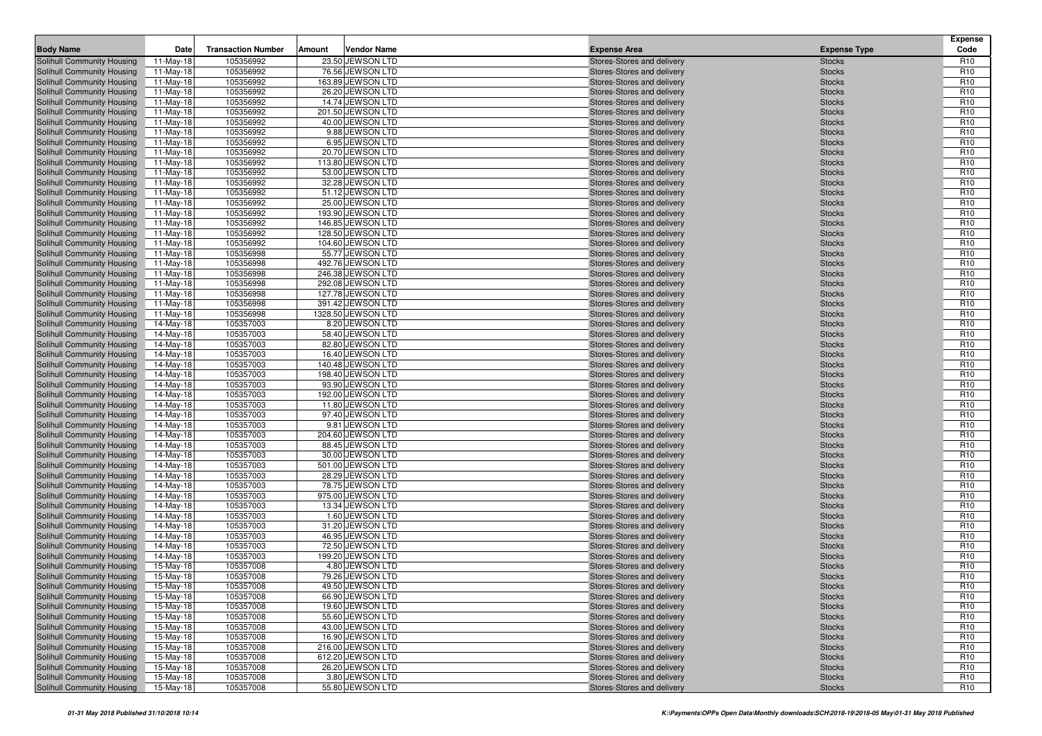| Body Name | Date | Transaction Number | Amount | Vendor Name | Expense Area | Expense Type | Expense Code |
|---|---|---|---|---|---|---|---|
| Solihull Community Housing | 11-May-18 | 105356992 | 23.50 | JEWSON LTD | Stores-Stores and delivery | Stocks | R10 |
| Solihull Community Housing | 11-May-18 | 105356992 | 76.56 | JEWSON LTD | Stores-Stores and delivery | Stocks | R10 |
| Solihull Community Housing | 11-May-18 | 105356992 | 163.89 | JEWSON LTD | Stores-Stores and delivery | Stocks | R10 |
| Solihull Community Housing | 11-May-18 | 105356992 | 26.20 | JEWSON LTD | Stores-Stores and delivery | Stocks | R10 |
| Solihull Community Housing | 11-May-18 | 105356992 | 14.74 | JEWSON LTD | Stores-Stores and delivery | Stocks | R10 |
| Solihull Community Housing | 11-May-18 | 105356992 | 201.50 | JEWSON LTD | Stores-Stores and delivery | Stocks | R10 |
| Solihull Community Housing | 11-May-18 | 105356992 | 40.00 | JEWSON LTD | Stores-Stores and delivery | Stocks | R10 |
| Solihull Community Housing | 11-May-18 | 105356992 | 9.88 | JEWSON LTD | Stores-Stores and delivery | Stocks | R10 |
| Solihull Community Housing | 11-May-18 | 105356992 | 6.95 | JEWSON LTD | Stores-Stores and delivery | Stocks | R10 |
| Solihull Community Housing | 11-May-18 | 105356992 | 20.70 | JEWSON LTD | Stores-Stores and delivery | Stocks | R10 |
| Solihull Community Housing | 11-May-18 | 105356992 | 113.80 | JEWSON LTD | Stores-Stores and delivery | Stocks | R10 |
| Solihull Community Housing | 11-May-18 | 105356992 | 53.00 | JEWSON LTD | Stores-Stores and delivery | Stocks | R10 |
| Solihull Community Housing | 11-May-18 | 105356992 | 32.28 | JEWSON LTD | Stores-Stores and delivery | Stocks | R10 |
| Solihull Community Housing | 11-May-18 | 105356992 | 51.12 | JEWSON LTD | Stores-Stores and delivery | Stocks | R10 |
| Solihull Community Housing | 11-May-18 | 105356992 | 25.00 | JEWSON LTD | Stores-Stores and delivery | Stocks | R10 |
| Solihull Community Housing | 11-May-18 | 105356992 | 193.90 | JEWSON LTD | Stores-Stores and delivery | Stocks | R10 |
| Solihull Community Housing | 11-May-18 | 105356992 | 146.85 | JEWSON LTD | Stores-Stores and delivery | Stocks | R10 |
| Solihull Community Housing | 11-May-18 | 105356992 | 128.50 | JEWSON LTD | Stores-Stores and delivery | Stocks | R10 |
| Solihull Community Housing | 11-May-18 | 105356992 | 104.60 | JEWSON LTD | Stores-Stores and delivery | Stocks | R10 |
| Solihull Community Housing | 11-May-18 | 105356998 | 55.77 | JEWSON LTD | Stores-Stores and delivery | Stocks | R10 |
| Solihull Community Housing | 11-May-18 | 105356998 | 492.76 | JEWSON LTD | Stores-Stores and delivery | Stocks | R10 |
| Solihull Community Housing | 11-May-18 | 105356998 | 246.38 | JEWSON LTD | Stores-Stores and delivery | Stocks | R10 |
| Solihull Community Housing | 11-May-18 | 105356998 | 292.08 | JEWSON LTD | Stores-Stores and delivery | Stocks | R10 |
| Solihull Community Housing | 11-May-18 | 105356998 | 127.78 | JEWSON LTD | Stores-Stores and delivery | Stocks | R10 |
| Solihull Community Housing | 11-May-18 | 105356998 | 391.42 | JEWSON LTD | Stores-Stores and delivery | Stocks | R10 |
| Solihull Community Housing | 11-May-18 | 105356998 | 1328.50 | JEWSON LTD | Stores-Stores and delivery | Stocks | R10 |
| Solihull Community Housing | 14-May-18 | 105357003 | 8.20 | JEWSON LTD | Stores-Stores and delivery | Stocks | R10 |
| Solihull Community Housing | 14-May-18 | 105357003 | 58.40 | JEWSON LTD | Stores-Stores and delivery | Stocks | R10 |
| Solihull Community Housing | 14-May-18 | 105357003 | 82.80 | JEWSON LTD | Stores-Stores and delivery | Stocks | R10 |
| Solihull Community Housing | 14-May-18 | 105357003 | 16.40 | JEWSON LTD | Stores-Stores and delivery | Stocks | R10 |
| Solihull Community Housing | 14-May-18 | 105357003 | 140.48 | JEWSON LTD | Stores-Stores and delivery | Stocks | R10 |
| Solihull Community Housing | 14-May-18 | 105357003 | 198.40 | JEWSON LTD | Stores-Stores and delivery | Stocks | R10 |
| Solihull Community Housing | 14-May-18 | 105357003 | 93.90 | JEWSON LTD | Stores-Stores and delivery | Stocks | R10 |
| Solihull Community Housing | 14-May-18 | 105357003 | 192.00 | JEWSON LTD | Stores-Stores and delivery | Stocks | R10 |
| Solihull Community Housing | 14-May-18 | 105357003 | 11.80 | JEWSON LTD | Stores-Stores and delivery | Stocks | R10 |
| Solihull Community Housing | 14-May-18 | 105357003 | 97.40 | JEWSON LTD | Stores-Stores and delivery | Stocks | R10 |
| Solihull Community Housing | 14-May-18 | 105357003 | 9.81 | JEWSON LTD | Stores-Stores and delivery | Stocks | R10 |
| Solihull Community Housing | 14-May-18 | 105357003 | 204.60 | JEWSON LTD | Stores-Stores and delivery | Stocks | R10 |
| Solihull Community Housing | 14-May-18 | 105357003 | 88.45 | JEWSON LTD | Stores-Stores and delivery | Stocks | R10 |
| Solihull Community Housing | 14-May-18 | 105357003 | 30.00 | JEWSON LTD | Stores-Stores and delivery | Stocks | R10 |
| Solihull Community Housing | 14-May-18 | 105357003 | 501.00 | JEWSON LTD | Stores-Stores and delivery | Stocks | R10 |
| Solihull Community Housing | 14-May-18 | 105357003 | 28.29 | JEWSON LTD | Stores-Stores and delivery | Stocks | R10 |
| Solihull Community Housing | 14-May-18 | 105357003 | 78.75 | JEWSON LTD | Stores-Stores and delivery | Stocks | R10 |
| Solihull Community Housing | 14-May-18 | 105357003 | 975.00 | JEWSON LTD | Stores-Stores and delivery | Stocks | R10 |
| Solihull Community Housing | 14-May-18 | 105357003 | 13.34 | JEWSON LTD | Stores-Stores and delivery | Stocks | R10 |
| Solihull Community Housing | 14-May-18 | 105357003 | 1.60 | JEWSON LTD | Stores-Stores and delivery | Stocks | R10 |
| Solihull Community Housing | 14-May-18 | 105357003 | 31.20 | JEWSON LTD | Stores-Stores and delivery | Stocks | R10 |
| Solihull Community Housing | 14-May-18 | 105357003 | 46.95 | JEWSON LTD | Stores-Stores and delivery | Stocks | R10 |
| Solihull Community Housing | 14-May-18 | 105357003 | 72.50 | JEWSON LTD | Stores-Stores and delivery | Stocks | R10 |
| Solihull Community Housing | 14-May-18 | 105357003 | 199.20 | JEWSON LTD | Stores-Stores and delivery | Stocks | R10 |
| Solihull Community Housing | 15-May-18 | 105357008 | 4.80 | JEWSON LTD | Stores-Stores and delivery | Stocks | R10 |
| Solihull Community Housing | 15-May-18 | 105357008 | 79.26 | JEWSON LTD | Stores-Stores and delivery | Stocks | R10 |
| Solihull Community Housing | 15-May-18 | 105357008 | 49.50 | JEWSON LTD | Stores-Stores and delivery | Stocks | R10 |
| Solihull Community Housing | 15-May-18 | 105357008 | 66.90 | JEWSON LTD | Stores-Stores and delivery | Stocks | R10 |
| Solihull Community Housing | 15-May-18 | 105357008 | 19.60 | JEWSON LTD | Stores-Stores and delivery | Stocks | R10 |
| Solihull Community Housing | 15-May-18 | 105357008 | 55.60 | JEWSON LTD | Stores-Stores and delivery | Stocks | R10 |
| Solihull Community Housing | 15-May-18 | 105357008 | 43.00 | JEWSON LTD | Stores-Stores and delivery | Stocks | R10 |
| Solihull Community Housing | 15-May-18 | 105357008 | 16.90 | JEWSON LTD | Stores-Stores and delivery | Stocks | R10 |
| Solihull Community Housing | 15-May-18 | 105357008 | 216.00 | JEWSON LTD | Stores-Stores and delivery | Stocks | R10 |
| Solihull Community Housing | 15-May-18 | 105357008 | 612.20 | JEWSON LTD | Stores-Stores and delivery | Stocks | R10 |
| Solihull Community Housing | 15-May-18 | 105357008 | 26.20 | JEWSON LTD | Stores-Stores and delivery | Stocks | R10 |
| Solihull Community Housing | 15-May-18 | 105357008 | 3.80 | JEWSON LTD | Stores-Stores and delivery | Stocks | R10 |
| Solihull Community Housing | 15-May-18 | 105357008 | 55.80 | JEWSON LTD | Stores-Stores and delivery | Stocks | R10 |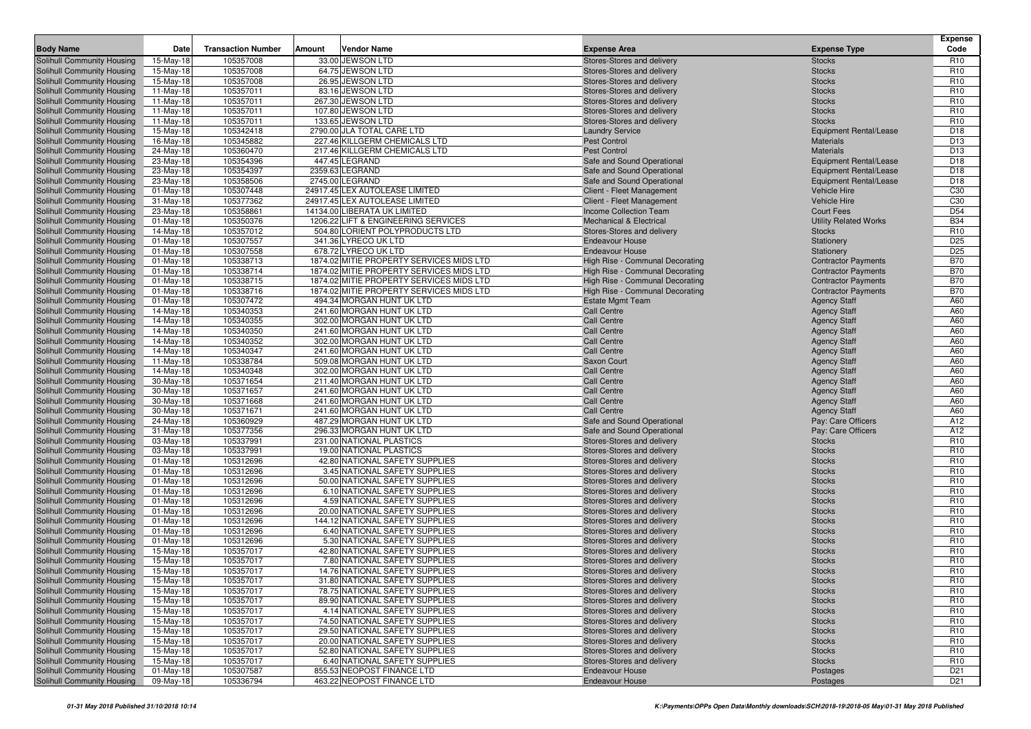| Body Name | Date | Transaction Number | Amount | Vendor Name | Expense Area | Expense Type | Expense Code |
|---|---|---|---|---|---|---|---|
| Solihull Community Housing | 15-May-18 | 105357008 | 33.00 | JEWSON LTD | Stores-Stores and delivery | Stocks | R10 |
| Solihull Community Housing | 15-May-18 | 105357008 | 64.75 | JEWSON LTD | Stores-Stores and delivery | Stocks | R10 |
| Solihull Community Housing | 15-May-18 | 105357008 | 26.95 | JEWSON LTD | Stores-Stores and delivery | Stocks | R10 |
| Solihull Community Housing | 11-May-18 | 105357011 | 83.16 | JEWSON LTD | Stores-Stores and delivery | Stocks | R10 |
| Solihull Community Housing | 11-May-18 | 105357011 | 267.30 | JEWSON LTD | Stores-Stores and delivery | Stocks | R10 |
| Solihull Community Housing | 11-May-18 | 105357011 | 107.80 | JEWSON LTD | Stores-Stores and delivery | Stocks | R10 |
| Solihull Community Housing | 11-May-18 | 105357011 | 133.65 | JEWSON LTD | Stores-Stores and delivery | Stocks | R10 |
| Solihull Community Housing | 15-May-18 | 105342418 | 2790.00 | JLA TOTAL CARE LTD | Laundry Service | Equipment Rental/Lease | D18 |
| Solihull Community Housing | 16-May-18 | 105345882 | 227.46 | KILLGERM CHEMICALS LTD | Pest Control | Materials | D13 |
| Solihull Community Housing | 24-May-18 | 105360470 | 217.46 | KILLGERM CHEMICALS LTD | Pest Control | Materials | D13 |
| Solihull Community Housing | 23-May-18 | 105354396 | 447.45 | LEGRAND | Safe and Sound Operational | Equipment Rental/Lease | D18 |
| Solihull Community Housing | 23-May-18 | 105354397 | 2359.63 | LEGRAND | Safe and Sound Operational | Equipment Rental/Lease | D18 |
| Solihull Community Housing | 23-May-18 | 105358506 | 2745.00 | LEGRAND | Safe and Sound Operational | Equipment Rental/Lease | D18 |
| Solihull Community Housing | 01-May-18 | 105307448 | 24917.45 | LEX AUTOLEASE LIMITED | Client - Fleet Management | Vehicle Hire | C30 |
| Solihull Community Housing | 31-May-18 | 105377362 | 24917.45 | LEX AUTOLEASE LIMITED | Client - Fleet Management | Vehicle Hire | C30 |
| Solihull Community Housing | 23-May-18 | 105358861 | 14134.00 | LIBERATA UK LIMITED | Income Collection Team | Court Fees | D54 |
| Solihull Community Housing | 01-May-18 | 105350376 | 1206.22 | LIFT & ENGINEERING SERVICES | Mechanical & Electrical | Utility Related Works | B34 |
| Solihull Community Housing | 14-May-18 | 105357012 | 504.80 | LORIENT POLYPRODUCTS LTD | Stores-Stores and delivery | Stocks | R10 |
| Solihull Community Housing | 01-May-18 | 105307557 | 341.36 | LYRECO UK LTD | Endeavour House | Stationery | D25 |
| Solihull Community Housing | 01-May-18 | 105307558 | 678.72 | LYRECO UK LTD | Endeavour House | Stationery | D25 |
| Solihull Community Housing | 01-May-18 | 105338713 | 1874.02 | MITIE PROPERTY SERVICES MIDS LTD | High Rise - Communal Decorating | Contractor Payments | B70 |
| Solihull Community Housing | 01-May-18 | 105338714 | 1874.02 | MITIE PROPERTY SERVICES MIDS LTD | High Rise - Communal Decorating | Contractor Payments | B70 |
| Solihull Community Housing | 01-May-18 | 105338715 | 1874.02 | MITIE PROPERTY SERVICES MIDS LTD | High Rise - Communal Decorating | Contractor Payments | B70 |
| Solihull Community Housing | 01-May-18 | 105338716 | 1874.02 | MITIE PROPERTY SERVICES MIDS LTD | High Rise - Communal Decorating | Contractor Payments | B70 |
| Solihull Community Housing | 01-May-18 | 105307472 | 494.34 | MORGAN HUNT UK LTD | Estate Mgmt Team | Agency Staff | A60 |
| Solihull Community Housing | 14-May-18 | 105340353 | 241.60 | MORGAN HUNT UK LTD | Call Centre | Agency Staff | A60 |
| Solihull Community Housing | 14-May-18 | 105340355 | 302.00 | MORGAN HUNT UK LTD | Call Centre | Agency Staff | A60 |
| Solihull Community Housing | 14-May-18 | 105340350 | 241.60 | MORGAN HUNT UK LTD | Call Centre | Agency Staff | A60 |
| Solihull Community Housing | 14-May-18 | 105340352 | 302.00 | MORGAN HUNT UK LTD | Call Centre | Agency Staff | A60 |
| Solihull Community Housing | 14-May-18 | 105340347 | 241.60 | MORGAN HUNT UK LTD | Call Centre | Agency Staff | A60 |
| Solihull Community Housing | 11-May-18 | 105338784 | 509.08 | MORGAN HUNT UK LTD | Saxon Court | Agency Staff | A60 |
| Solihull Community Housing | 14-May-18 | 105340348 | 302.00 | MORGAN HUNT UK LTD | Call Centre | Agency Staff | A60 |
| Solihull Community Housing | 30-May-18 | 105371654 | 211.40 | MORGAN HUNT UK LTD | Call Centre | Agency Staff | A60 |
| Solihull Community Housing | 30-May-18 | 105371657 | 241.60 | MORGAN HUNT UK LTD | Call Centre | Agency Staff | A60 |
| Solihull Community Housing | 30-May-18 | 105371668 | 241.60 | MORGAN HUNT UK LTD | Call Centre | Agency Staff | A60 |
| Solihull Community Housing | 30-May-18 | 105371671 | 241.60 | MORGAN HUNT UK LTD | Call Centre | Agency Staff | A60 |
| Solihull Community Housing | 24-May-18 | 105360929 | 487.29 | MORGAN HUNT UK LTD | Safe and Sound Operational | Pay: Care Officers | A12 |
| Solihull Community Housing | 31-May-18 | 105377356 | 296.33 | MORGAN HUNT UK LTD | Safe and Sound Operational | Pay: Care Officers | A12 |
| Solihull Community Housing | 03-May-18 | 105337991 | 231.00 | NATIONAL PLASTICS | Stores-Stores and delivery | Stocks | R10 |
| Solihull Community Housing | 03-May-18 | 105337991 | 19.00 | NATIONAL PLASTICS | Stores-Stores and delivery | Stocks | R10 |
| Solihull Community Housing | 01-May-18 | 105312696 | 42.80 | NATIONAL SAFETY SUPPLIES | Stores-Stores and delivery | Stocks | R10 |
| Solihull Community Housing | 01-May-18 | 105312696 | 3.45 | NATIONAL SAFETY SUPPLIES | Stores-Stores and delivery | Stocks | R10 |
| Solihull Community Housing | 01-May-18 | 105312696 | 50.00 | NATIONAL SAFETY SUPPLIES | Stores-Stores and delivery | Stocks | R10 |
| Solihull Community Housing | 01-May-18 | 105312696 | 6.10 | NATIONAL SAFETY SUPPLIES | Stores-Stores and delivery | Stocks | R10 |
| Solihull Community Housing | 01-May-18 | 105312696 | 4.59 | NATIONAL SAFETY SUPPLIES | Stores-Stores and delivery | Stocks | R10 |
| Solihull Community Housing | 01-May-18 | 105312696 | 20.00 | NATIONAL SAFETY SUPPLIES | Stores-Stores and delivery | Stocks | R10 |
| Solihull Community Housing | 01-May-18 | 105312696 | 144.12 | NATIONAL SAFETY SUPPLIES | Stores-Stores and delivery | Stocks | R10 |
| Solihull Community Housing | 01-May-18 | 105312696 | 6.40 | NATIONAL SAFETY SUPPLIES | Stores-Stores and delivery | Stocks | R10 |
| Solihull Community Housing | 01-May-18 | 105312696 | 5.30 | NATIONAL SAFETY SUPPLIES | Stores-Stores and delivery | Stocks | R10 |
| Solihull Community Housing | 15-May-18 | 105357017 | 42.80 | NATIONAL SAFETY SUPPLIES | Stores-Stores and delivery | Stocks | R10 |
| Solihull Community Housing | 15-May-18 | 105357017 | 7.80 | NATIONAL SAFETY SUPPLIES | Stores-Stores and delivery | Stocks | R10 |
| Solihull Community Housing | 15-May-18 | 105357017 | 14.76 | NATIONAL SAFETY SUPPLIES | Stores-Stores and delivery | Stocks | R10 |
| Solihull Community Housing | 15-May-18 | 105357017 | 31.80 | NATIONAL SAFETY SUPPLIES | Stores-Stores and delivery | Stocks | R10 |
| Solihull Community Housing | 15-May-18 | 105357017 | 78.75 | NATIONAL SAFETY SUPPLIES | Stores-Stores and delivery | Stocks | R10 |
| Solihull Community Housing | 15-May-18 | 105357017 | 89.90 | NATIONAL SAFETY SUPPLIES | Stores-Stores and delivery | Stocks | R10 |
| Solihull Community Housing | 15-May-18 | 105357017 | 4.14 | NATIONAL SAFETY SUPPLIES | Stores-Stores and delivery | Stocks | R10 |
| Solihull Community Housing | 15-May-18 | 105357017 | 74.50 | NATIONAL SAFETY SUPPLIES | Stores-Stores and delivery | Stocks | R10 |
| Solihull Community Housing | 15-May-18 | 105357017 | 29.50 | NATIONAL SAFETY SUPPLIES | Stores-Stores and delivery | Stocks | R10 |
| Solihull Community Housing | 15-May-18 | 105357017 | 20.00 | NATIONAL SAFETY SUPPLIES | Stores-Stores and delivery | Stocks | R10 |
| Solihull Community Housing | 15-May-18 | 105357017 | 52.80 | NATIONAL SAFETY SUPPLIES | Stores-Stores and delivery | Stocks | R10 |
| Solihull Community Housing | 15-May-18 | 105357017 | 6.40 | NATIONAL SAFETY SUPPLIES | Stores-Stores and delivery | Stocks | R10 |
| Solihull Community Housing | 01-May-18 | 105307587 | 855.53 | NEOPOST FINANCE LTD | Endeavour House | Postages | D21 |
| Solihull Community Housing | 09-May-18 | 105336794 | 463.22 | NEOPOST FINANCE LTD | Endeavour House | Postages | D21 |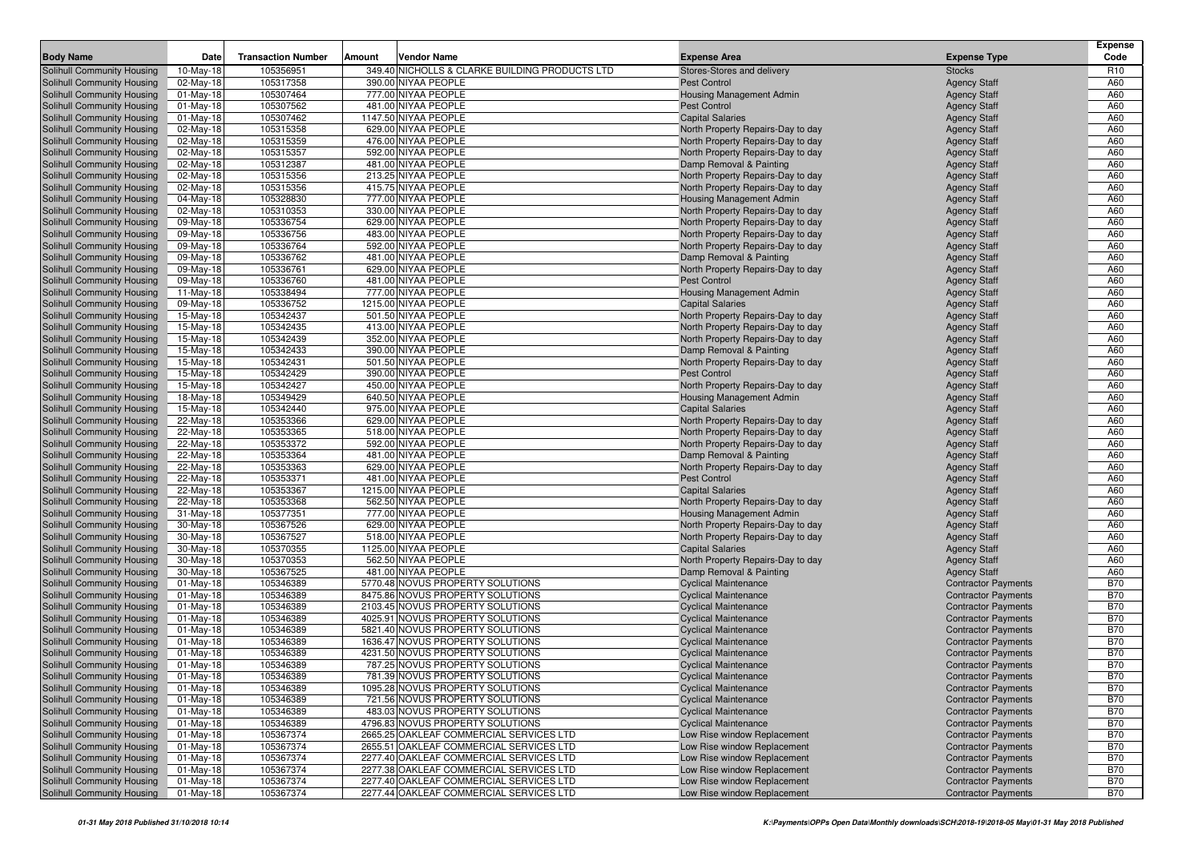| Body Name | Date | Transaction Number | Amount | Vendor Name | Expense Area | Expense Type | Expense Code |
|---|---|---|---|---|---|---|---|
| Solihull Community Housing | 10-May-18 | 105356951 | 349.40 | NICHOLLS & CLARKE BUILDING PRODUCTS LTD | Stores-Stores and delivery | Stocks | R10 |
| Solihull Community Housing | 02-May-18 | 105317358 | 390.00 | NIYAA PEOPLE | Pest Control | Agency Staff | A60 |
| Solihull Community Housing | 01-May-18 | 105307464 | 777.00 | NIYAA PEOPLE | Housing Management Admin | Agency Staff | A60 |
| Solihull Community Housing | 01-May-18 | 105307562 | 481.00 | NIYAA PEOPLE | Pest Control | Agency Staff | A60 |
| Solihull Community Housing | 01-May-18 | 105307462 | 1147.50 | NIYAA PEOPLE | Capital Salaries | Agency Staff | A60 |
| Solihull Community Housing | 02-May-18 | 105315358 | 629.00 | NIYAA PEOPLE | North Property Repairs-Day to day | Agency Staff | A60 |
| Solihull Community Housing | 02-May-18 | 105315359 | 476.00 | NIYAA PEOPLE | North Property Repairs-Day to day | Agency Staff | A60 |
| Solihull Community Housing | 02-May-18 | 105315357 | 592.00 | NIYAA PEOPLE | North Property Repairs-Day to day | Agency Staff | A60 |
| Solihull Community Housing | 02-May-18 | 105312387 | 481.00 | NIYAA PEOPLE | Damp Removal & Painting | Agency Staff | A60 |
| Solihull Community Housing | 02-May-18 | 105315356 | 213.25 | NIYAA PEOPLE | North Property Repairs-Day to day | Agency Staff | A60 |
| Solihull Community Housing | 02-May-18 | 105315356 | 415.75 | NIYAA PEOPLE | North Property Repairs-Day to day | Agency Staff | A60 |
| Solihull Community Housing | 04-May-18 | 105328830 | 777.00 | NIYAA PEOPLE | Housing Management Admin | Agency Staff | A60 |
| Solihull Community Housing | 02-May-18 | 105310353 | 330.00 | NIYAA PEOPLE | North Property Repairs-Day to day | Agency Staff | A60 |
| Solihull Community Housing | 09-May-18 | 105336754 | 629.00 | NIYAA PEOPLE | North Property Repairs-Day to day | Agency Staff | A60 |
| Solihull Community Housing | 09-May-18 | 105336756 | 483.00 | NIYAA PEOPLE | North Property Repairs-Day to day | Agency Staff | A60 |
| Solihull Community Housing | 09-May-18 | 105336764 | 592.00 | NIYAA PEOPLE | North Property Repairs-Day to day | Agency Staff | A60 |
| Solihull Community Housing | 09-May-18 | 105336762 | 481.00 | NIYAA PEOPLE | Damp Removal & Painting | Agency Staff | A60 |
| Solihull Community Housing | 09-May-18 | 105336761 | 629.00 | NIYAA PEOPLE | North Property Repairs-Day to day | Agency Staff | A60 |
| Solihull Community Housing | 09-May-18 | 105336760 | 481.00 | NIYAA PEOPLE | Pest Control | Agency Staff | A60 |
| Solihull Community Housing | 11-May-18 | 105338494 | 777.00 | NIYAA PEOPLE | Housing Management Admin | Agency Staff | A60 |
| Solihull Community Housing | 09-May-18 | 105336752 | 1215.00 | NIYAA PEOPLE | Capital Salaries | Agency Staff | A60 |
| Solihull Community Housing | 15-May-18 | 105342437 | 501.50 | NIYAA PEOPLE | North Property Repairs-Day to day | Agency Staff | A60 |
| Solihull Community Housing | 15-May-18 | 105342435 | 413.00 | NIYAA PEOPLE | North Property Repairs-Day to day | Agency Staff | A60 |
| Solihull Community Housing | 15-May-18 | 105342439 | 352.00 | NIYAA PEOPLE | North Property Repairs-Day to day | Agency Staff | A60 |
| Solihull Community Housing | 15-May-18 | 105342433 | 390.00 | NIYAA PEOPLE | Damp Removal & Painting | Agency Staff | A60 |
| Solihull Community Housing | 15-May-18 | 105342431 | 501.50 | NIYAA PEOPLE | North Property Repairs-Day to day | Agency Staff | A60 |
| Solihull Community Housing | 15-May-18 | 105342429 | 390.00 | NIYAA PEOPLE | Pest Control | Agency Staff | A60 |
| Solihull Community Housing | 15-May-18 | 105342427 | 450.00 | NIYAA PEOPLE | North Property Repairs-Day to day | Agency Staff | A60 |
| Solihull Community Housing | 18-May-18 | 105349429 | 640.50 | NIYAA PEOPLE | Housing Management Admin | Agency Staff | A60 |
| Solihull Community Housing | 15-May-18 | 105342440 | 975.00 | NIYAA PEOPLE | Capital Salaries | Agency Staff | A60 |
| Solihull Community Housing | 22-May-18 | 105353366 | 629.00 | NIYAA PEOPLE | North Property Repairs-Day to day | Agency Staff | A60 |
| Solihull Community Housing | 22-May-18 | 105353365 | 518.00 | NIYAA PEOPLE | North Property Repairs-Day to day | Agency Staff | A60 |
| Solihull Community Housing | 22-May-18 | 105353372 | 592.00 | NIYAA PEOPLE | North Property Repairs-Day to day | Agency Staff | A60 |
| Solihull Community Housing | 22-May-18 | 105353364 | 481.00 | NIYAA PEOPLE | Damp Removal & Painting | Agency Staff | A60 |
| Solihull Community Housing | 22-May-18 | 105353363 | 629.00 | NIYAA PEOPLE | North Property Repairs-Day to day | Agency Staff | A60 |
| Solihull Community Housing | 22-May-18 | 105353371 | 481.00 | NIYAA PEOPLE | Pest Control | Agency Staff | A60 |
| Solihull Community Housing | 22-May-18 | 105353367 | 1215.00 | NIYAA PEOPLE | Capital Salaries | Agency Staff | A60 |
| Solihull Community Housing | 22-May-18 | 105353368 | 562.50 | NIYAA PEOPLE | North Property Repairs-Day to day | Agency Staff | A60 |
| Solihull Community Housing | 31-May-18 | 105377351 | 777.00 | NIYAA PEOPLE | Housing Management Admin | Agency Staff | A60 |
| Solihull Community Housing | 30-May-18 | 105367526 | 629.00 | NIYAA PEOPLE | North Property Repairs-Day to day | Agency Staff | A60 |
| Solihull Community Housing | 30-May-18 | 105367527 | 518.00 | NIYAA PEOPLE | North Property Repairs-Day to day | Agency Staff | A60 |
| Solihull Community Housing | 30-May-18 | 105370355 | 1125.00 | NIYAA PEOPLE | Capital Salaries | Agency Staff | A60 |
| Solihull Community Housing | 30-May-18 | 105370353 | 562.50 | NIYAA PEOPLE | North Property Repairs-Day to day | Agency Staff | A60 |
| Solihull Community Housing | 30-May-18 | 105367525 | 481.00 | NIYAA PEOPLE | Damp Removal & Painting | Agency Staff | A60 |
| Solihull Community Housing | 01-May-18 | 105346389 | 5770.48 | NOVUS PROPERTY SOLUTIONS | Cyclical Maintenance | Contractor Payments | B70 |
| Solihull Community Housing | 01-May-18 | 105346389 | 8475.86 | NOVUS PROPERTY SOLUTIONS | Cyclical Maintenance | Contractor Payments | B70 |
| Solihull Community Housing | 01-May-18 | 105346389 | 2103.45 | NOVUS PROPERTY SOLUTIONS | Cyclical Maintenance | Contractor Payments | B70 |
| Solihull Community Housing | 01-May-18 | 105346389 | 4025.91 | NOVUS PROPERTY SOLUTIONS | Cyclical Maintenance | Contractor Payments | B70 |
| Solihull Community Housing | 01-May-18 | 105346389 | 5821.40 | NOVUS PROPERTY SOLUTIONS | Cyclical Maintenance | Contractor Payments | B70 |
| Solihull Community Housing | 01-May-18 | 105346389 | 1636.47 | NOVUS PROPERTY SOLUTIONS | Cyclical Maintenance | Contractor Payments | B70 |
| Solihull Community Housing | 01-May-18 | 105346389 | 4231.50 | NOVUS PROPERTY SOLUTIONS | Cyclical Maintenance | Contractor Payments | B70 |
| Solihull Community Housing | 01-May-18 | 105346389 | 787.25 | NOVUS PROPERTY SOLUTIONS | Cyclical Maintenance | Contractor Payments | B70 |
| Solihull Community Housing | 01-May-18 | 105346389 | 781.39 | NOVUS PROPERTY SOLUTIONS | Cyclical Maintenance | Contractor Payments | B70 |
| Solihull Community Housing | 01-May-18 | 105346389 | 1095.28 | NOVUS PROPERTY SOLUTIONS | Cyclical Maintenance | Contractor Payments | B70 |
| Solihull Community Housing | 01-May-18 | 105346389 | 721.56 | NOVUS PROPERTY SOLUTIONS | Cyclical Maintenance | Contractor Payments | B70 |
| Solihull Community Housing | 01-May-18 | 105346389 | 483.03 | NOVUS PROPERTY SOLUTIONS | Cyclical Maintenance | Contractor Payments | B70 |
| Solihull Community Housing | 01-May-18 | 105346389 | 4796.83 | NOVUS PROPERTY SOLUTIONS | Cyclical Maintenance | Contractor Payments | B70 |
| Solihull Community Housing | 01-May-18 | 105367374 | 2665.25 | OAKLEAF COMMERCIAL SERVICES LTD | Low Rise window Replacement | Contractor Payments | B70 |
| Solihull Community Housing | 01-May-18 | 105367374 | 2655.51 | OAKLEAF COMMERCIAL SERVICES LTD | Low Rise window Replacement | Contractor Payments | B70 |
| Solihull Community Housing | 01-May-18 | 105367374 | 2277.40 | OAKLEAF COMMERCIAL SERVICES LTD | Low Rise window Replacement | Contractor Payments | B70 |
| Solihull Community Housing | 01-May-18 | 105367374 | 2277.38 | OAKLEAF COMMERCIAL SERVICES LTD | Low Rise window Replacement | Contractor Payments | B70 |
| Solihull Community Housing | 01-May-18 | 105367374 | 2277.40 | OAKLEAF COMMERCIAL SERVICES LTD | Low Rise window Replacement | Contractor Payments | B70 |
| Solihull Community Housing | 01-May-18 | 105367374 | 2277.44 | OAKLEAF COMMERCIAL SERVICES LTD | Low Rise window Replacement | Contractor Payments | B70 |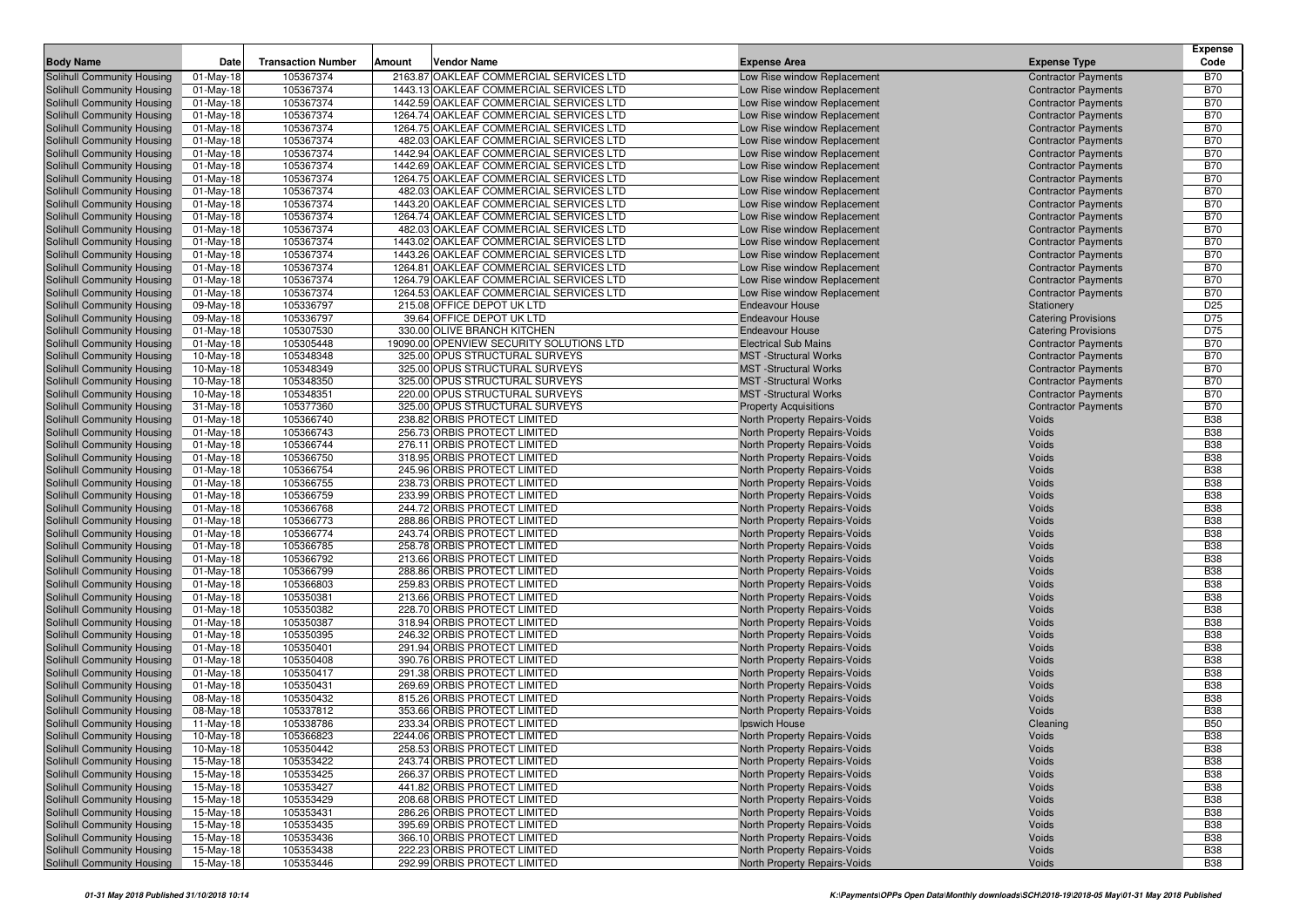| Body Name | Date | Transaction Number | Amount | Vendor Name | Expense Area | Expense Type | Expense Code |
|---|---|---|---|---|---|---|---|
| Solihull Community Housing | 01-May-18 | 105367374 | 2163.87 | OAKLEAF COMMERCIAL SERVICES LTD | Low Rise window Replacement | Contractor Payments | B70 |
| Solihull Community Housing | 01-May-18 | 105367374 | 1443.13 | OAKLEAF COMMERCIAL SERVICES LTD | Low Rise window Replacement | Contractor Payments | B70 |
| Solihull Community Housing | 01-May-18 | 105367374 | 1442.59 | OAKLEAF COMMERCIAL SERVICES LTD | Low Rise window Replacement | Contractor Payments | B70 |
| Solihull Community Housing | 01-May-18 | 105367374 | 1264.74 | OAKLEAF COMMERCIAL SERVICES LTD | Low Rise window Replacement | Contractor Payments | B70 |
| Solihull Community Housing | 01-May-18 | 105367374 | 1264.75 | OAKLEAF COMMERCIAL SERVICES LTD | Low Rise window Replacement | Contractor Payments | B70 |
| Solihull Community Housing | 01-May-18 | 105367374 | 482.03 | OAKLEAF COMMERCIAL SERVICES LTD | Low Rise window Replacement | Contractor Payments | B70 |
| Solihull Community Housing | 01-May-18 | 105367374 | 1442.94 | OAKLEAF COMMERCIAL SERVICES LTD | Low Rise window Replacement | Contractor Payments | B70 |
| Solihull Community Housing | 01-May-18 | 105367374 | 1442.69 | OAKLEAF COMMERCIAL SERVICES LTD | Low Rise window Replacement | Contractor Payments | B70 |
| Solihull Community Housing | 01-May-18 | 105367374 | 1264.75 | OAKLEAF COMMERCIAL SERVICES LTD | Low Rise window Replacement | Contractor Payments | B70 |
| Solihull Community Housing | 01-May-18 | 105367374 | 482.03 | OAKLEAF COMMERCIAL SERVICES LTD | Low Rise window Replacement | Contractor Payments | B70 |
| Solihull Community Housing | 01-May-18 | 105367374 | 1443.20 | OAKLEAF COMMERCIAL SERVICES LTD | Low Rise window Replacement | Contractor Payments | B70 |
| Solihull Community Housing | 01-May-18 | 105367374 | 1264.74 | OAKLEAF COMMERCIAL SERVICES LTD | Low Rise window Replacement | Contractor Payments | B70 |
| Solihull Community Housing | 01-May-18 | 105367374 | 482.03 | OAKLEAF COMMERCIAL SERVICES LTD | Low Rise window Replacement | Contractor Payments | B70 |
| Solihull Community Housing | 01-May-18 | 105367374 | 1443.02 | OAKLEAF COMMERCIAL SERVICES LTD | Low Rise window Replacement | Contractor Payments | B70 |
| Solihull Community Housing | 01-May-18 | 105367374 | 1443.26 | OAKLEAF COMMERCIAL SERVICES LTD | Low Rise window Replacement | Contractor Payments | B70 |
| Solihull Community Housing | 01-May-18 | 105367374 | 1264.81 | OAKLEAF COMMERCIAL SERVICES LTD | Low Rise window Replacement | Contractor Payments | B70 |
| Solihull Community Housing | 01-May-18 | 105367374 | 1264.79 | OAKLEAF COMMERCIAL SERVICES LTD | Low Rise window Replacement | Contractor Payments | B70 |
| Solihull Community Housing | 01-May-18 | 105367374 | 1264.53 | OAKLEAF COMMERCIAL SERVICES LTD | Low Rise window Replacement | Contractor Payments | B70 |
| Solihull Community Housing | 09-May-18 | 105336797 | 215.08 | OFFICE DEPOT UK LTD | Endeavour House | Stationery | D25 |
| Solihull Community Housing | 09-May-18 | 105336797 | 39.64 | OFFICE DEPOT UK LTD | Endeavour House | Catering Provisions | D75 |
| Solihull Community Housing | 01-May-18 | 105307530 | 330.00 | OLIVE BRANCH KITCHEN | Endeavour House | Catering Provisions | D75 |
| Solihull Community Housing | 01-May-18 | 105305448 | 19090.00 | OPENVIEW SECURITY SOLUTIONS LTD | Electrical Sub Mains | Contractor Payments | B70 |
| Solihull Community Housing | 10-May-18 | 105348348 | 325.00 | OPUS STRUCTURAL SURVEYS | MST -Structural Works | Contractor Payments | B70 |
| Solihull Community Housing | 10-May-18 | 105348349 | 325.00 | OPUS STRUCTURAL SURVEYS | MST -Structural Works | Contractor Payments | B70 |
| Solihull Community Housing | 10-May-18 | 105348350 | 325.00 | OPUS STRUCTURAL SURVEYS | MST -Structural Works | Contractor Payments | B70 |
| Solihull Community Housing | 10-May-18 | 105348351 | 220.00 | OPUS STRUCTURAL SURVEYS | MST -Structural Works | Contractor Payments | B70 |
| Solihull Community Housing | 31-May-18 | 105377360 | 325.00 | OPUS STRUCTURAL SURVEYS | Property Acquisitions | Contractor Payments | B70 |
| Solihull Community Housing | 01-May-18 | 105366740 | 238.82 | ORBIS PROTECT LIMITED | North Property Repairs-Voids | Voids | B38 |
| Solihull Community Housing | 01-May-18 | 105366743 | 256.73 | ORBIS PROTECT LIMITED | North Property Repairs-Voids | Voids | B38 |
| Solihull Community Housing | 01-May-18 | 105366744 | 276.11 | ORBIS PROTECT LIMITED | North Property Repairs-Voids | Voids | B38 |
| Solihull Community Housing | 01-May-18 | 105366750 | 318.95 | ORBIS PROTECT LIMITED | North Property Repairs-Voids | Voids | B38 |
| Solihull Community Housing | 01-May-18 | 105366754 | 245.96 | ORBIS PROTECT LIMITED | North Property Repairs-Voids | Voids | B38 |
| Solihull Community Housing | 01-May-18 | 105366755 | 238.73 | ORBIS PROTECT LIMITED | North Property Repairs-Voids | Voids | B38 |
| Solihull Community Housing | 01-May-18 | 105366759 | 233.99 | ORBIS PROTECT LIMITED | North Property Repairs-Voids | Voids | B38 |
| Solihull Community Housing | 01-May-18 | 105366768 | 244.72 | ORBIS PROTECT LIMITED | North Property Repairs-Voids | Voids | B38 |
| Solihull Community Housing | 01-May-18 | 105366773 | 288.86 | ORBIS PROTECT LIMITED | North Property Repairs-Voids | Voids | B38 |
| Solihull Community Housing | 01-May-18 | 105366774 | 243.74 | ORBIS PROTECT LIMITED | North Property Repairs-Voids | Voids | B38 |
| Solihull Community Housing | 01-May-18 | 105366785 | 258.78 | ORBIS PROTECT LIMITED | North Property Repairs-Voids | Voids | B38 |
| Solihull Community Housing | 01-May-18 | 105366792 | 213.66 | ORBIS PROTECT LIMITED | North Property Repairs-Voids | Voids | B38 |
| Solihull Community Housing | 01-May-18 | 105366799 | 288.86 | ORBIS PROTECT LIMITED | North Property Repairs-Voids | Voids | B38 |
| Solihull Community Housing | 01-May-18 | 105366803 | 259.83 | ORBIS PROTECT LIMITED | North Property Repairs-Voids | Voids | B38 |
| Solihull Community Housing | 01-May-18 | 105350381 | 213.66 | ORBIS PROTECT LIMITED | North Property Repairs-Voids | Voids | B38 |
| Solihull Community Housing | 01-May-18 | 105350382 | 228.70 | ORBIS PROTECT LIMITED | North Property Repairs-Voids | Voids | B38 |
| Solihull Community Housing | 01-May-18 | 105350387 | 318.94 | ORBIS PROTECT LIMITED | North Property Repairs-Voids | Voids | B38 |
| Solihull Community Housing | 01-May-18 | 105350395 | 246.32 | ORBIS PROTECT LIMITED | North Property Repairs-Voids | Voids | B38 |
| Solihull Community Housing | 01-May-18 | 105350401 | 291.94 | ORBIS PROTECT LIMITED | North Property Repairs-Voids | Voids | B38 |
| Solihull Community Housing | 01-May-18 | 105350408 | 390.76 | ORBIS PROTECT LIMITED | North Property Repairs-Voids | Voids | B38 |
| Solihull Community Housing | 01-May-18 | 105350417 | 291.38 | ORBIS PROTECT LIMITED | North Property Repairs-Voids | Voids | B38 |
| Solihull Community Housing | 01-May-18 | 105350431 | 269.69 | ORBIS PROTECT LIMITED | North Property Repairs-Voids | Voids | B38 |
| Solihull Community Housing | 08-May-18 | 105350432 | 815.26 | ORBIS PROTECT LIMITED | North Property Repairs-Voids | Voids | B38 |
| Solihull Community Housing | 08-May-18 | 105337812 | 353.66 | ORBIS PROTECT LIMITED | North Property Repairs-Voids | Voids | B38 |
| Solihull Community Housing | 11-May-18 | 105338786 | 233.34 | ORBIS PROTECT LIMITED | Ipswich House | Cleaning | B50 |
| Solihull Community Housing | 10-May-18 | 105366823 | 2244.06 | ORBIS PROTECT LIMITED | North Property Repairs-Voids | Voids | B38 |
| Solihull Community Housing | 10-May-18 | 105350442 | 258.53 | ORBIS PROTECT LIMITED | North Property Repairs-Voids | Voids | B38 |
| Solihull Community Housing | 15-May-18 | 105353422 | 243.74 | ORBIS PROTECT LIMITED | North Property Repairs-Voids | Voids | B38 |
| Solihull Community Housing | 15-May-18 | 105353425 | 266.37 | ORBIS PROTECT LIMITED | North Property Repairs-Voids | Voids | B38 |
| Solihull Community Housing | 15-May-18 | 105353427 | 441.82 | ORBIS PROTECT LIMITED | North Property Repairs-Voids | Voids | B38 |
| Solihull Community Housing | 15-May-18 | 105353429 | 208.68 | ORBIS PROTECT LIMITED | North Property Repairs-Voids | Voids | B38 |
| Solihull Community Housing | 15-May-18 | 105353431 | 286.26 | ORBIS PROTECT LIMITED | North Property Repairs-Voids | Voids | B38 |
| Solihull Community Housing | 15-May-18 | 105353435 | 395.69 | ORBIS PROTECT LIMITED | North Property Repairs-Voids | Voids | B38 |
| Solihull Community Housing | 15-May-18 | 105353436 | 366.10 | ORBIS PROTECT LIMITED | North Property Repairs-Voids | Voids | B38 |
| Solihull Community Housing | 15-May-18 | 105353438 | 222.23 | ORBIS PROTECT LIMITED | North Property Repairs-Voids | Voids | B38 |
| Solihull Community Housing | 15-May-18 | 105353446 | 292.99 | ORBIS PROTECT LIMITED | North Property Repairs-Voids | Voids | B38 |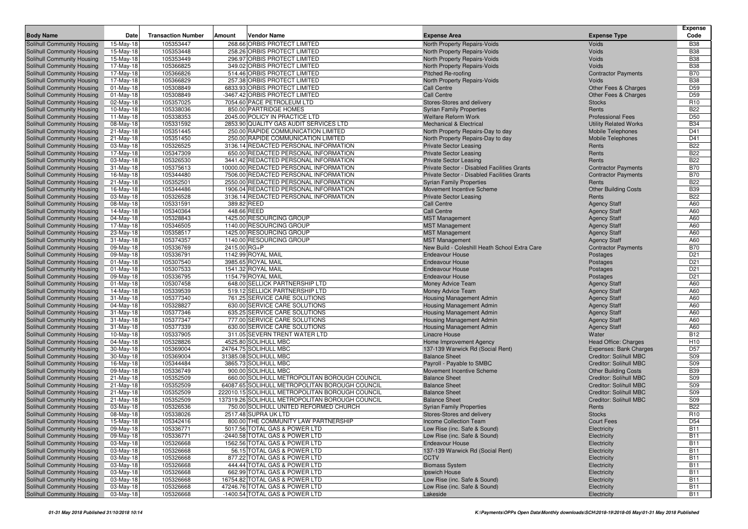| Body Name | Date | Transaction Number | Amount | Vendor Name | Expense Area | Expense Type | Expense Code |
|---|---|---|---|---|---|---|---|
| Solihull Community Housing | 15-May-18 | 105353447 | 268.66 | ORBIS PROTECT LIMITED | North Property Repairs-Voids | Voids | B38 |
| Solihull Community Housing | 15-May-18 | 105353448 | 258.26 | ORBIS PROTECT LIMITED | North Property Repairs-Voids | Voids | B38 |
| Solihull Community Housing | 15-May-18 | 105353449 | 296.97 | ORBIS PROTECT LIMITED | North Property Repairs-Voids | Voids | B38 |
| Solihull Community Housing | 17-May-18 | 105366825 | 349.02 | ORBIS PROTECT LIMITED | North Property Repairs-Voids | Voids | B38 |
| Solihull Community Housing | 17-May-18 | 105366826 | 514.46 | ORBIS PROTECT LIMITED | Pitched Re-roofing | Contractor Payments | B70 |
| Solihull Community Housing | 17-May-18 | 105366829 | 257.38 | ORBIS PROTECT LIMITED | North Property Repairs-Voids | Voids | B38 |
| Solihull Community Housing | 01-May-18 | 105308849 | 6833.93 | ORBIS PROTECT LIMITED | Call Centre | Other Fees & Charges | D59 |
| Solihull Community Housing | 01-May-18 | 105308849 | -3467.42 | ORBIS PROTECT LIMITED | Call Centre | Other Fees & Charges | D59 |
| Solihull Community Housing | 02-May-18 | 105357025 | 7054.60 | PACE PETROLEUM LTD | Stores-Stores and delivery | Stocks | R10 |
| Solihull Community Housing | 10-May-18 | 105338036 | 850.00 | PARTRIDGE HOMES | Syrian Family Properties | Rents | B22 |
| Solihull Community Housing | 11-May-18 | 105338353 | 2045.00 | POLICY IN PRACTICE LTD | Welfare Reform Work | Professional Fees | D50 |
| Solihull Community Housing | 08-May-18 | 105331592 | 2853.90 | QUALITY GAS AUDIT SERVICES LTD | Mechanical & Electrical | Utility Related Works | B34 |
| Solihull Community Housing | 21-May-18 | 105351445 | 250.00 | RAPIDE COMMUNICATION LIMITED | North Property Repairs-Day to day | Mobile Telephones | D41 |
| Solihull Community Housing | 21-May-18 | 105351450 | 250.00 | RAPIDE COMMUNICATION LIMITED | North Property Repairs-Day to day | Mobile Telephones | D41 |
| Solihull Community Housing | 03-May-18 | 105326525 | 3136.14 | REDACTED PERSONAL INFORMATION | Private Sector Leasing | Rents | B22 |
| Solihull Community Housing | 17-May-18 | 105347309 | 650.00 | REDACTED PERSONAL INFORMATION | Private Sector Leasing | Rents | B22 |
| Solihull Community Housing | 03-May-18 | 105326530 | 3441.42 | REDACTED PERSONAL INFORMATION | Private Sector Leasing | Rents | B22 |
| Solihull Community Housing | 31-May-18 | 105375613 | 10000.00 | REDACTED PERSONAL INFORMATION | Private Sector - Disabled Facilities Grants | Contractor Payments | B70 |
| Solihull Community Housing | 16-May-18 | 105344480 | 7506.00 | REDACTED PERSONAL INFORMATION | Private Sector - Disabled Facilities Grants | Contractor Payments | B70 |
| Solihull Community Housing | 21-May-18 | 105352501 | 2550.00 | REDACTED PERSONAL INFORMATION | Syrian Family Properties | Rents | B22 |
| Solihull Community Housing | 16-May-18 | 105344486 | 1906.04 | REDACTED PERSONAL INFORMATION | Movement Incentive Scheme | Other Building Costs | B39 |
| Solihull Community Housing | 03-May-18 | 105326528 | 3136.14 | REDACTED PERSONAL INFORMATION | Private Sector Leasing | Rents | B22 |
| Solihull Community Housing | 08-May-18 | 105331591 | 389.82 | REED | Call Centre | Agency Staff | A60 |
| Solihull Community Housing | 14-May-18 | 105340364 | 448.66 | REED | Call Centre | Agency Staff | A60 |
| Solihull Community Housing | 04-May-18 | 105328843 | 1425.00 | RESOURCING GROUP | MST Management | Agency Staff | A60 |
| Solihull Community Housing | 17-May-18 | 105346505 | 1140.00 | RESOURCING GROUP | MST Management | Agency Staff | A60 |
| Solihull Community Housing | 23-May-18 | 105358517 | 1425.00 | RESOURCING GROUP | MST Management | Agency Staff | A60 |
| Solihull Community Housing | 31-May-18 | 105374357 | 1140.00 | RESOURCING GROUP | MST Management | Agency Staff | A60 |
| Solihull Community Housing | 09-May-18 | 105336769 | 2415.00 | RG+P | New Build - Coleshill Heath School Extra Care | Contractor Payments | B70 |
| Solihull Community Housing | 09-May-18 | 105336791 | 1142.99 | ROYAL MAIL | Endeavour House | Postages | D21 |
| Solihull Community Housing | 01-May-18 | 105307540 | 3985.65 | ROYAL MAIL | Endeavour House | Postages | D21 |
| Solihull Community Housing | 01-May-18 | 105307533 | 1541.32 | ROYAL MAIL | Endeavour House | Postages | D21 |
| Solihull Community Housing | 09-May-18 | 105336795 | 1154.79 | ROYAL MAIL | Endeavour House | Postages | D21 |
| Solihull Community Housing | 01-May-18 | 105307458 | 648.00 | SELLICK PARTNERSHIP LTD | Money Advice Team | Agency Staff | A60 |
| Solihull Community Housing | 14-May-18 | 105339539 | 519.12 | SELLICK PARTNERSHIP LTD | Money Advice Team | Agency Staff | A60 |
| Solihull Community Housing | 31-May-18 | 105377340 | 761.25 | SERVICE CARE SOLUTIONS | Housing Management Admin | Agency Staff | A60 |
| Solihull Community Housing | 04-May-18 | 105328827 | 630.00 | SERVICE CARE SOLUTIONS | Housing Management Admin | Agency Staff | A60 |
| Solihull Community Housing | 31-May-18 | 105377346 | 635.25 | SERVICE CARE SOLUTIONS | Housing Management Admin | Agency Staff | A60 |
| Solihull Community Housing | 31-May-18 | 105377347 | 777.00 | SERVICE CARE SOLUTIONS | Housing Management Admin | Agency Staff | A60 |
| Solihull Community Housing | 31-May-18 | 105377339 | 630.00 | SERVICE CARE SOLUTIONS | Housing Management Admin | Agency Staff | A60 |
| Solihull Community Housing | 10-May-18 | 105337905 | 311.05 | SEVERN TRENT WATER LTD | Linacre House | Water | B12 |
| Solihull Community Housing | 04-May-18 | 105328826 | 4525.80 | SOLIHULL MBC | Home Improvement Agency | Head Office: Charges | H10 |
| Solihull Community Housing | 30-May-18 | 105369004 | 24764.75 | SOLIHULL MBC | 137-139 Warwick Rd (Social Rent) | Expenses: Bank Charges | D57 |
| Solihull Community Housing | 30-May-18 | 105369004 | 31385.08 | SOLIHULL MBC | Balance Sheet | Creditor: Solihull MBC | S09 |
| Solihull Community Housing | 16-May-18 | 105344484 | 3865.73 | SOLIHULL MBC | Payroll - Payable to SMBC | Creditor: Solihull MBC | S09 |
| Solihull Community Housing | 09-May-18 | 105336749 | 900.00 | SOLIHULL MBC | Movement Incentive Scheme | Other Building Costs | B39 |
| Solihull Community Housing | 21-May-18 | 105352509 | 660.00 | SOLIHULL METROPOLITAN BOROUGH COUNCIL | Balance Sheet | Creditor: Solihull MBC | S09 |
| Solihull Community Housing | 21-May-18 | 105352509 | 64087.65 | SOLIHULL METROPOLITAN BOROUGH COUNCIL | Balance Sheet | Creditor: Solihull MBC | S09 |
| Solihull Community Housing | 21-May-18 | 105352509 | 222010.15 | SOLIHULL METROPOLITAN BOROUGH COUNCIL | Balance Sheet | Creditor: Solihull MBC | S09 |
| Solihull Community Housing | 21-May-18 | 105352509 | 137319.26 | SOLIHULL METROPOLITAN BOROUGH COUNCIL | Balance Sheet | Creditor: Solihull MBC | S09 |
| Solihull Community Housing | 03-May-18 | 105326536 | 750.00 | SOLIHULL UNITED REFORMED CHURCH | Syrian Family Properties | Rents | B22 |
| Solihull Community Housing | 08-May-18 | 105338026 | 2517.48 | SUPRA UK LTD | Stores-Stores and delivery | Stocks | R10 |
| Solihull Community Housing | 15-May-18 | 105342416 | 800.00 | THE COMMUNITY LAW PARTNERSHIP | Income Collection Team | Court Fees | D54 |
| Solihull Community Housing | 09-May-18 | 105336771 | 5017.56 | TOTAL GAS & POWER LTD | Low Rise (inc. Safe & Sound) | Electricity | B11 |
| Solihull Community Housing | 09-May-18 | 105336771 | -2440.58 | TOTAL GAS & POWER LTD | Low Rise (inc. Safe & Sound) | Electricity | B11 |
| Solihull Community Housing | 03-May-18 | 105326668 | 1562.56 | TOTAL GAS & POWER LTD | Endeavour House | Electricity | B11 |
| Solihull Community Housing | 03-May-18 | 105326668 | 56.15 | TOTAL GAS & POWER LTD | 137-139 Warwick Rd (Social Rent) | Electricity | B11 |
| Solihull Community Housing | 03-May-18 | 105326668 | 877.22 | TOTAL GAS & POWER LTD | CCTV | Electricity | B11 |
| Solihull Community Housing | 03-May-18 | 105326668 | 444.44 | TOTAL GAS & POWER LTD | Biomass System | Electricity | B11 |
| Solihull Community Housing | 03-May-18 | 105326668 | 662.99 | TOTAL GAS & POWER LTD | Ipswich House | Electricity | B11 |
| Solihull Community Housing | 03-May-18 | 105326668 | 16754.82 | TOTAL GAS & POWER LTD | Low Rise (inc. Safe & Sound) | Electricity | B11 |
| Solihull Community Housing | 03-May-18 | 105326668 | 47246.76 | TOTAL GAS & POWER LTD | Low Rise (inc. Safe & Sound) | Electricity | B11 |
| Solihull Community Housing | 03-May-18 | 105326668 | -1400.54 | TOTAL GAS & POWER LTD | Lakeside | Electricity | B11 |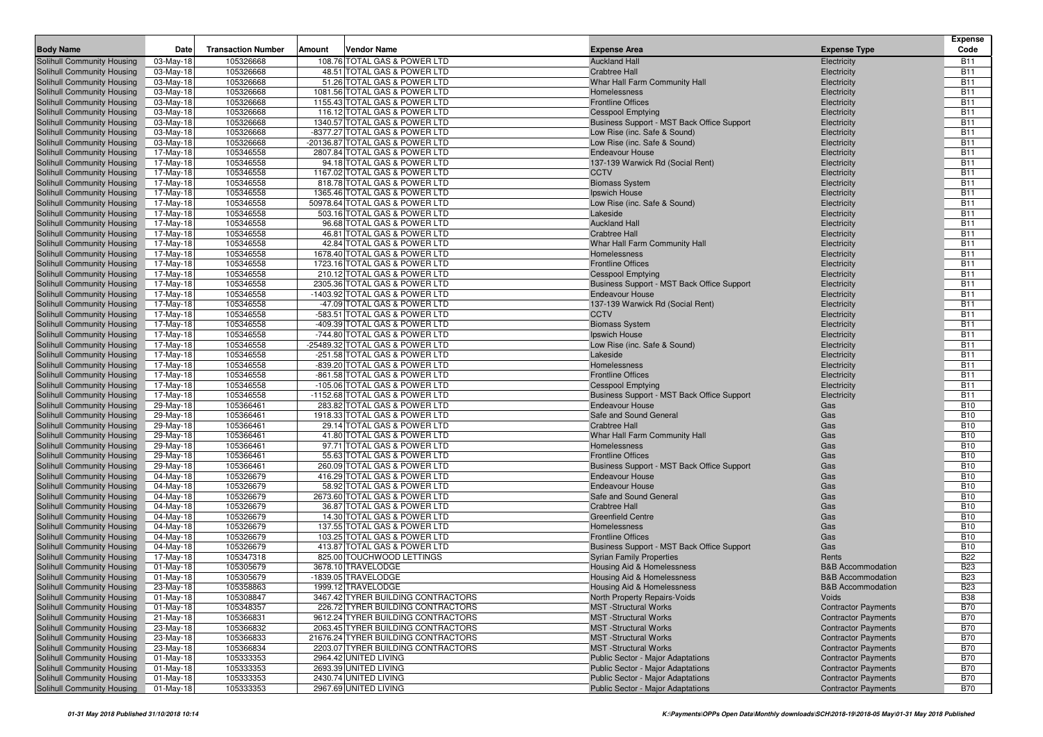| Body Name | Date | Transaction Number | Amount | Vendor Name | Expense Area | Expense Type | Expense Code |
|---|---|---|---|---|---|---|---|
| Solihull Community Housing | 03-May-18 | 105326668 | 108.76 | TOTAL GAS & POWER LTD | Auckland Hall | Electricity | B11 |
| Solihull Community Housing | 03-May-18 | 105326668 | 48.51 | TOTAL GAS & POWER LTD | Crabtree Hall | Electricity | B11 |
| Solihull Community Housing | 03-May-18 | 105326668 | 51.26 | TOTAL GAS & POWER LTD | Whar Hall Farm Community Hall | Electricity | B11 |
| Solihull Community Housing | 03-May-18 | 105326668 | 1081.56 | TOTAL GAS & POWER LTD | Homelessness | Electricity | B11 |
| Solihull Community Housing | 03-May-18 | 105326668 | 1155.43 | TOTAL GAS & POWER LTD | Frontline Offices | Electricity | B11 |
| Solihull Community Housing | 03-May-18 | 105326668 | 116.12 | TOTAL GAS & POWER LTD | Cesspool Emptying | Electricity | B11 |
| Solihull Community Housing | 03-May-18 | 105326668 | 1340.57 | TOTAL GAS & POWER LTD | Business Support - MST Back Office Support | Electricity | B11 |
| Solihull Community Housing | 03-May-18 | 105326668 | -8377.27 | TOTAL GAS & POWER LTD | Low Rise (inc. Safe & Sound) | Electricity | B11 |
| Solihull Community Housing | 03-May-18 | 105326668 | -20136.87 | TOTAL GAS & POWER LTD | Low Rise (inc. Safe & Sound) | Electricity | B11 |
| Solihull Community Housing | 17-May-18 | 105346558 | 2807.84 | TOTAL GAS & POWER LTD | Endeavour House | Electricity | B11 |
| Solihull Community Housing | 17-May-18 | 105346558 | 94.18 | TOTAL GAS & POWER LTD | 137-139 Warwick Rd (Social Rent) | Electricity | B11 |
| Solihull Community Housing | 17-May-18 | 105346558 | 1167.02 | TOTAL GAS & POWER LTD | CCTV | Electricity | B11 |
| Solihull Community Housing | 17-May-18 | 105346558 | 818.78 | TOTAL GAS & POWER LTD | Biomass System | Electricity | B11 |
| Solihull Community Housing | 17-May-18 | 105346558 | 1365.46 | TOTAL GAS & POWER LTD | Ipswich House | Electricity | B11 |
| Solihull Community Housing | 17-May-18 | 105346558 | 50978.64 | TOTAL GAS & POWER LTD | Low Rise (inc. Safe & Sound) | Electricity | B11 |
| Solihull Community Housing | 17-May-18 | 105346558 | 503.16 | TOTAL GAS & POWER LTD | Lakeside | Electricity | B11 |
| Solihull Community Housing | 17-May-18 | 105346558 | 96.68 | TOTAL GAS & POWER LTD | Auckland Hall | Electricity | B11 |
| Solihull Community Housing | 17-May-18 | 105346558 | 46.81 | TOTAL GAS & POWER LTD | Crabtree Hall | Electricity | B11 |
| Solihull Community Housing | 17-May-18 | 105346558 | 42.84 | TOTAL GAS & POWER LTD | Whar Hall Farm Community Hall | Electricity | B11 |
| Solihull Community Housing | 17-May-18 | 105346558 | 1678.40 | TOTAL GAS & POWER LTD | Homelessness | Electricity | B11 |
| Solihull Community Housing | 17-May-18 | 105346558 | 1723.16 | TOTAL GAS & POWER LTD | Frontline Offices | Electricity | B11 |
| Solihull Community Housing | 17-May-18 | 105346558 | 210.12 | TOTAL GAS & POWER LTD | Cesspool Emptying | Electricity | B11 |
| Solihull Community Housing | 17-May-18 | 105346558 | 2305.36 | TOTAL GAS & POWER LTD | Business Support - MST Back Office Support | Electricity | B11 |
| Solihull Community Housing | 17-May-18 | 105346558 | -1403.92 | TOTAL GAS & POWER LTD | Endeavour House | Electricity | B11 |
| Solihull Community Housing | 17-May-18 | 105346558 | -47.09 | TOTAL GAS & POWER LTD | 137-139 Warwick Rd (Social Rent) | Electricity | B11 |
| Solihull Community Housing | 17-May-18 | 105346558 | -583.51 | TOTAL GAS & POWER LTD | CCTV | Electricity | B11 |
| Solihull Community Housing | 17-May-18 | 105346558 | -409.39 | TOTAL GAS & POWER LTD | Biomass System | Electricity | B11 |
| Solihull Community Housing | 17-May-18 | 105346558 | -744.80 | TOTAL GAS & POWER LTD | Ipswich House | Electricity | B11 |
| Solihull Community Housing | 17-May-18 | 105346558 | -25489.32 | TOTAL GAS & POWER LTD | Low Rise (inc. Safe & Sound) | Electricity | B11 |
| Solihull Community Housing | 17-May-18 | 105346558 | -251.58 | TOTAL GAS & POWER LTD | Lakeside | Electricity | B11 |
| Solihull Community Housing | 17-May-18 | 105346558 | -839.20 | TOTAL GAS & POWER LTD | Homelessness | Electricity | B11 |
| Solihull Community Housing | 17-May-18 | 105346558 | -861.58 | TOTAL GAS & POWER LTD | Frontline Offices | Electricity | B11 |
| Solihull Community Housing | 17-May-18 | 105346558 | -105.06 | TOTAL GAS & POWER LTD | Cesspool Emptying | Electricity | B11 |
| Solihull Community Housing | 17-May-18 | 105346558 | -1152.68 | TOTAL GAS & POWER LTD | Business Support - MST Back Office Support | Electricity | B11 |
| Solihull Community Housing | 29-May-18 | 105366461 | 283.82 | TOTAL GAS & POWER LTD | Endeavour House | Gas | B10 |
| Solihull Community Housing | 29-May-18 | 105366461 | 1918.33 | TOTAL GAS & POWER LTD | Safe and Sound General | Gas | B10 |
| Solihull Community Housing | 29-May-18 | 105366461 | 29.14 | TOTAL GAS & POWER LTD | Crabtree Hall | Gas | B10 |
| Solihull Community Housing | 29-May-18 | 105366461 | 41.80 | TOTAL GAS & POWER LTD | Whar Hall Farm Community Hall | Gas | B10 |
| Solihull Community Housing | 29-May-18 | 105366461 | 97.71 | TOTAL GAS & POWER LTD | Homelessness | Gas | B10 |
| Solihull Community Housing | 29-May-18 | 105366461 | 55.63 | TOTAL GAS & POWER LTD | Frontline Offices | Gas | B10 |
| Solihull Community Housing | 29-May-18 | 105366461 | 260.09 | TOTAL GAS & POWER LTD | Business Support - MST Back Office Support | Gas | B10 |
| Solihull Community Housing | 04-May-18 | 105326679 | 416.29 | TOTAL GAS & POWER LTD | Endeavour House | Gas | B10 |
| Solihull Community Housing | 04-May-18 | 105326679 | 58.92 | TOTAL GAS & POWER LTD | Endeavour House | Gas | B10 |
| Solihull Community Housing | 04-May-18 | 105326679 | 2673.60 | TOTAL GAS & POWER LTD | Safe and Sound General | Gas | B10 |
| Solihull Community Housing | 04-May-18 | 105326679 | 36.87 | TOTAL GAS & POWER LTD | Crabtree Hall | Gas | B10 |
| Solihull Community Housing | 04-May-18 | 105326679 | 14.30 | TOTAL GAS & POWER LTD | Greenfield Centre | Gas | B10 |
| Solihull Community Housing | 04-May-18 | 105326679 | 137.55 | TOTAL GAS & POWER LTD | Homelessness | Gas | B10 |
| Solihull Community Housing | 04-May-18 | 105326679 | 103.25 | TOTAL GAS & POWER LTD | Frontline Offices | Gas | B10 |
| Solihull Community Housing | 04-May-18 | 105326679 | 413.87 | TOTAL GAS & POWER LTD | Business Support - MST Back Office Support | Gas | B10 |
| Solihull Community Housing | 17-May-18 | 105347318 | 825.00 | TOUCHWOOD LETTINGS | Syrian Family Properties | Rents | B22 |
| Solihull Community Housing | 01-May-18 | 105305679 | 3678.10 | TRAVELODGE | Housing Aid & Homelessness | B&B Accommodation | B23 |
| Solihull Community Housing | 01-May-18 | 105305679 | -1839.05 | TRAVELODGE | Housing Aid & Homelessness | B&B Accommodation | B23 |
| Solihull Community Housing | 23-May-18 | 105358863 | 1999.12 | TRAVELODGE | Housing Aid & Homelessness | B&B Accommodation | B23 |
| Solihull Community Housing | 01-May-18 | 105308847 | 3467.42 | TYRER BUILDING CONTRACTORS | North Property Repairs-Voids | Voids | B38 |
| Solihull Community Housing | 01-May-18 | 105348357 | 226.72 | TYRER BUILDING CONTRACTORS | MST -Structural Works | Contractor Payments | B70 |
| Solihull Community Housing | 21-May-18 | 105366831 | 9612.24 | TYRER BUILDING CONTRACTORS | MST -Structural Works | Contractor Payments | B70 |
| Solihull Community Housing | 23-May-18 | 105366832 | 2063.45 | TYRER BUILDING CONTRACTORS | MST -Structural Works | Contractor Payments | B70 |
| Solihull Community Housing | 23-May-18 | 105366833 | 21676.24 | TYRER BUILDING CONTRACTORS | MST -Structural Works | Contractor Payments | B70 |
| Solihull Community Housing | 23-May-18 | 105366834 | 2203.07 | TYRER BUILDING CONTRACTORS | MST -Structural Works | Contractor Payments | B70 |
| Solihull Community Housing | 01-May-18 | 105333353 | 2964.42 | UNITED LIVING | Public Sector - Major Adaptations | Contractor Payments | B70 |
| Solihull Community Housing | 01-May-18 | 105333353 | 2693.39 | UNITED LIVING | Public Sector - Major Adaptations | Contractor Payments | B70 |
| Solihull Community Housing | 01-May-18 | 105333353 | 2430.74 | UNITED LIVING | Public Sector - Major Adaptations | Contractor Payments | B70 |
| Solihull Community Housing | 01-May-18 | 105333353 | 2967.69 | UNITED LIVING | Public Sector - Major Adaptations | Contractor Payments | B70 |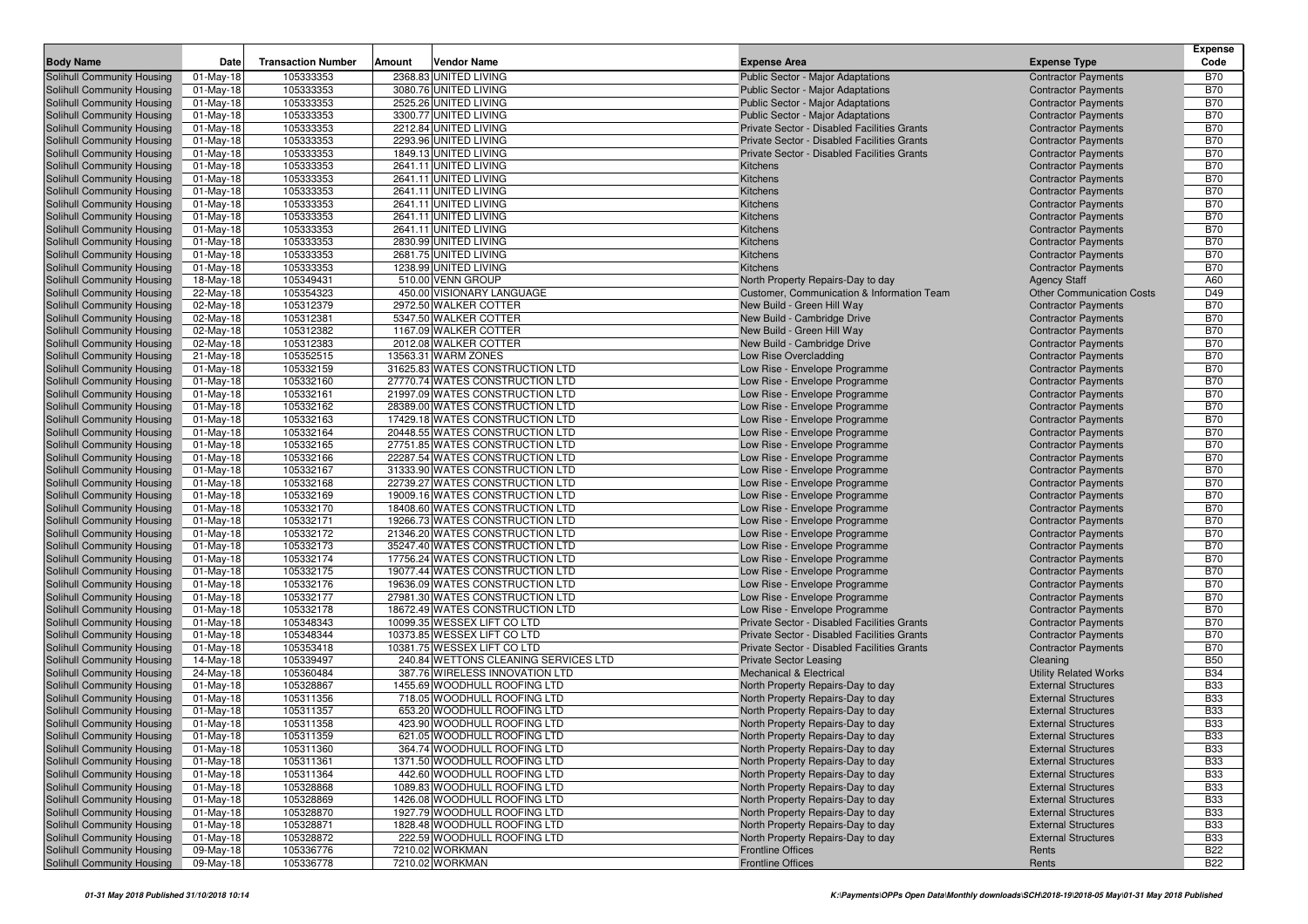| Body Name | Date | Transaction Number | Amount | Vendor Name | Expense Area | Expense Type | Expense Code |
|---|---|---|---|---|---|---|---|
| Solihull Community Housing | 01-May-18 | 105333353 | 2368.83 | UNITED LIVING | Public Sector - Major Adaptations | Contractor Payments | B70 |
| Solihull Community Housing | 01-May-18 | 105333353 | 3080.76 | UNITED LIVING | Public Sector - Major Adaptations | Contractor Payments | B70 |
| Solihull Community Housing | 01-May-18 | 105333353 | 2525.26 | UNITED LIVING | Public Sector - Major Adaptations | Contractor Payments | B70 |
| Solihull Community Housing | 01-May-18 | 105333353 | 3300.77 | UNITED LIVING | Public Sector - Major Adaptations | Contractor Payments | B70 |
| Solihull Community Housing | 01-May-18 | 105333353 | 2212.84 | UNITED LIVING | Private Sector - Disabled Facilities Grants | Contractor Payments | B70 |
| Solihull Community Housing | 01-May-18 | 105333353 | 2293.96 | UNITED LIVING | Private Sector - Disabled Facilities Grants | Contractor Payments | B70 |
| Solihull Community Housing | 01-May-18 | 105333353 | 1849.13 | UNITED LIVING | Private Sector - Disabled Facilities Grants | Contractor Payments | B70 |
| Solihull Community Housing | 01-May-18 | 105333353 | 2641.11 | UNITED LIVING | Kitchens | Contractor Payments | B70 |
| Solihull Community Housing | 01-May-18 | 105333353 | 2641.11 | UNITED LIVING | Kitchens | Contractor Payments | B70 |
| Solihull Community Housing | 01-May-18 | 105333353 | 2641.11 | UNITED LIVING | Kitchens | Contractor Payments | B70 |
| Solihull Community Housing | 01-May-18 | 105333353 | 2641.11 | UNITED LIVING | Kitchens | Contractor Payments | B70 |
| Solihull Community Housing | 01-May-18 | 105333353 | 2641.11 | UNITED LIVING | Kitchens | Contractor Payments | B70 |
| Solihull Community Housing | 01-May-18 | 105333353 | 2830.99 | UNITED LIVING | Kitchens | Contractor Payments | B70 |
| Solihull Community Housing | 01-May-18 | 105333353 | 2681.75 | UNITED LIVING | Kitchens | Contractor Payments | B70 |
| Solihull Community Housing | 01-May-18 | 105333353 | 1238.99 | UNITED LIVING | Kitchens | Contractor Payments | B70 |
| Solihull Community Housing | 18-May-18 | 105349431 | 510.00 | VENN GROUP | North Property Repairs-Day to day | Agency Staff | A60 |
| Solihull Community Housing | 22-May-18 | 105354323 | 450.00 | VISIONARY LANGUAGE | Customer, Communication & Information Team | Other Communication Costs | D49 |
| Solihull Community Housing | 02-May-18 | 105312379 | 2972.50 | WALKER COTTER | New Build - Green Hill Way | Contractor Payments | B70 |
| Solihull Community Housing | 02-May-18 | 105312381 | 5347.50 | WALKER COTTER | New Build - Cambridge Drive | Contractor Payments | B70 |
| Solihull Community Housing | 02-May-18 | 105312382 | 1167.09 | WALKER COTTER | New Build - Green Hill Way | Contractor Payments | B70 |
| Solihull Community Housing | 02-May-18 | 105312383 | 2012.08 | WALKER COTTER | New Build - Cambridge Drive | Contractor Payments | B70 |
| Solihull Community Housing | 21-May-18 | 105352515 | 13563.31 | WARM ZONES | Low Rise Overcladding | Contractor Payments | B70 |
| Solihull Community Housing | 01-May-18 | 105332159 | 31625.83 | WATES CONSTRUCTION LTD | Low Rise - Envelope Programme | Contractor Payments | B70 |
| Solihull Community Housing | 01-May-18 | 105332160 | 27770.74 | WATES CONSTRUCTION LTD | Low Rise - Envelope Programme | Contractor Payments | B70 |
| Solihull Community Housing | 01-May-18 | 105332161 | 21997.09 | WATES CONSTRUCTION LTD | Low Rise - Envelope Programme | Contractor Payments | B70 |
| Solihull Community Housing | 01-May-18 | 105332162 | 28389.00 | WATES CONSTRUCTION LTD | Low Rise - Envelope Programme | Contractor Payments | B70 |
| Solihull Community Housing | 01-May-18 | 105332163 | 17429.18 | WATES CONSTRUCTION LTD | Low Rise - Envelope Programme | Contractor Payments | B70 |
| Solihull Community Housing | 01-May-18 | 105332164 | 20448.55 | WATES CONSTRUCTION LTD | Low Rise - Envelope Programme | Contractor Payments | B70 |
| Solihull Community Housing | 01-May-18 | 105332165 | 27751.85 | WATES CONSTRUCTION LTD | Low Rise - Envelope Programme | Contractor Payments | B70 |
| Solihull Community Housing | 01-May-18 | 105332166 | 22287.54 | WATES CONSTRUCTION LTD | Low Rise - Envelope Programme | Contractor Payments | B70 |
| Solihull Community Housing | 01-May-18 | 105332167 | 31333.90 | WATES CONSTRUCTION LTD | Low Rise - Envelope Programme | Contractor Payments | B70 |
| Solihull Community Housing | 01-May-18 | 105332168 | 22739.27 | WATES CONSTRUCTION LTD | Low Rise - Envelope Programme | Contractor Payments | B70 |
| Solihull Community Housing | 01-May-18 | 105332169 | 19009.16 | WATES CONSTRUCTION LTD | Low Rise - Envelope Programme | Contractor Payments | B70 |
| Solihull Community Housing | 01-May-18 | 105332170 | 18408.60 | WATES CONSTRUCTION LTD | Low Rise - Envelope Programme | Contractor Payments | B70 |
| Solihull Community Housing | 01-May-18 | 105332171 | 19266.73 | WATES CONSTRUCTION LTD | Low Rise - Envelope Programme | Contractor Payments | B70 |
| Solihull Community Housing | 01-May-18 | 105332172 | 21346.20 | WATES CONSTRUCTION LTD | Low Rise - Envelope Programme | Contractor Payments | B70 |
| Solihull Community Housing | 01-May-18 | 105332173 | 35247.40 | WATES CONSTRUCTION LTD | Low Rise - Envelope Programme | Contractor Payments | B70 |
| Solihull Community Housing | 01-May-18 | 105332174 | 17756.24 | WATES CONSTRUCTION LTD | Low Rise - Envelope Programme | Contractor Payments | B70 |
| Solihull Community Housing | 01-May-18 | 105332175 | 19077.44 | WATES CONSTRUCTION LTD | Low Rise - Envelope Programme | Contractor Payments | B70 |
| Solihull Community Housing | 01-May-18 | 105332176 | 19636.09 | WATES CONSTRUCTION LTD | Low Rise - Envelope Programme | Contractor Payments | B70 |
| Solihull Community Housing | 01-May-18 | 105332177 | 27981.30 | WATES CONSTRUCTION LTD | Low Rise - Envelope Programme | Contractor Payments | B70 |
| Solihull Community Housing | 01-May-18 | 105332178 | 18672.49 | WATES CONSTRUCTION LTD | Low Rise - Envelope Programme | Contractor Payments | B70 |
| Solihull Community Housing | 01-May-18 | 105348343 | 10099.35 | WESSEX LIFT CO LTD | Private Sector - Disabled Facilities Grants | Contractor Payments | B70 |
| Solihull Community Housing | 01-May-18 | 105348344 | 10373.85 | WESSEX LIFT CO LTD | Private Sector - Disabled Facilities Grants | Contractor Payments | B70 |
| Solihull Community Housing | 01-May-18 | 105353418 | 10381.75 | WESSEX LIFT CO LTD | Private Sector - Disabled Facilities Grants | Contractor Payments | B70 |
| Solihull Community Housing | 14-May-18 | 105339497 | 240.84 | WETTONS CLEANING SERVICES LTD | Private Sector Leasing | Cleaning | B50 |
| Solihull Community Housing | 24-May-18 | 105360484 | 387.76 | WIRELESS INNOVATION LTD | Mechanical & Electrical | Utility Related Works | B34 |
| Solihull Community Housing | 01-May-18 | 105328867 | 1455.69 | WOODHULL ROOFING LTD | North Property Repairs-Day to day | External Structures | B33 |
| Solihull Community Housing | 01-May-18 | 105311356 | 718.05 | WOODHULL ROOFING LTD | North Property Repairs-Day to day | External Structures | B33 |
| Solihull Community Housing | 01-May-18 | 105311357 | 653.20 | WOODHULL ROOFING LTD | North Property Repairs-Day to day | External Structures | B33 |
| Solihull Community Housing | 01-May-18 | 105311358 | 423.90 | WOODHULL ROOFING LTD | North Property Repairs-Day to day | External Structures | B33 |
| Solihull Community Housing | 01-May-18 | 105311359 | 621.05 | WOODHULL ROOFING LTD | North Property Repairs-Day to day | External Structures | B33 |
| Solihull Community Housing | 01-May-18 | 105311360 | 364.74 | WOODHULL ROOFING LTD | North Property Repairs-Day to day | External Structures | B33 |
| Solihull Community Housing | 01-May-18 | 105311361 | 1371.50 | WOODHULL ROOFING LTD | North Property Repairs-Day to day | External Structures | B33 |
| Solihull Community Housing | 01-May-18 | 105311364 | 442.60 | WOODHULL ROOFING LTD | North Property Repairs-Day to day | External Structures | B33 |
| Solihull Community Housing | 01-May-18 | 105328868 | 1089.83 | WOODHULL ROOFING LTD | North Property Repairs-Day to day | External Structures | B33 |
| Solihull Community Housing | 01-May-18 | 105328869 | 1426.08 | WOODHULL ROOFING LTD | North Property Repairs-Day to day | External Structures | B33 |
| Solihull Community Housing | 01-May-18 | 105328870 | 1927.79 | WOODHULL ROOFING LTD | North Property Repairs-Day to day | External Structures | B33 |
| Solihull Community Housing | 01-May-18 | 105328871 | 1828.48 | WOODHULL ROOFING LTD | North Property Repairs-Day to day | External Structures | B33 |
| Solihull Community Housing | 01-May-18 | 105328872 | 222.59 | WOODHULL ROOFING LTD | North Property Repairs-Day to day | External Structures | B33 |
| Solihull Community Housing | 09-May-18 | 105336776 | 7210.02 | WORKMAN | Frontline Offices | Rents | B22 |
| Solihull Community Housing | 09-May-18 | 105336778 | 7210.02 | WORKMAN | Frontline Offices | Rents | B22 |